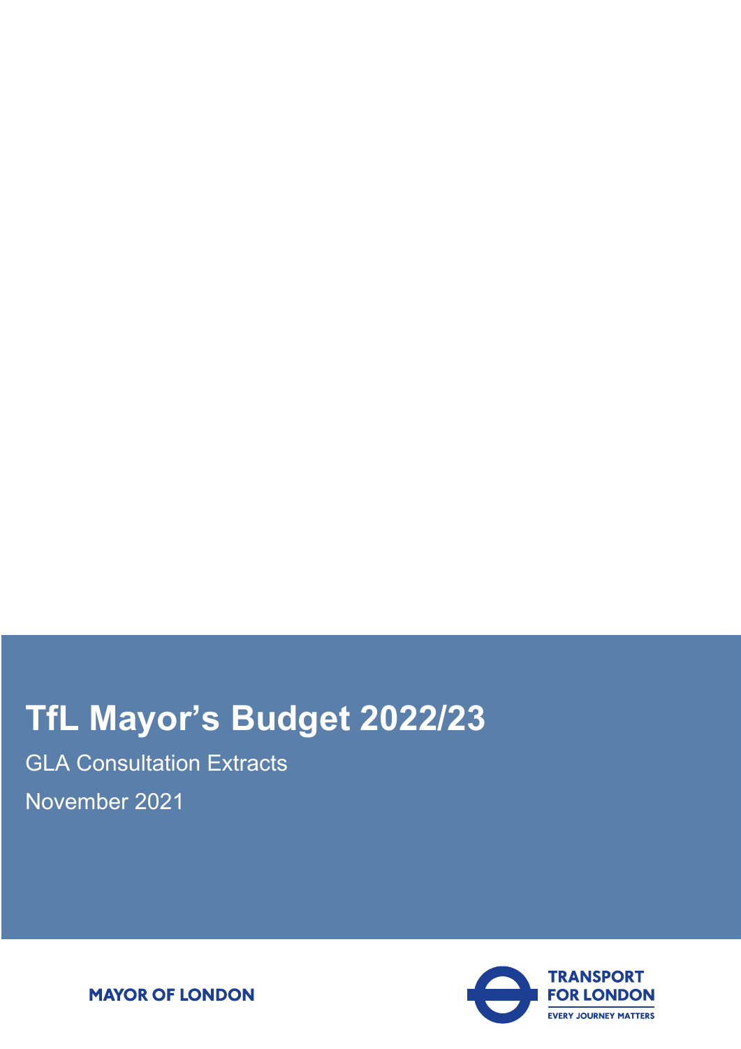# TfL Mayor's Budget 2022/23

GLA Consultation Extracts

November 2021

MAYOR OF LONDON

TRANSPORT FOR LONDON

EVERY JOURNEY MATTERS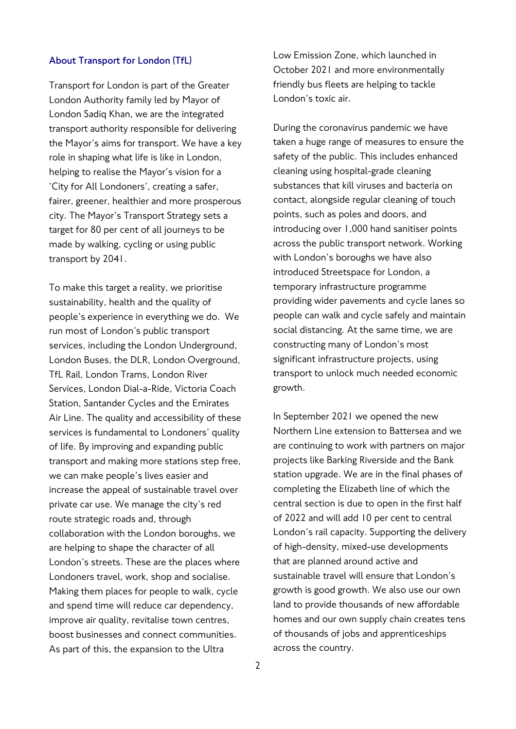## About Transport for London (TfL)

Transport for London is part of the Greater London Authority family led by Mayor of London Sadiq Khan, we are the integrated transport authority responsible for delivering the Mayor's aims for transport. We have a key role in shaping what life is like in London, helping to realise the Mayor's vision for a 'City for All Londoners', creating a safer, fairer, greener, healthier and more prosperous city. The Mayor's Transport Strategy sets a target for 80 per cent of all journeys to be made by walking, cycling or using public transport by 2041.

To make this target a reality, we prioritise sustainability, health and the quality of people's experience in everything we do. We run most of London's public transport services, including the London Underground, London Buses, the DLR, London Overground, TfL Rail, London Trams, London River Services, London Dial-a-Ride, Victoria Coach Station, Santander Cycles and the Emirates Air Line. The quality and accessibility of these services is fundamental to Londoners' quality of life. By improving and expanding public transport and making more stations step free, we can make people's lives easier and increase the appeal of sustainable travel over private car use. We manage the city's red route strategic roads and, through collaboration with the London boroughs, we are helping to shape the character of all London's streets. These are the places where Londoners travel, work, shop and socialise. Making them places for people to walk, cycle and spend time will reduce car dependency, improve air quality, revitalise town centres, boost businesses and connect communities. As part of this, the expansion to the Ultra Low Emission Zone, which launched in October 2021 and more environmentally friendly bus fleets are helping to tackle London's toxic air.

During the coronavirus pandemic we have taken a huge range of measures to ensure the safety of the public. This includes enhanced cleaning using hospital-grade cleaning substances that kill viruses and bacteria on contact, alongside regular cleaning of touch points, such as poles and doors, and introducing over 1,000 hand sanitiser points across the public transport network. Working with London's boroughs we have also introduced Streetspace for London, a temporary infrastructure programme providing wider pavements and cycle lanes so people can walk and cycle safely and maintain social distancing. At the same time, we are constructing many of London's most significant infrastructure projects, using transport to unlock much needed economic growth.

In September 2021 we opened the new Northern Line extension to Battersea and we are continuing to work with partners on major projects like Barking Riverside and the Bank station upgrade. We are in the final phases of completing the Elizabeth line of which the central section is due to open in the first half of 2022 and will add 10 per cent to central London's rail capacity. Supporting the delivery of high-density, mixed-use developments that are planned around active and sustainable travel will ensure that London's growth is good growth. We also use our own land to provide thousands of new affordable homes and our own supply chain creates tens of thousands of jobs and apprenticeships across the country.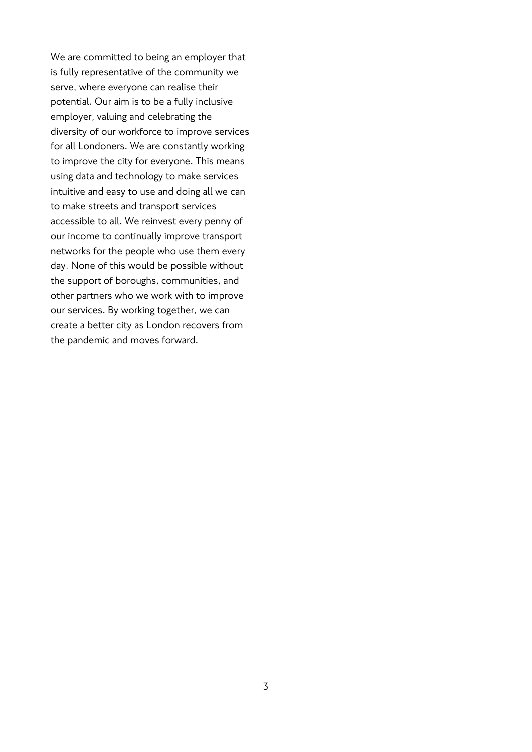We are committed to being an employer that is fully representative of the community we serve, where everyone can realise their potential. Our aim is to be a fully inclusive employer, valuing and celebrating the diversity of our workforce to improve services for all Londoners. We are constantly working to improve the city for everyone. This means using data and technology to make services intuitive and easy to use and doing all we can to make streets and transport services accessible to all. We reinvest every penny of our income to continually improve transport networks for the people who use them every day. None of this would be possible without the support of boroughs, communities, and other partners who we work with to improve our services. By working together, we can create a better city as London recovers from the pandemic and moves forward.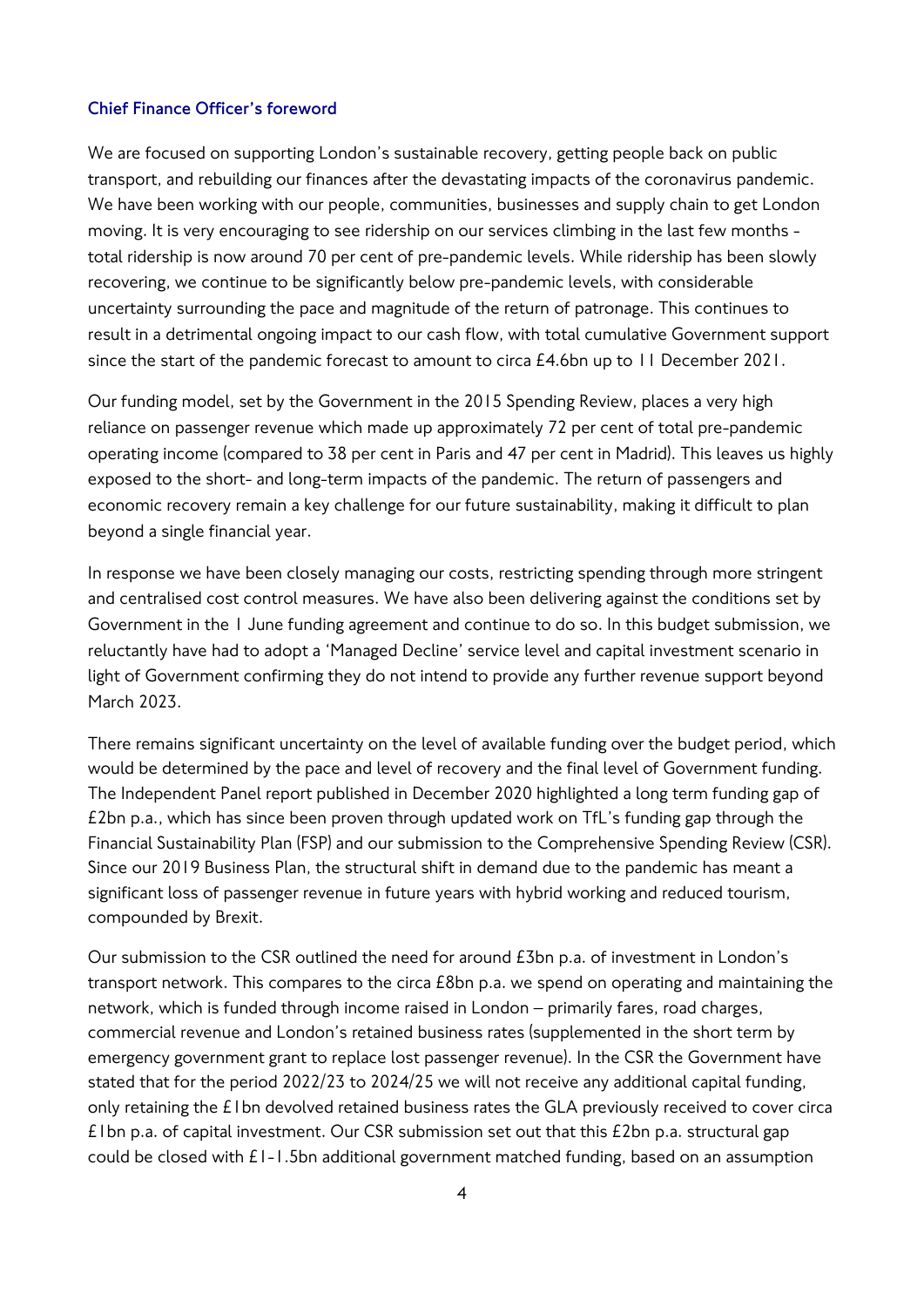## Chief Finance Officer's foreword

We are focused on supporting London's sustainable recovery, getting people back on public transport, and rebuilding our finances after the devastating impacts of the coronavirus pandemic. We have been working with our people, communities, businesses and supply chain to get London moving. It is very encouraging to see ridership on our services climbing in the last few months - total ridership is now around 70 per cent of pre-pandemic levels. While ridership has been slowly recovering, we continue to be significantly below pre-pandemic levels, with considerable uncertainty surrounding the pace and magnitude of the return of patronage. This continues to result in a detrimental ongoing impact to our cash flow, with total cumulative Government support since the start of the pandemic forecast to amount to circa £4.6bn up to 11 December 2021.

Our funding model, set by the Government in the 2015 Spending Review, places a very high reliance on passenger revenue which made up approximately 72 per cent of total pre-pandemic operating income (compared to 38 per cent in Paris and 47 per cent in Madrid). This leaves us highly exposed to the short- and long-term impacts of the pandemic. The return of passengers and economic recovery remain a key challenge for our future sustainability, making it difficult to plan beyond a single financial year.

In response we have been closely managing our costs, restricting spending through more stringent and centralised cost control measures. We have also been delivering against the conditions set by Government in the 1 June funding agreement and continue to do so. In this budget submission, we reluctantly have had to adopt a 'Managed Decline' service level and capital investment scenario in light of Government confirming they do not intend to provide any further revenue support beyond March 2023.

There remains significant uncertainty on the level of available funding over the budget period, which would be determined by the pace and level of recovery and the final level of Government funding. The Independent Panel report published in December 2020 highlighted a long term funding gap of £2bn p.a., which has since been proven through updated work on TfL's funding gap through the Financial Sustainability Plan (FSP) and our submission to the Comprehensive Spending Review (CSR). Since our 2019 Business Plan, the structural shift in demand due to the pandemic has meant a significant loss of passenger revenue in future years with hybrid working and reduced tourism, compounded by Brexit.

Our submission to the CSR outlined the need for around £3bn p.a. of investment in London's transport network. This compares to the circa £8bn p.a. we spend on operating and maintaining the network, which is funded through income raised in London – primarily fares, road charges, commercial revenue and London's retained business rates (supplemented in the short term by emergency government grant to replace lost passenger revenue). In the CSR the Government have stated that for the period 2022/23 to 2024/25 we will not receive any additional capital funding, only retaining the £1bn devolved retained business rates the GLA previously received to cover circa £1bn p.a. of capital investment. Our CSR submission set out that this £2bn p.a. structural gap could be closed with £1-1.5bn additional government matched funding, based on an assumption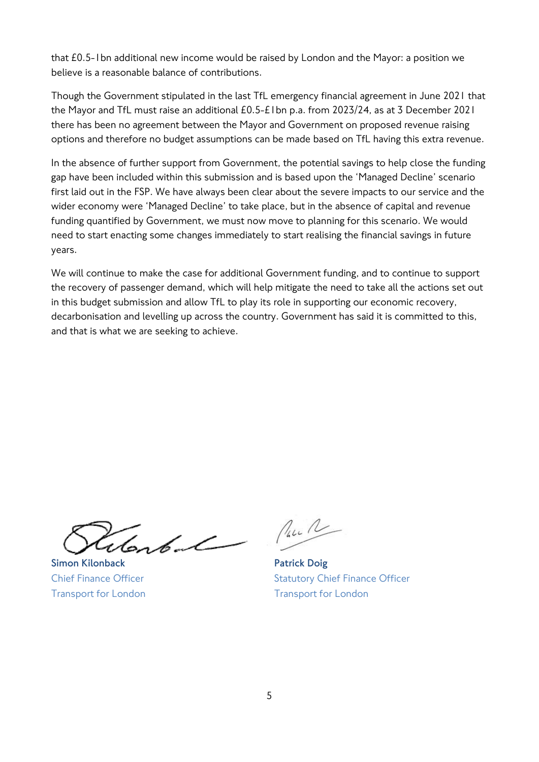that £0.5-1bn additional new income would be raised by London and the Mayor: a position we believe is a reasonable balance of contributions.

Though the Government stipulated in the last TfL emergency financial agreement in June 2021 that the Mayor and TfL must raise an additional £0.5-£1bn p.a. from 2023/24, as at 3 December 2021 there has been no agreement between the Mayor and Government on proposed revenue raising options and therefore no budget assumptions can be made based on TfL having this extra revenue.

In the absence of further support from Government, the potential savings to help close the funding gap have been included within this submission and is based upon the 'Managed Decline' scenario first laid out in the FSP. We have always been clear about the severe impacts to our service and the wider economy were 'Managed Decline' to take place, but in the absence of capital and revenue funding quantified by Government, we must now move to planning for this scenario. We would need to start enacting some changes immediately to start realising the financial savings in future years.

We will continue to make the case for additional Government funding, and to continue to support the recovery of passenger demand, which will help mitigate the need to take all the actions set out in this budget submission and allow TfL to play its role in supporting our economic recovery, decarbonisation and levelling up across the country. Government has said it is committed to this, and that is what we are seeking to achieve.

**Simon Kilonback**
Chief Finance Officer
Transport for London

**Patrick Doig**
Statutory Chief Finance Officer
Transport for London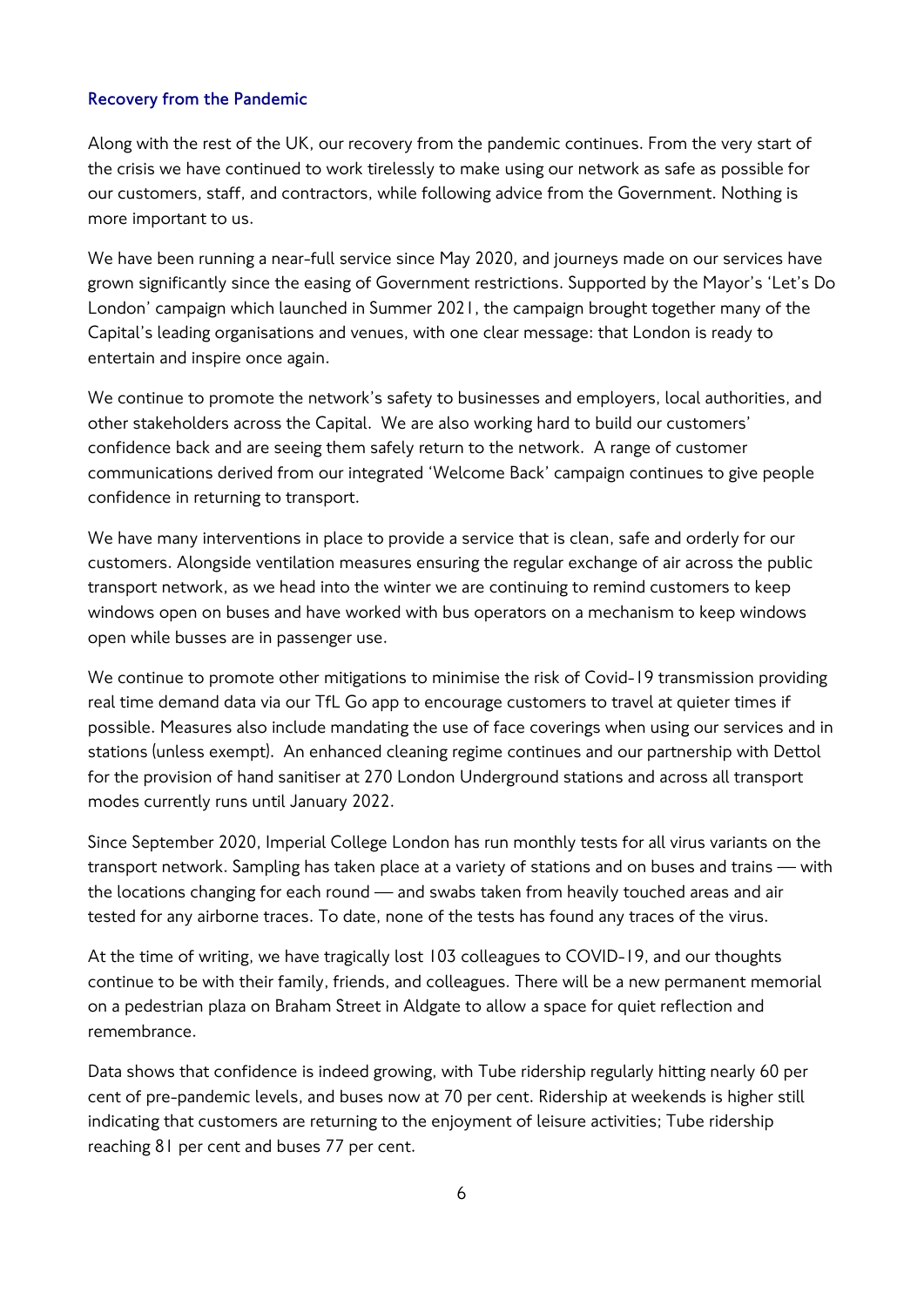## Recovery from the Pandemic

Along with the rest of the UK, our recovery from the pandemic continues. From the very start of the crisis we have continued to work tirelessly to make using our network as safe as possible for our customers, staff, and contractors, while following advice from the Government. Nothing is more important to us.

We have been running a near-full service since May 2020, and journeys made on our services have grown significantly since the easing of Government restrictions. Supported by the Mayor's 'Let's Do London' campaign which launched in Summer 2021, the campaign brought together many of the Capital's leading organisations and venues, with one clear message: that London is ready to entertain and inspire once again.

We continue to promote the network's safety to businesses and employers, local authorities, and other stakeholders across the Capital. We are also working hard to build our customers' confidence back and are seeing them safely return to the network. A range of customer communications derived from our integrated 'Welcome Back' campaign continues to give people confidence in returning to transport.

We have many interventions in place to provide a service that is clean, safe and orderly for our customers. Alongside ventilation measures ensuring the regular exchange of air across the public transport network, as we head into the winter we are continuing to remind customers to keep windows open on buses and have worked with bus operators on a mechanism to keep windows open while busses are in passenger use.

We continue to promote other mitigations to minimise the risk of Covid-19 transmission providing real time demand data via our TfL Go app to encourage customers to travel at quieter times if possible. Measures also include mandating the use of face coverings when using our services and in stations (unless exempt). An enhanced cleaning regime continues and our partnership with Dettol for the provision of hand sanitiser at 270 London Underground stations and across all transport modes currently runs until January 2022.

Since September 2020, Imperial College London has run monthly tests for all virus variants on the transport network. Sampling has taken place at a variety of stations and on buses and trains — with the locations changing for each round — and swabs taken from heavily touched areas and air tested for any airborne traces. To date, none of the tests has found any traces of the virus.

At the time of writing, we have tragically lost 103 colleagues to COVID-19, and our thoughts continue to be with their family, friends, and colleagues. There will be a new permanent memorial on a pedestrian plaza on Braham Street in Aldgate to allow a space for quiet reflection and remembrance.

Data shows that confidence is indeed growing, with Tube ridership regularly hitting nearly 60 per cent of pre-pandemic levels, and buses now at 70 per cent. Ridership at weekends is higher still indicating that customers are returning to the enjoyment of leisure activities; Tube ridership reaching 81 per cent and buses 77 per cent.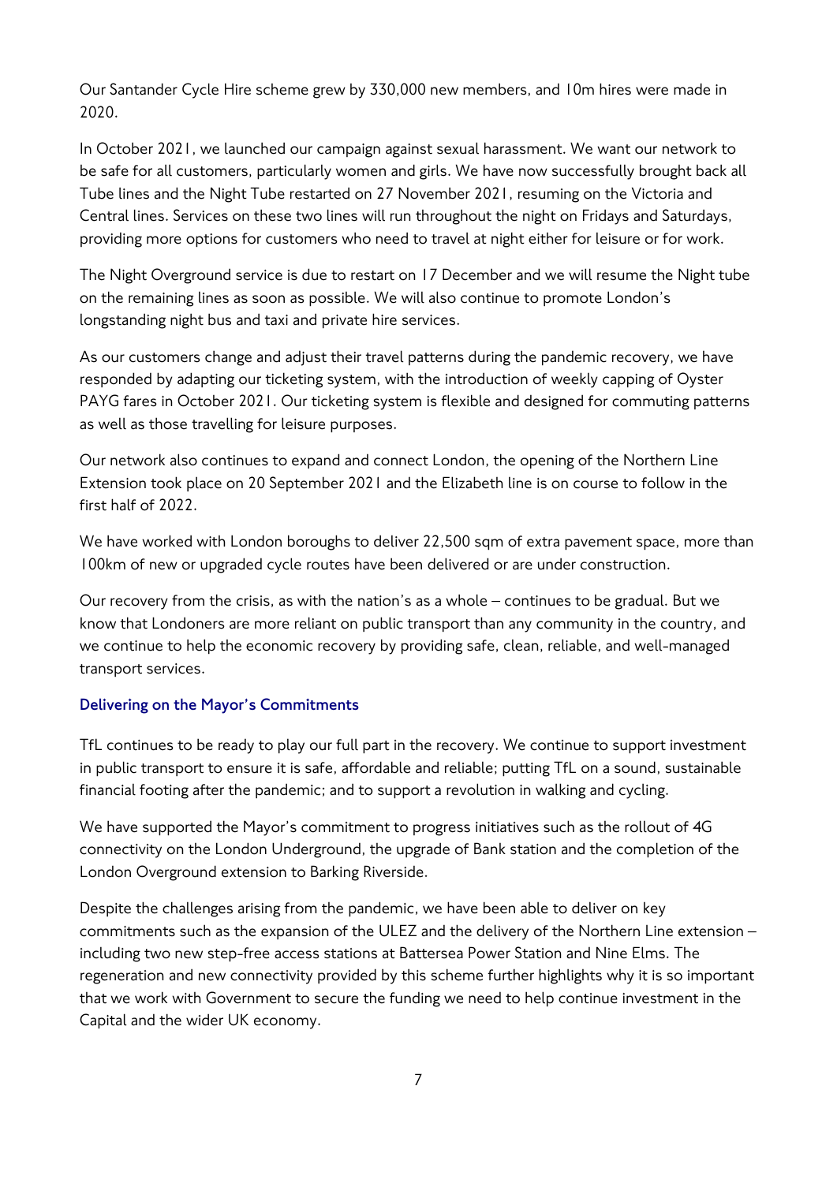Our Santander Cycle Hire scheme grew by 330,000 new members, and 10m hires were made in 2020.

In October 2021, we launched our campaign against sexual harassment. We want our network to be safe for all customers, particularly women and girls. We have now successfully brought back all Tube lines and the Night Tube restarted on 27 November 2021, resuming on the Victoria and Central lines. Services on these two lines will run throughout the night on Fridays and Saturdays, providing more options for customers who need to travel at night either for leisure or for work.

The Night Overground service is due to restart on 17 December and we will resume the Night tube on the remaining lines as soon as possible. We will also continue to promote London's longstanding night bus and taxi and private hire services.

As our customers change and adjust their travel patterns during the pandemic recovery, we have responded by adapting our ticketing system, with the introduction of weekly capping of Oyster PAYG fares in October 2021. Our ticketing system is flexible and designed for commuting patterns as well as those travelling for leisure purposes.

Our network also continues to expand and connect London, the opening of the Northern Line Extension took place on 20 September 2021 and the Elizabeth line is on course to follow in the first half of 2022.

We have worked with London boroughs to deliver 22,500 sqm of extra pavement space, more than 100km of new or upgraded cycle routes have been delivered or are under construction.

Our recovery from the crisis, as with the nation's as a whole – continues to be gradual. But we know that Londoners are more reliant on public transport than any community in the country, and we continue to help the economic recovery by providing safe, clean, reliable, and well-managed transport services.

### Delivering on the Mayor's Commitments

TfL continues to be ready to play our full part in the recovery. We continue to support investment in public transport to ensure it is safe, affordable and reliable; putting TfL on a sound, sustainable financial footing after the pandemic; and to support a revolution in walking and cycling.

We have supported the Mayor's commitment to progress initiatives such as the rollout of 4G connectivity on the London Underground, the upgrade of Bank station and the completion of the London Overground extension to Barking Riverside.

Despite the challenges arising from the pandemic, we have been able to deliver on key commitments such as the expansion of the ULEZ and the delivery of the Northern Line extension – including two new step-free access stations at Battersea Power Station and Nine Elms. The regeneration and new connectivity provided by this scheme further highlights why it is so important that we work with Government to secure the funding we need to help continue investment in the Capital and the wider UK economy.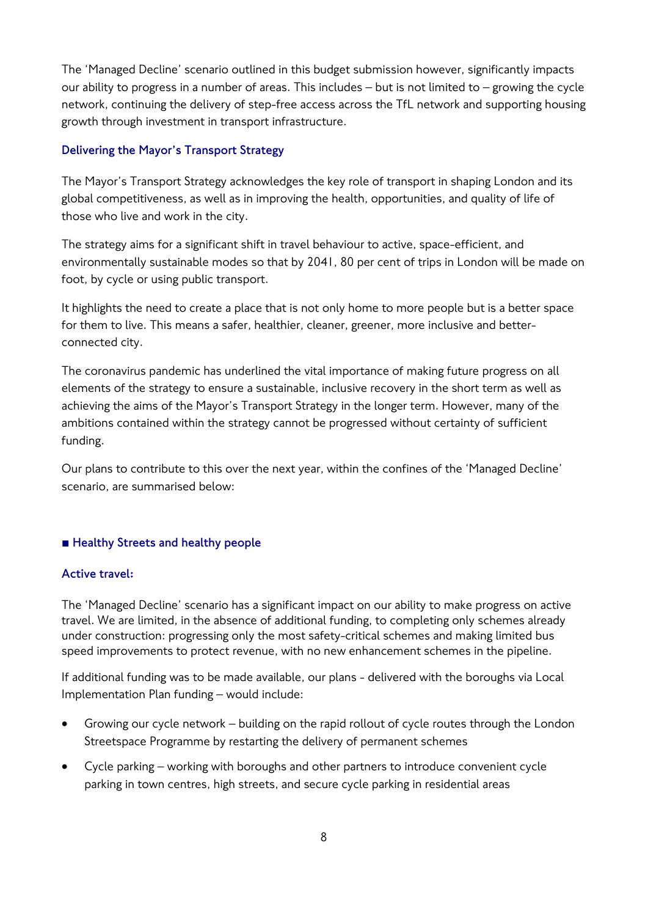The 'Managed Decline' scenario outlined in this budget submission however, significantly impacts our ability to progress in a number of areas. This includes – but is not limited to – growing the cycle network, continuing the delivery of step-free access across the TfL network and supporting housing growth through investment in transport infrastructure.

### Delivering the Mayor's Transport Strategy

The Mayor's Transport Strategy acknowledges the key role of transport in shaping London and its global competitiveness, as well as in improving the health, opportunities, and quality of life of those who live and work in the city.

The strategy aims for a significant shift in travel behaviour to active, space-efficient, and environmentally sustainable modes so that by 2041, 80 per cent of trips in London will be made on foot, by cycle or using public transport.

It highlights the need to create a place that is not only home to more people but is a better space for them to live. This means a safer, healthier, cleaner, greener, more inclusive and better-connected city.

The coronavirus pandemic has underlined the vital importance of making future progress on all elements of the strategy to ensure a sustainable, inclusive recovery in the short term as well as achieving the aims of the Mayor's Transport Strategy in the longer term. However, many of the ambitions contained within the strategy cannot be progressed without certainty of sufficient funding.

Our plans to contribute to this over the next year, within the confines of the 'Managed Decline' scenario, are summarised below:

### ■ Healthy Streets and healthy people

#### Active travel:

The 'Managed Decline' scenario has a significant impact on our ability to make progress on active travel. We are limited, in the absence of additional funding, to completing only schemes already under construction: progressing only the most safety-critical schemes and making limited bus speed improvements to protect revenue, with no new enhancement schemes in the pipeline.

If additional funding was to be made available, our plans - delivered with the boroughs via Local Implementation Plan funding – would include:

- Growing our cycle network – building on the rapid rollout of cycle routes through the London Streetspace Programme by restarting the delivery of permanent schemes
- Cycle parking – working with boroughs and other partners to introduce convenient cycle parking in town centres, high streets, and secure cycle parking in residential areas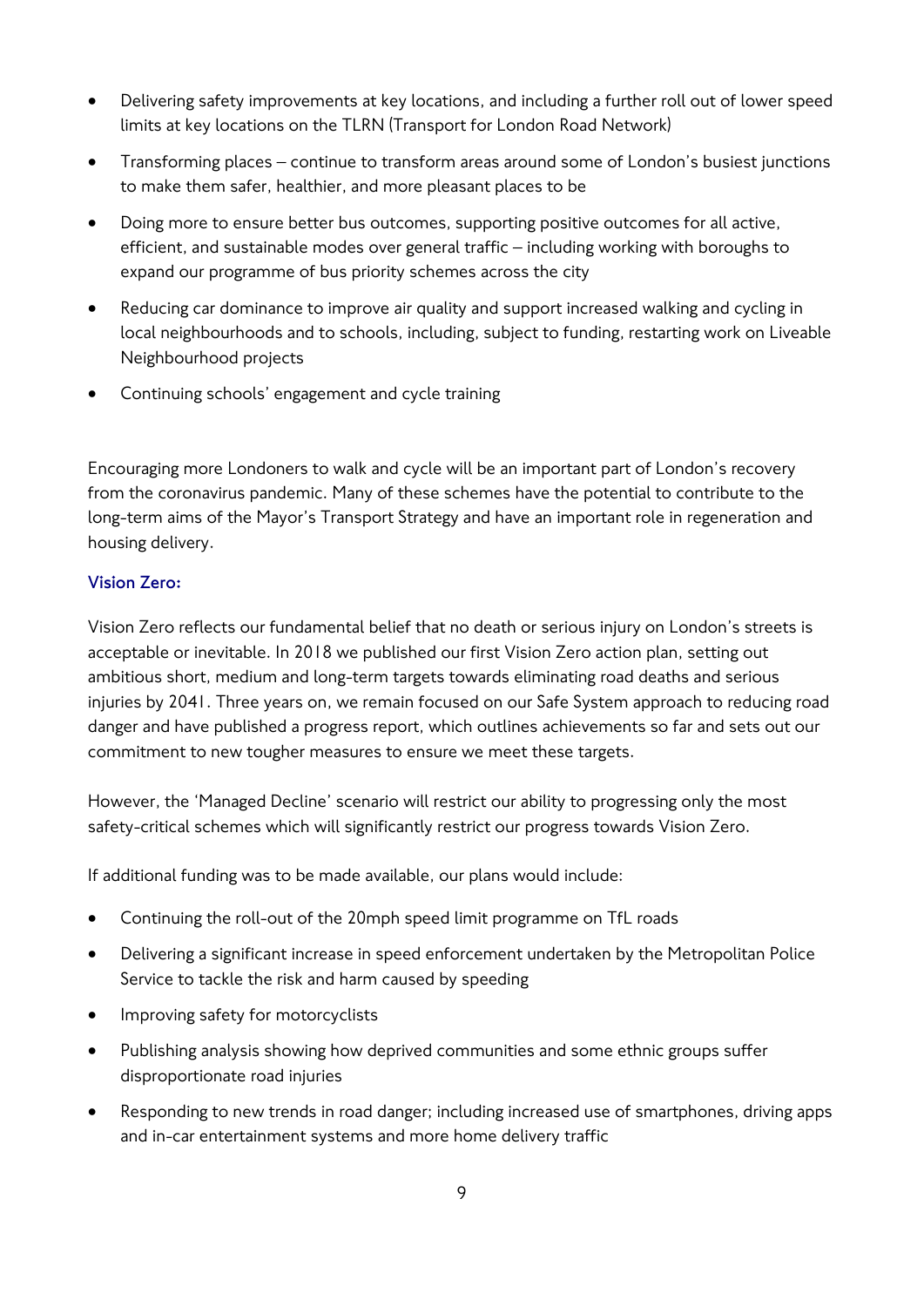- Delivering safety improvements at key locations, and including a further roll out of lower speed limits at key locations on the TLRN (Transport for London Road Network)
- Transforming places – continue to transform areas around some of London's busiest junctions to make them safer, healthier, and more pleasant places to be
- Doing more to ensure better bus outcomes, supporting positive outcomes for all active, efficient, and sustainable modes over general traffic – including working with boroughs to expand our programme of bus priority schemes across the city
- Reducing car dominance to improve air quality and support increased walking and cycling in local neighbourhoods and to schools, including, subject to funding, restarting work on Liveable Neighbourhood projects
- Continuing schools' engagement and cycle training

Encouraging more Londoners to walk and cycle will be an important part of London's recovery from the coronavirus pandemic. Many of these schemes have the potential to contribute to the long-term aims of the Mayor's Transport Strategy and have an important role in regeneration and housing delivery.

### Vision Zero:

Vision Zero reflects our fundamental belief that no death or serious injury on London's streets is acceptable or inevitable. In 2018 we published our first Vision Zero action plan, setting out ambitious short, medium and long-term targets towards eliminating road deaths and serious injuries by 2041. Three years on, we remain focused on our Safe System approach to reducing road danger and have published a progress report, which outlines achievements so far and sets out our commitment to new tougher measures to ensure we meet these targets.

However, the 'Managed Decline' scenario will restrict our ability to progressing only the most safety-critical schemes which will significantly restrict our progress towards Vision Zero.

If additional funding was to be made available, our plans would include:

- Continuing the roll-out of the 20mph speed limit programme on TfL roads
- Delivering a significant increase in speed enforcement undertaken by the Metropolitan Police Service to tackle the risk and harm caused by speeding
- Improving safety for motorcyclists
- Publishing analysis showing how deprived communities and some ethnic groups suffer disproportionate road injuries
- Responding to new trends in road danger; including increased use of smartphones, driving apps and in-car entertainment systems and more home delivery traffic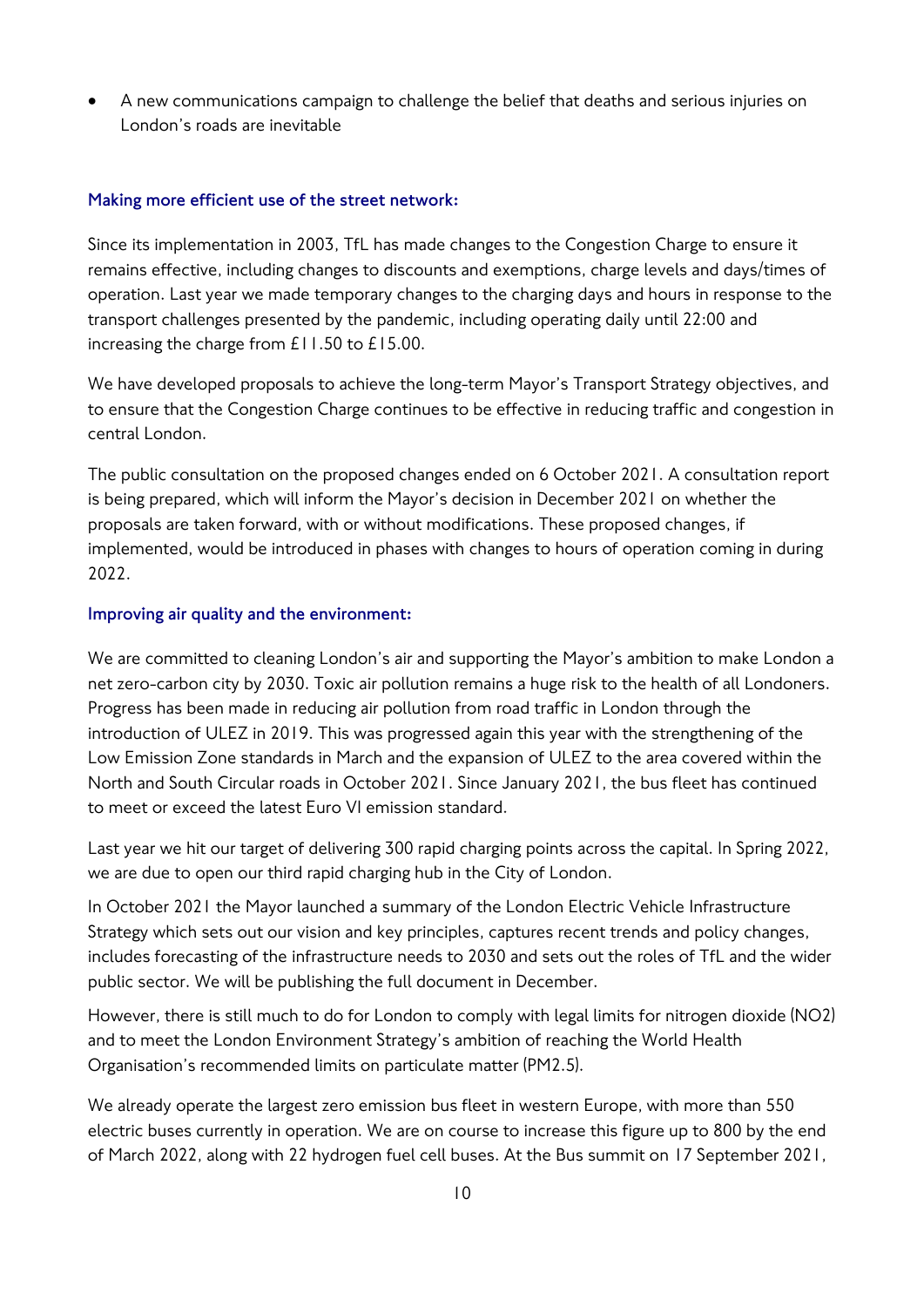- A new communications campaign to challenge the belief that deaths and serious injuries on London's roads are inevitable

### Making more efficient use of the street network:

Since its implementation in 2003, TfL has made changes to the Congestion Charge to ensure it remains effective, including changes to discounts and exemptions, charge levels and days/times of operation. Last year we made temporary changes to the charging days and hours in response to the transport challenges presented by the pandemic, including operating daily until 22:00 and increasing the charge from £11.50 to £15.00.

We have developed proposals to achieve the long-term Mayor's Transport Strategy objectives, and to ensure that the Congestion Charge continues to be effective in reducing traffic and congestion in central London.

The public consultation on the proposed changes ended on 6 October 2021. A consultation report is being prepared, which will inform the Mayor's decision in December 2021 on whether the proposals are taken forward, with or without modifications. These proposed changes, if implemented, would be introduced in phases with changes to hours of operation coming in during 2022.

### Improving air quality and the environment:

We are committed to cleaning London's air and supporting the Mayor's ambition to make London a net zero-carbon city by 2030. Toxic air pollution remains a huge risk to the health of all Londoners. Progress has been made in reducing air pollution from road traffic in London through the introduction of ULEZ in 2019. This was progressed again this year with the strengthening of the Low Emission Zone standards in March and the expansion of ULEZ to the area covered within the North and South Circular roads in October 2021. Since January 2021, the bus fleet has continued to meet or exceed the latest Euro VI emission standard.

Last year we hit our target of delivering 300 rapid charging points across the capital. In Spring 2022, we are due to open our third rapid charging hub in the City of London.

In October 2021 the Mayor launched a summary of the London Electric Vehicle Infrastructure Strategy which sets out our vision and key principles, captures recent trends and policy changes, includes forecasting of the infrastructure needs to 2030 and sets out the roles of TfL and the wider public sector. We will be publishing the full document in December.

However, there is still much to do for London to comply with legal limits for nitrogen dioxide ($NO_2$) and to meet the London Environment Strategy's ambition of reaching the World Health Organisation's recommended limits on particulate matter ($PM_{2.5}$).

We already operate the largest zero emission bus fleet in western Europe, with more than 550 electric buses currently in operation. We are on course to increase this figure up to 800 by the end of March 2022, along with 22 hydrogen fuel cell buses. At the Bus summit on 17 September 2021,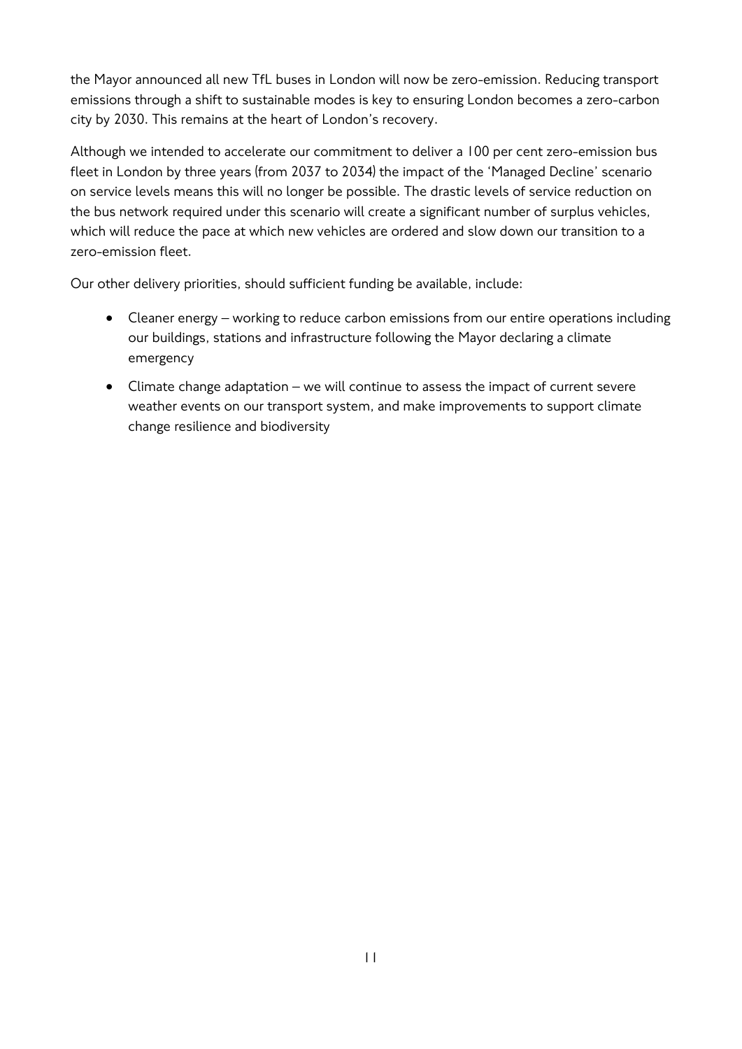the Mayor announced all new TfL buses in London will now be zero-emission. Reducing transport emissions through a shift to sustainable modes is key to ensuring London becomes a zero-carbon city by 2030. This remains at the heart of London's recovery.

Although we intended to accelerate our commitment to deliver a 100 per cent zero-emission bus fleet in London by three years (from 2037 to 2034) the impact of the 'Managed Decline' scenario on service levels means this will no longer be possible. The drastic levels of service reduction on the bus network required under this scenario will create a significant number of surplus vehicles, which will reduce the pace at which new vehicles are ordered and slow down our transition to a zero-emission fleet.

Our other delivery priorities, should sufficient funding be available, include:

- Cleaner energy – working to reduce carbon emissions from our entire operations including our buildings, stations and infrastructure following the Mayor declaring a climate emergency
- Climate change adaptation – we will continue to assess the impact of current severe weather events on our transport system, and make improvements to support climate change resilience and biodiversity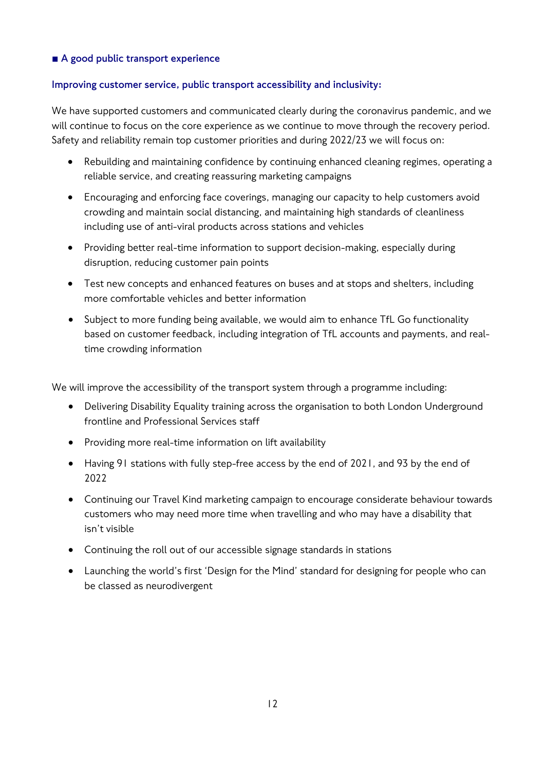## ■ A good public transport experience

### Improving customer service, public transport accessibility and inclusivity:

We have supported customers and communicated clearly during the coronavirus pandemic, and we will continue to focus on the core experience as we continue to move through the recovery period. Safety and reliability remain top customer priorities and during 2022/23 we will focus on:

- Rebuilding and maintaining confidence by continuing enhanced cleaning regimes, operating a reliable service, and creating reassuring marketing campaigns
- Encouraging and enforcing face coverings, managing our capacity to help customers avoid crowding and maintain social distancing, and maintaining high standards of cleanliness including use of anti-viral products across stations and vehicles
- Providing better real-time information to support decision-making, especially during disruption, reducing customer pain points
- Test new concepts and enhanced features on buses and at stops and shelters, including more comfortable vehicles and better information
- Subject to more funding being available, we would aim to enhance TfL Go functionality based on customer feedback, including integration of TfL accounts and payments, and real-time crowding information

We will improve the accessibility of the transport system through a programme including:

- Delivering Disability Equality training across the organisation to both London Underground frontline and Professional Services staff
- Providing more real-time information on lift availability
- Having 91 stations with fully step-free access by the end of 2021, and 93 by the end of 2022
- Continuing our Travel Kind marketing campaign to encourage considerate behaviour towards customers who may need more time when travelling and who may have a disability that isn't visible
- Continuing the roll out of our accessible signage standards in stations
- Launching the world's first 'Design for the Mind' standard for designing for people who can be classed as neurodivergent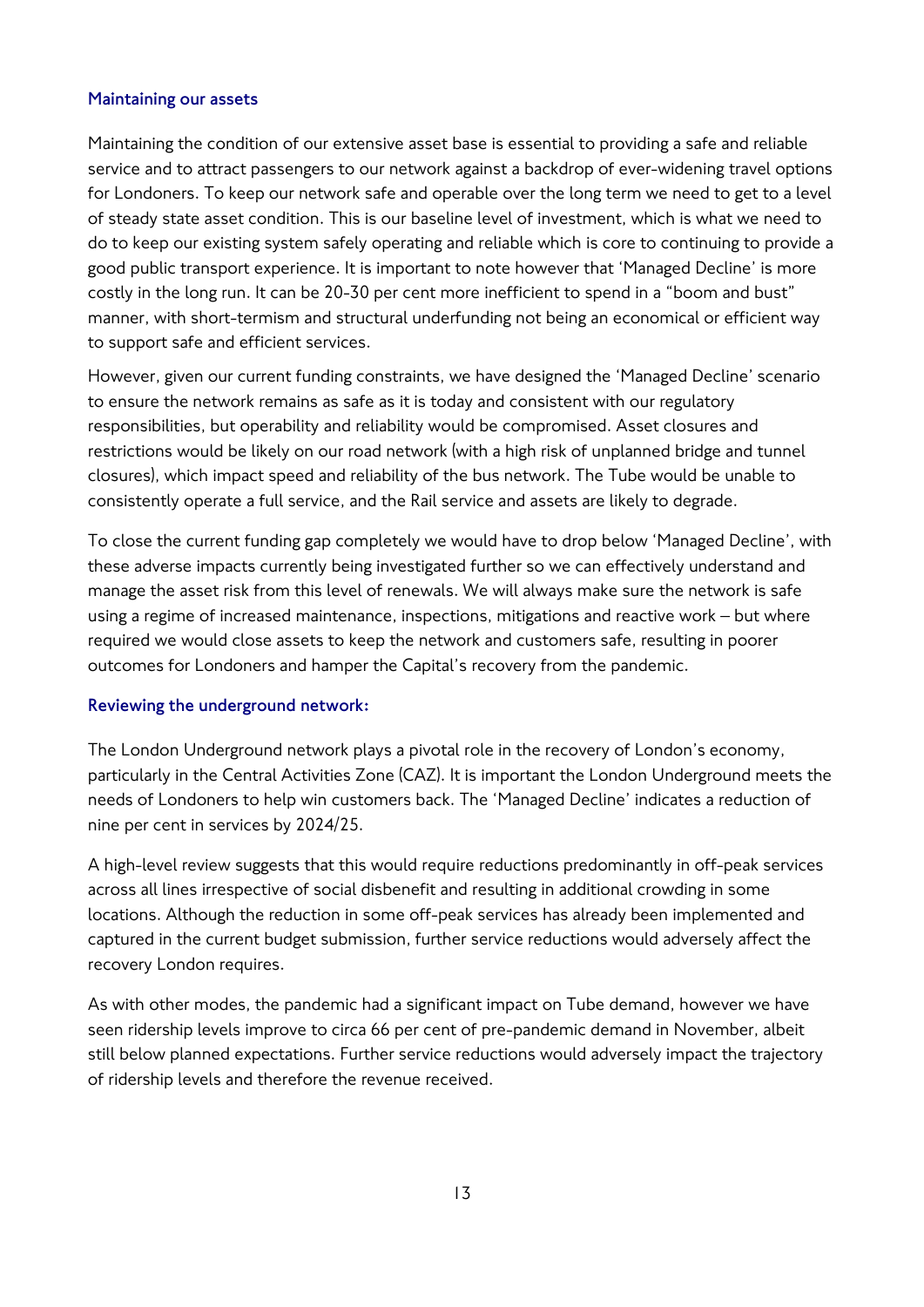### Maintaining our assets

Maintaining the condition of our extensive asset base is essential to providing a safe and reliable service and to attract passengers to our network against a backdrop of ever-widening travel options for Londoners. To keep our network safe and operable over the long term we need to get to a level of steady state asset condition. This is our baseline level of investment, which is what we need to do to keep our existing system safely operating and reliable which is core to continuing to provide a good public transport experience. It is important to note however that 'Managed Decline' is more costly in the long run. It can be 20-30 per cent more inefficient to spend in a "boom and bust" manner, with short-termism and structural underfunding not being an economical or efficient way to support safe and efficient services.

However, given our current funding constraints, we have designed the 'Managed Decline' scenario to ensure the network remains as safe as it is today and consistent with our regulatory responsibilities, but operability and reliability would be compromised. Asset closures and restrictions would be likely on our road network (with a high risk of unplanned bridge and tunnel closures), which impact speed and reliability of the bus network. The Tube would be unable to consistently operate a full service, and the Rail service and assets are likely to degrade.

To close the current funding gap completely we would have to drop below 'Managed Decline', with these adverse impacts currently being investigated further so we can effectively understand and manage the asset risk from this level of renewals. We will always make sure the network is safe using a regime of increased maintenance, inspections, mitigations and reactive work – but where required we would close assets to keep the network and customers safe, resulting in poorer outcomes for Londoners and hamper the Capital's recovery from the pandemic.

### Reviewing the underground network:

The London Underground network plays a pivotal role in the recovery of London's economy, particularly in the Central Activities Zone (CAZ). It is important the London Underground meets the needs of Londoners to help win customers back. The 'Managed Decline' indicates a reduction of nine per cent in services by 2024/25.

A high-level review suggests that this would require reductions predominantly in off-peak services across all lines irrespective of social disbenefit and resulting in additional crowding in some locations. Although the reduction in some off-peak services has already been implemented and captured in the current budget submission, further service reductions would adversely affect the recovery London requires.

As with other modes, the pandemic had a significant impact on Tube demand, however we have seen ridership levels improve to circa 66 per cent of pre-pandemic demand in November, albeit still below planned expectations. Further service reductions would adversely impact the trajectory of ridership levels and therefore the revenue received.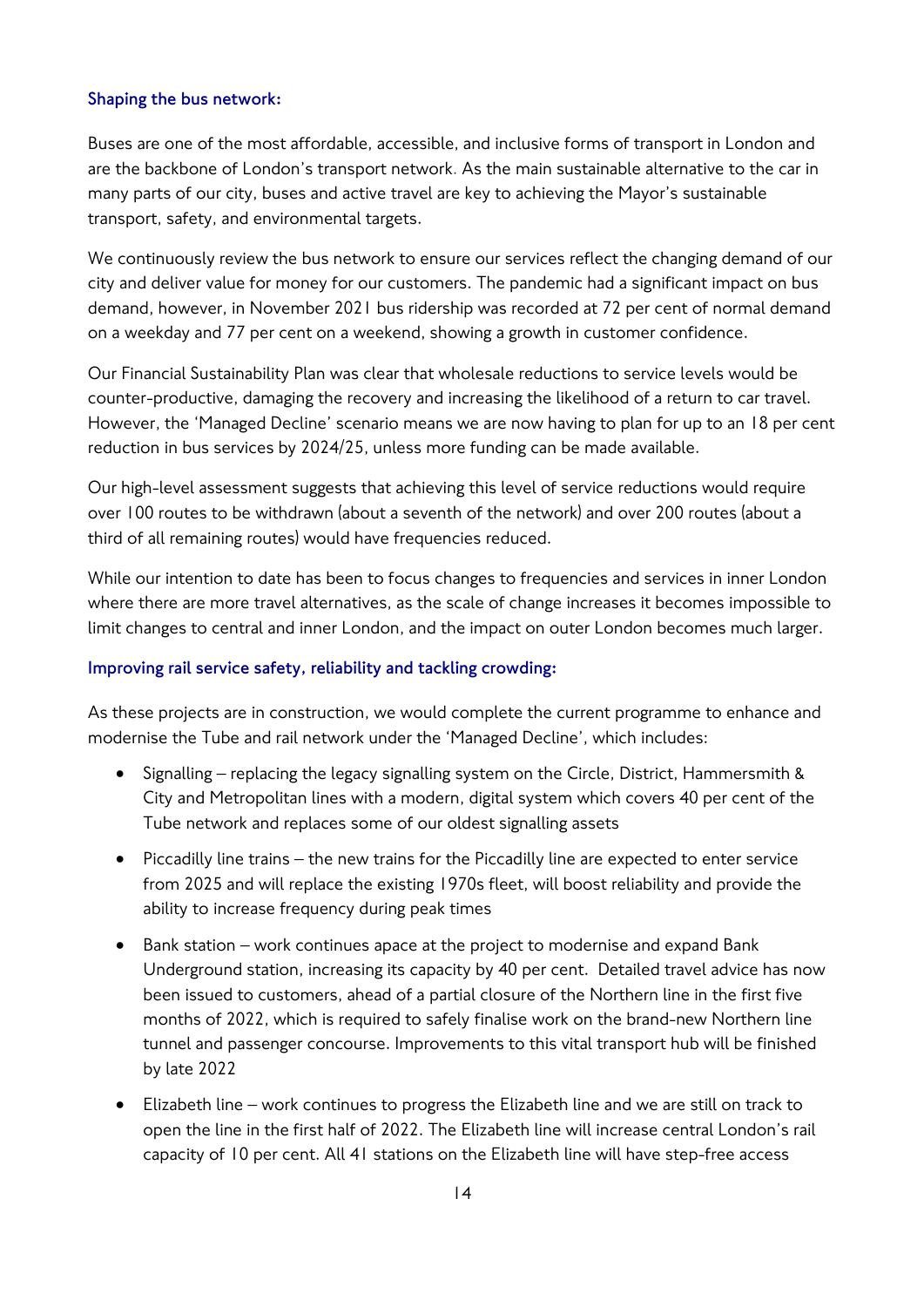### Shaping the bus network:

Buses are one of the most affordable, accessible, and inclusive forms of transport in London and are the backbone of London's transport network. As the main sustainable alternative to the car in many parts of our city, buses and active travel are key to achieving the Mayor's sustainable transport, safety, and environmental targets.

We continuously review the bus network to ensure our services reflect the changing demand of our city and deliver value for money for our customers. The pandemic had a significant impact on bus demand, however, in November 2021 bus ridership was recorded at 72 per cent of normal demand on a weekday and 77 per cent on a weekend, showing a growth in customer confidence.

Our Financial Sustainability Plan was clear that wholesale reductions to service levels would be counter-productive, damaging the recovery and increasing the likelihood of a return to car travel. However, the 'Managed Decline' scenario means we are now having to plan for up to an 18 per cent reduction in bus services by 2024/25, unless more funding can be made available.

Our high-level assessment suggests that achieving this level of service reductions would require over 100 routes to be withdrawn (about a seventh of the network) and over 200 routes (about a third of all remaining routes) would have frequencies reduced.

While our intention to date has been to focus changes to frequencies and services in inner London where there are more travel alternatives, as the scale of change increases it becomes impossible to limit changes to central and inner London, and the impact on outer London becomes much larger.

### Improving rail service safety, reliability and tackling crowding:

As these projects are in construction, we would complete the current programme to enhance and modernise the Tube and rail network under the 'Managed Decline', which includes:

- Signalling – replacing the legacy signalling system on the Circle, District, Hammersmith & City and Metropolitan lines with a modern, digital system which covers 40 per cent of the Tube network and replaces some of our oldest signalling assets
- Piccadilly line trains – the new trains for the Piccadilly line are expected to enter service from 2025 and will replace the existing 1970s fleet, will boost reliability and provide the ability to increase frequency during peak times
- Bank station – work continues apace at the project to modernise and expand Bank Underground station, increasing its capacity by 40 per cent. Detailed travel advice has now been issued to customers, ahead of a partial closure of the Northern line in the first five months of 2022, which is required to safely finalise work on the brand-new Northern line tunnel and passenger concourse. Improvements to this vital transport hub will be finished by late 2022
- Elizabeth line – work continues to progress the Elizabeth line and we are still on track to open the line in the first half of 2022. The Elizabeth line will increase central London's rail capacity of 10 per cent. All 41 stations on the Elizabeth line will have step-free access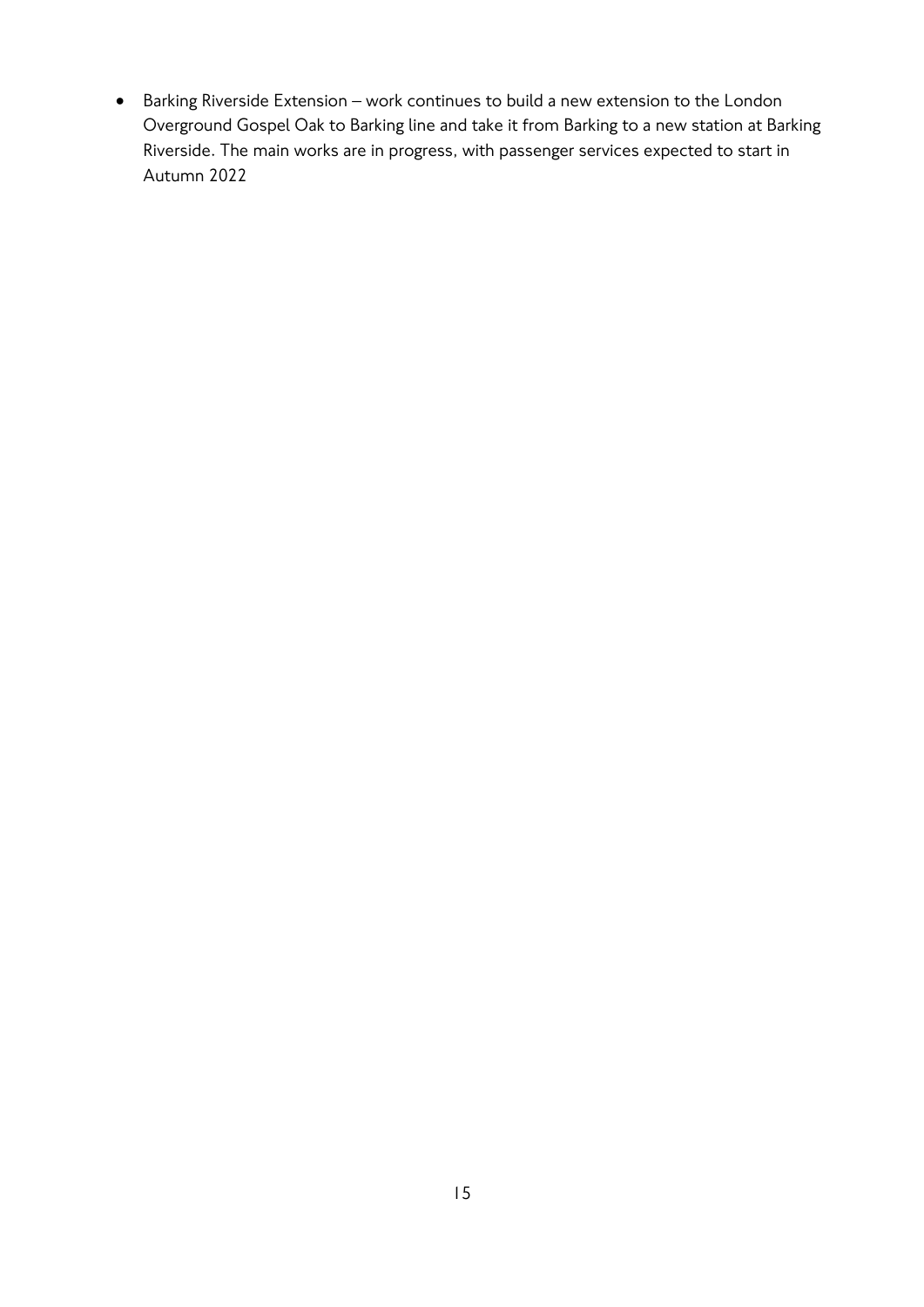- Barking Riverside Extension – work continues to build a new extension to the London Overground Gospel Oak to Barking line and take it from Barking to a new station at Barking Riverside. The main works are in progress, with passenger services expected to start in Autumn 2022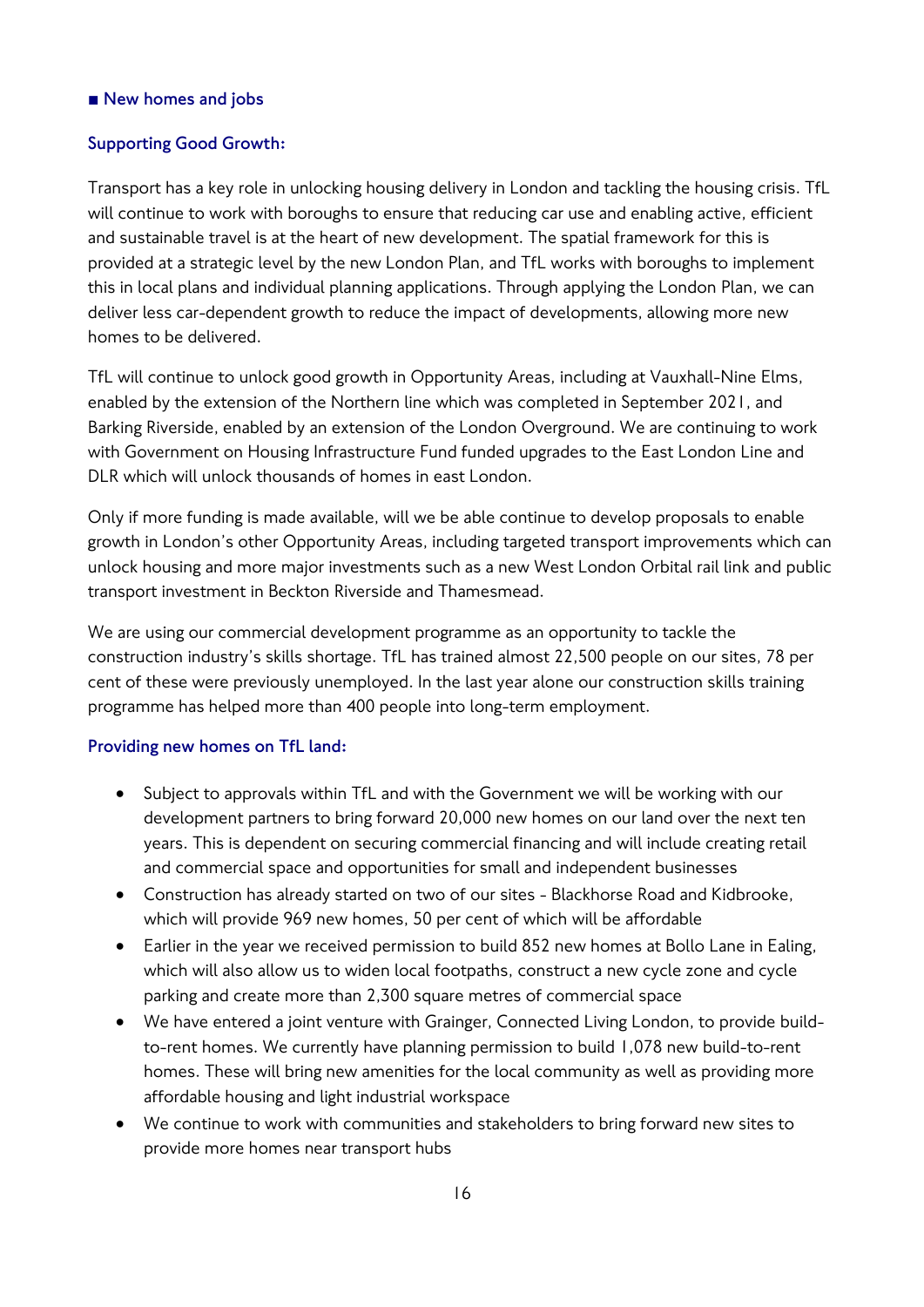## ■ New homes and jobs

### Supporting Good Growth:

Transport has a key role in unlocking housing delivery in London and tackling the housing crisis. TfL will continue to work with boroughs to ensure that reducing car use and enabling active, efficient and sustainable travel is at the heart of new development. The spatial framework for this is provided at a strategic level by the new London Plan, and TfL works with boroughs to implement this in local plans and individual planning applications. Through applying the London Plan, we can deliver less car-dependent growth to reduce the impact of developments, allowing more new homes to be delivered.

TfL will continue to unlock good growth in Opportunity Areas, including at Vauxhall-Nine Elms, enabled by the extension of the Northern line which was completed in September 2021, and Barking Riverside, enabled by an extension of the London Overground. We are continuing to work with Government on Housing Infrastructure Fund funded upgrades to the East London Line and DLR which will unlock thousands of homes in east London.

Only if more funding is made available, will we be able continue to develop proposals to enable growth in London's other Opportunity Areas, including targeted transport improvements which can unlock housing and more major investments such as a new West London Orbital rail link and public transport investment in Beckton Riverside and Thamesmead.

We are using our commercial development programme as an opportunity to tackle the construction industry's skills shortage. TfL has trained almost 22,500 people on our sites, 78 per cent of these were previously unemployed. In the last year alone our construction skills training programme has helped more than 400 people into long-term employment.

### Providing new homes on TfL land:

- Subject to approvals within TfL and with the Government we will be working with our development partners to bring forward 20,000 new homes on our land over the next ten years. This is dependent on securing commercial financing and will include creating retail and commercial space and opportunities for small and independent businesses
- Construction has already started on two of our sites - Blackhorse Road and Kidbrooke, which will provide 969 new homes, 50 per cent of which will be affordable
- Earlier in the year we received permission to build 852 new homes at Bollo Lane in Ealing, which will also allow us to widen local footpaths, construct a new cycle zone and cycle parking and create more than 2,300 square metres of commercial space
- We have entered a joint venture with Grainger, Connected Living London, to provide build-to-rent homes. We currently have planning permission to build 1,078 new build-to-rent homes. These will bring new amenities for the local community as well as providing more affordable housing and light industrial workspace
- We continue to work with communities and stakeholders to bring forward new sites to provide more homes near transport hubs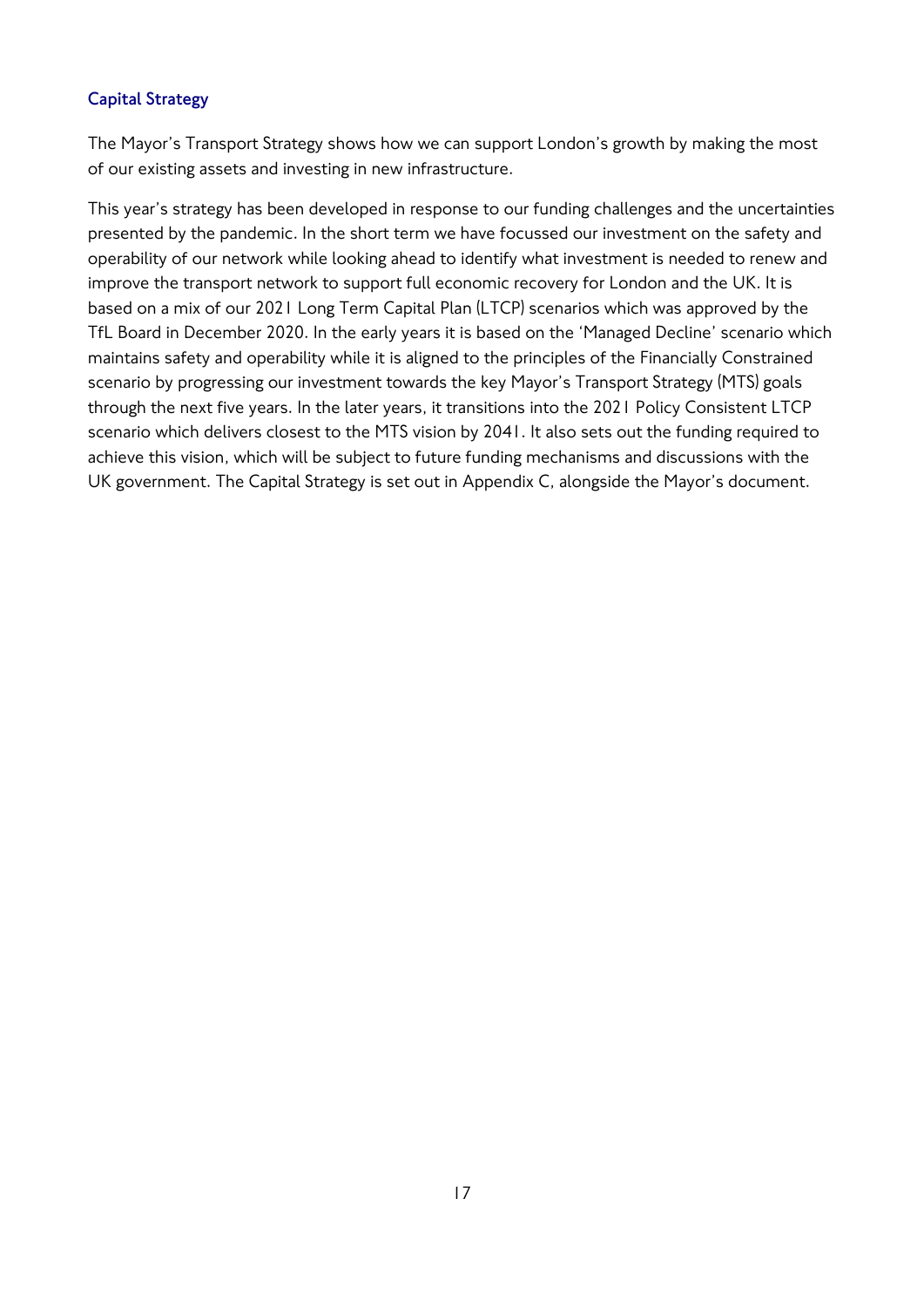## Capital Strategy

The Mayor's Transport Strategy shows how we can support London's growth by making the most of our existing assets and investing in new infrastructure.

This year's strategy has been developed in response to our funding challenges and the uncertainties presented by the pandemic. In the short term we have focussed our investment on the safety and operability of our network while looking ahead to identify what investment is needed to renew and improve the transport network to support full economic recovery for London and the UK. It is based on a mix of our 2021 Long Term Capital Plan (LTCP) scenarios which was approved by the TfL Board in December 2020. In the early years it is based on the 'Managed Decline' scenario which maintains safety and operability while it is aligned to the principles of the Financially Constrained scenario by progressing our investment towards the key Mayor's Transport Strategy (MTS) goals through the next five years. In the later years, it transitions into the 2021 Policy Consistent LTCP scenario which delivers closest to the MTS vision by 2041. It also sets out the funding required to achieve this vision, which will be subject to future funding mechanisms and discussions with the UK government. The Capital Strategy is set out in Appendix C, alongside the Mayor's document.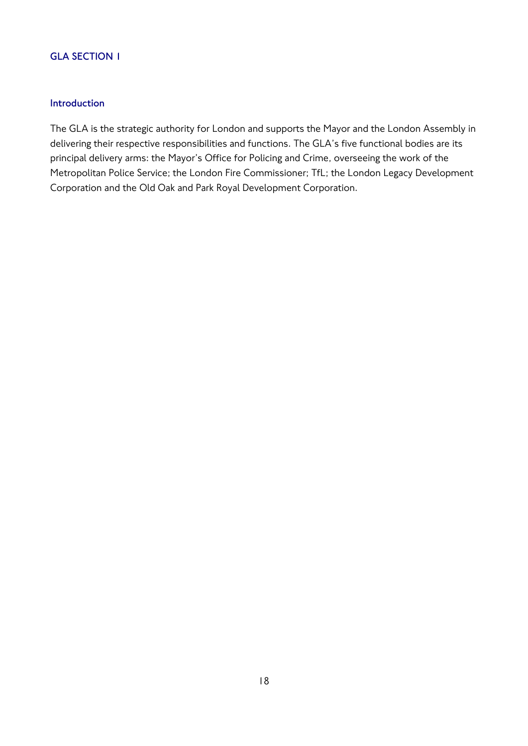## GLA SECTION 1

### Introduction

The GLA is the strategic authority for London and supports the Mayor and the London Assembly in delivering their respective responsibilities and functions. The GLA's five functional bodies are its principal delivery arms: the Mayor's Office for Policing and Crime, overseeing the work of the Metropolitan Police Service; the London Fire Commissioner; TfL; the London Legacy Development Corporation and the Old Oak and Park Royal Development Corporation.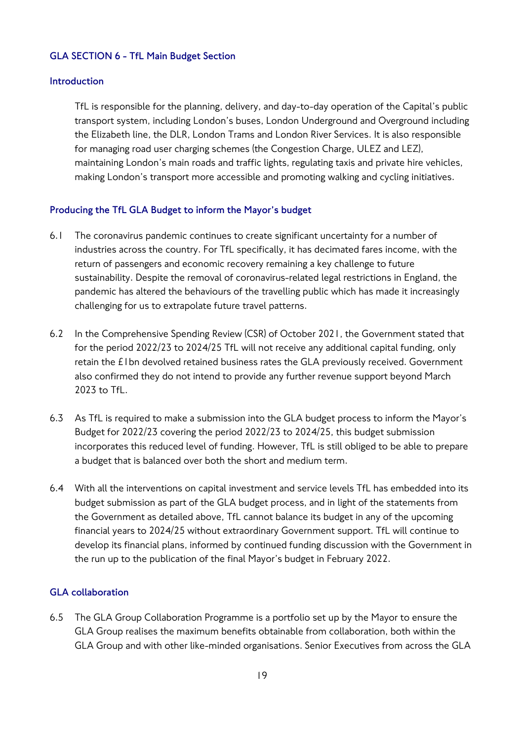## GLA SECTION 6 - TfL Main Budget Section

### Introduction

TfL is responsible for the planning, delivery, and day-to-day operation of the Capital's public transport system, including London's buses, London Underground and Overground including the Elizabeth line, the DLR, London Trams and London River Services. It is also responsible for managing road user charging schemes (the Congestion Charge, ULEZ and LEZ), maintaining London's main roads and traffic lights, regulating taxis and private hire vehicles, making London's transport more accessible and promoting walking and cycling initiatives.

### Producing the TfL GLA Budget to inform the Mayor's budget

6.1 The coronavirus pandemic continues to create significant uncertainty for a number of industries across the country. For TfL specifically, it has decimated fares income, with the return of passengers and economic recovery remaining a key challenge to future sustainability. Despite the removal of coronavirus-related legal restrictions in England, the pandemic has altered the behaviours of the travelling public which has made it increasingly challenging for us to extrapolate future travel patterns.

6.2 In the Comprehensive Spending Review (CSR) of October 2021, the Government stated that for the period 2022/23 to 2024/25 TfL will not receive any additional capital funding, only retain the £1bn devolved retained business rates the GLA previously received. Government also confirmed they do not intend to provide any further revenue support beyond March 2023 to TfL.

6.3 As TfL is required to make a submission into the GLA budget process to inform the Mayor's Budget for 2022/23 covering the period 2022/23 to 2024/25, this budget submission incorporates this reduced level of funding. However, TfL is still obliged to be able to prepare a budget that is balanced over both the short and medium term.

6.4 With all the interventions on capital investment and service levels TfL has embedded into its budget submission as part of the GLA budget process, and in light of the statements from the Government as detailed above, TfL cannot balance its budget in any of the upcoming financial years to 2024/25 without extraordinary Government support. TfL will continue to develop its financial plans, informed by continued funding discussion with the Government in the run up to the publication of the final Mayor's budget in February 2022.

### GLA collaboration

6.5 The GLA Group Collaboration Programme is a portfolio set up by the Mayor to ensure the GLA Group realises the maximum benefits obtainable from collaboration, both within the GLA Group and with other like-minded organisations. Senior Executives from across the GLA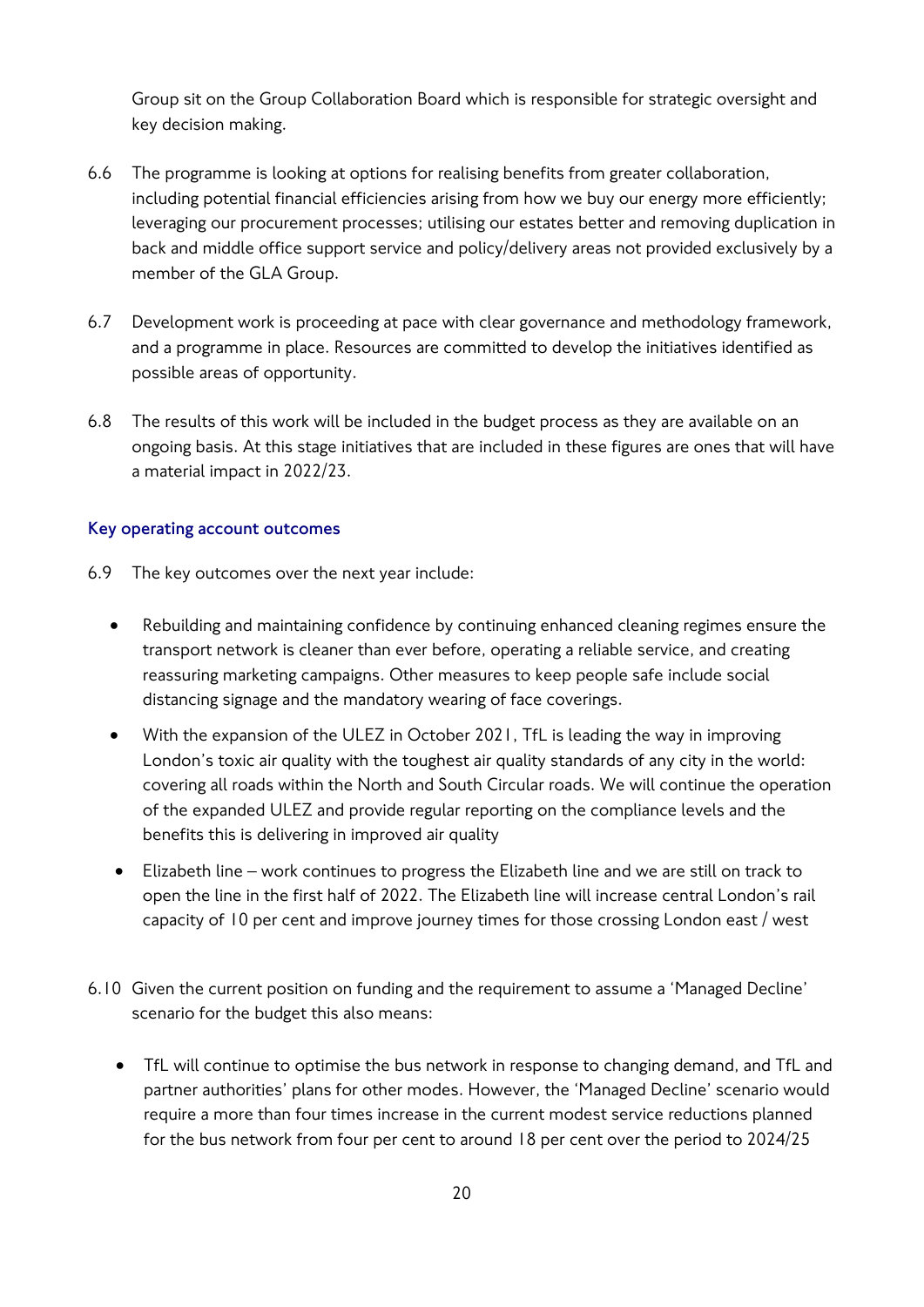Group sit on the Group Collaboration Board which is responsible for strategic oversight and key decision making.

6.6 The programme is looking at options for realising benefits from greater collaboration, including potential financial efficiencies arising from how we buy our energy more efficiently; leveraging our procurement processes; utilising our estates better and removing duplication in back and middle office support service and policy/delivery areas not provided exclusively by a member of the GLA Group.

6.7 Development work is proceeding at pace with clear governance and methodology framework, and a programme in place. Resources are committed to develop the initiatives identified as possible areas of opportunity.

6.8 The results of this work will be included in the budget process as they are available on an ongoing basis. At this stage initiatives that are included in these figures are ones that will have a material impact in 2022/23.

### Key operating account outcomes

6.9 The key outcomes over the next year include:

- Rebuilding and maintaining confidence by continuing enhanced cleaning regimes ensure the transport network is cleaner than ever before, operating a reliable service, and creating reassuring marketing campaigns. Other measures to keep people safe include social distancing signage and the mandatory wearing of face coverings.
- With the expansion of the ULEZ in October 2021, TfL is leading the way in improving London's toxic air quality with the toughest air quality standards of any city in the world: covering all roads within the North and South Circular roads. We will continue the operation of the expanded ULEZ and provide regular reporting on the compliance levels and the benefits this is delivering in improved air quality
- Elizabeth line – work continues to progress the Elizabeth line and we are still on track to open the line in the first half of 2022. The Elizabeth line will increase central London's rail capacity of 10 per cent and improve journey times for those crossing London east / west

6.10 Given the current position on funding and the requirement to assume a 'Managed Decline' scenario for the budget this also means:

- TfL will continue to optimise the bus network in response to changing demand, and TfL and partner authorities' plans for other modes. However, the 'Managed Decline' scenario would require a more than four times increase in the current modest service reductions planned for the bus network from four per cent to around 18 per cent over the period to 2024/25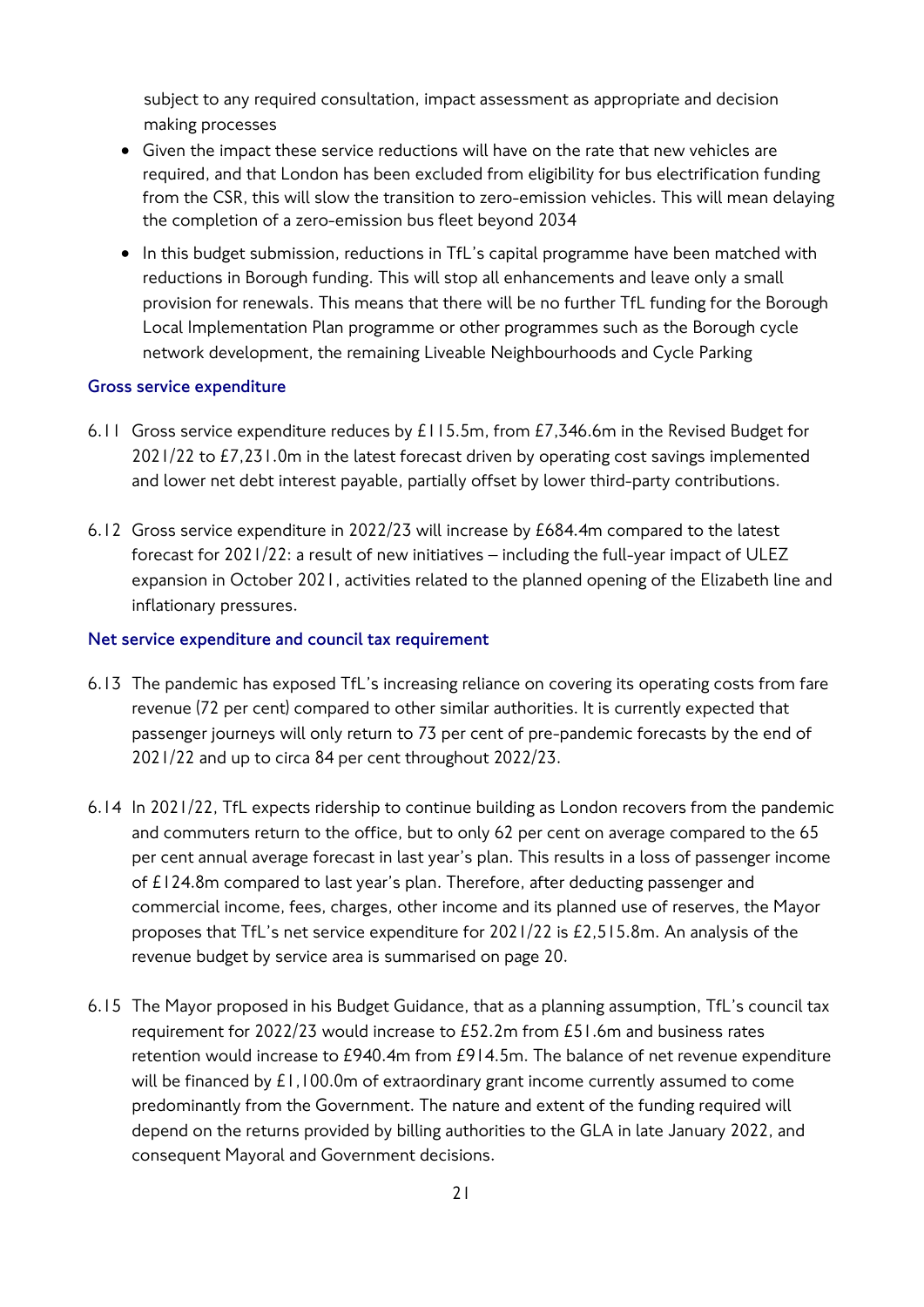subject to any required consultation, impact assessment as appropriate and decision making processes

- Given the impact these service reductions will have on the rate that new vehicles are required, and that London has been excluded from eligibility for bus electrification funding from the CSR, this will slow the transition to zero-emission vehicles. This will mean delaying the completion of a zero-emission bus fleet beyond 2034
- In this budget submission, reductions in TfL's capital programme have been matched with reductions in Borough funding. This will stop all enhancements and leave only a small provision for renewals. This means that there will be no further TfL funding for the Borough Local Implementation Plan programme or other programmes such as the Borough cycle network development, the remaining Liveable Neighbourhoods and Cycle Parking

### Gross service expenditure

6.11 Gross service expenditure reduces by £115.5m, from £7,346.6m in the Revised Budget for 2021/22 to £7,231.0m in the latest forecast driven by operating cost savings implemented and lower net debt interest payable, partially offset by lower third-party contributions.

6.12 Gross service expenditure in 2022/23 will increase by £684.4m compared to the latest forecast for 2021/22: a result of new initiatives – including the full-year impact of ULEZ expansion in October 2021, activities related to the planned opening of the Elizabeth line and inflationary pressures.

### Net service expenditure and council tax requirement

6.13 The pandemic has exposed TfL's increasing reliance on covering its operating costs from fare revenue (72 per cent) compared to other similar authorities. It is currently expected that passenger journeys will only return to 73 per cent of pre-pandemic forecasts by the end of 2021/22 and up to circa 84 per cent throughout 2022/23.

6.14 In 2021/22, TfL expects ridership to continue building as London recovers from the pandemic and commuters return to the office, but to only 62 per cent on average compared to the 65 per cent annual average forecast in last year's plan. This results in a loss of passenger income of £124.8m compared to last year's plan. Therefore, after deducting passenger and commercial income, fees, charges, other income and its planned use of reserves, the Mayor proposes that TfL's net service expenditure for 2021/22 is £2,515.8m. An analysis of the revenue budget by service area is summarised on page 20.

6.15 The Mayor proposed in his Budget Guidance, that as a planning assumption, TfL's council tax requirement for 2022/23 would increase to £52.2m from £51.6m and business rates retention would increase to £940.4m from £914.5m. The balance of net revenue expenditure will be financed by £1,100.0m of extraordinary grant income currently assumed to come predominantly from the Government. The nature and extent of the funding required will depend on the returns provided by billing authorities to the GLA in late January 2022, and consequent Mayoral and Government decisions.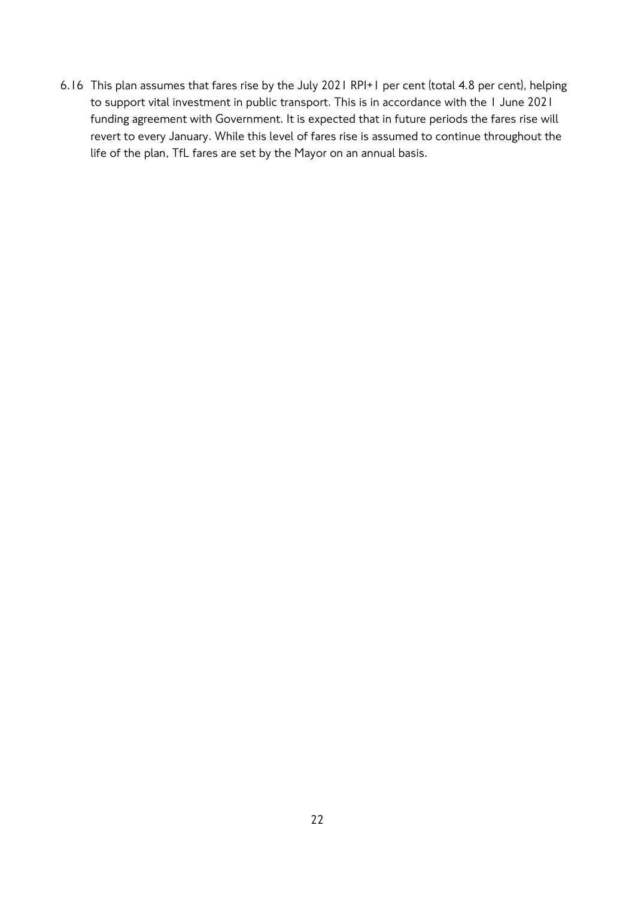6.16 This plan assumes that fares rise by the July 2021 RPI+1 per cent (total 4.8 per cent), helping to support vital investment in public transport. This is in accordance with the 1 June 2021 funding agreement with Government. It is expected that in future periods the fares rise will revert to every January. While this level of fares rise is assumed to continue throughout the life of the plan, TfL fares are set by the Mayor on an annual basis.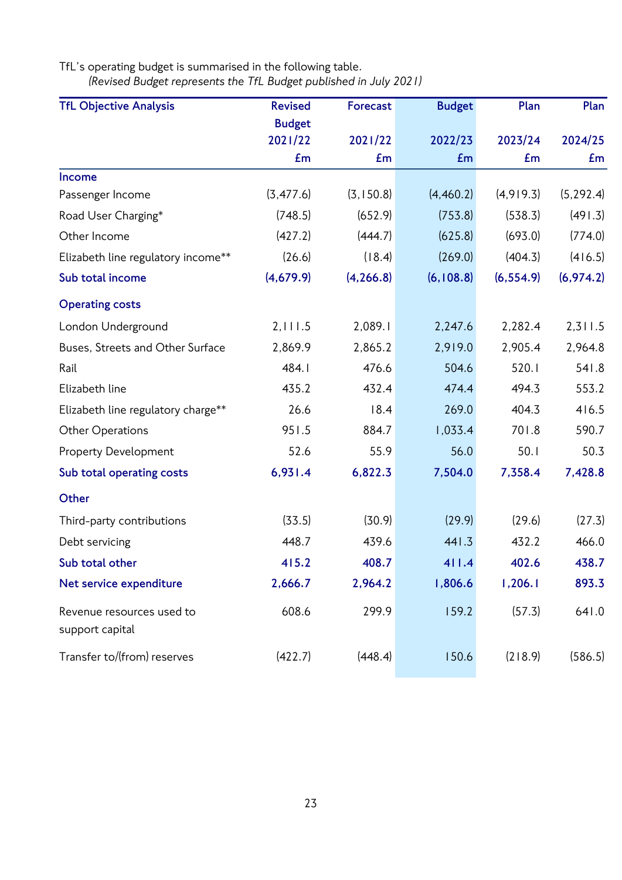TfL's operating budget is summarised in the following table.

*(Revised Budget represents the TfL Budget published in July 2021)*

| TfL Objective Analysis | Revised Budget 2021/22 £m | Forecast 2021/22 £m | Budget 2022/23 £m | Plan 2023/24 £m | Plan 2024/25 £m |
|---|---|---|---|---|---|
| **Income** | | | | | |
| Passenger Income | (3,477.6) | (3,150.8) | (4,460.2) | (4,919.3) | (5,292.4) |
| Road User Charging* | (748.5) | (652.9) | (753.8) | (538.3) | (491.3) |
| Other Income | (427.2) | (444.7) | (625.8) | (693.0) | (774.0) |
| Elizabeth line regulatory income** | (26.6) | (18.4) | (269.0) | (404.3) | (416.5) |
| **Sub total income** | **(4,679.9)** | **(4,266.8)** | **(6,108.8)** | **(6,554.9)** | **(6,974.2)** |
| **Operating costs** | | | | | |
| London Underground | 2,111.5 | 2,089.1 | 2,247.6 | 2,282.4 | 2,311.5 |
| Buses, Streets and Other Surface | 2,869.9 | 2,865.2 | 2,919.0 | 2,905.4 | 2,964.8 |
| Rail | 484.1 | 476.6 | 504.6 | 520.1 | 541.8 |
| Elizabeth line | 435.2 | 432.4 | 474.4 | 494.3 | 553.2 |
| Elizabeth line regulatory charge** | 26.6 | 18.4 | 269.0 | 404.3 | 416.5 |
| Other Operations | 951.5 | 884.7 | 1,033.4 | 701.8 | 590.7 |
| Property Development | 52.6 | 55.9 | 56.0 | 50.1 | 50.3 |
| **Sub total operating costs** | **6,931.4** | **6,822.3** | **7,504.0** | **7,358.4** | **7,428.8** |
| **Other** | | | | | |
| Third-party contributions | (33.5) | (30.9) | (29.9) | (29.6) | (27.3) |
| Debt servicing | 448.7 | 439.6 | 441.3 | 432.2 | 466.0 |
| **Sub total other** | **415.2** | **408.7** | **411.4** | **402.6** | **438.7** |
| **Net service expenditure** | **2,666.7** | **2,964.2** | **1,806.6** | **1,206.1** | **893.3** |
| Revenue resources used to support capital | 608.6 | 299.9 | 159.2 | (57.3) | 641.0 |
| Transfer to/(from) reserves | (422.7) | (448.4) | 150.6 | (218.9) | (586.5) |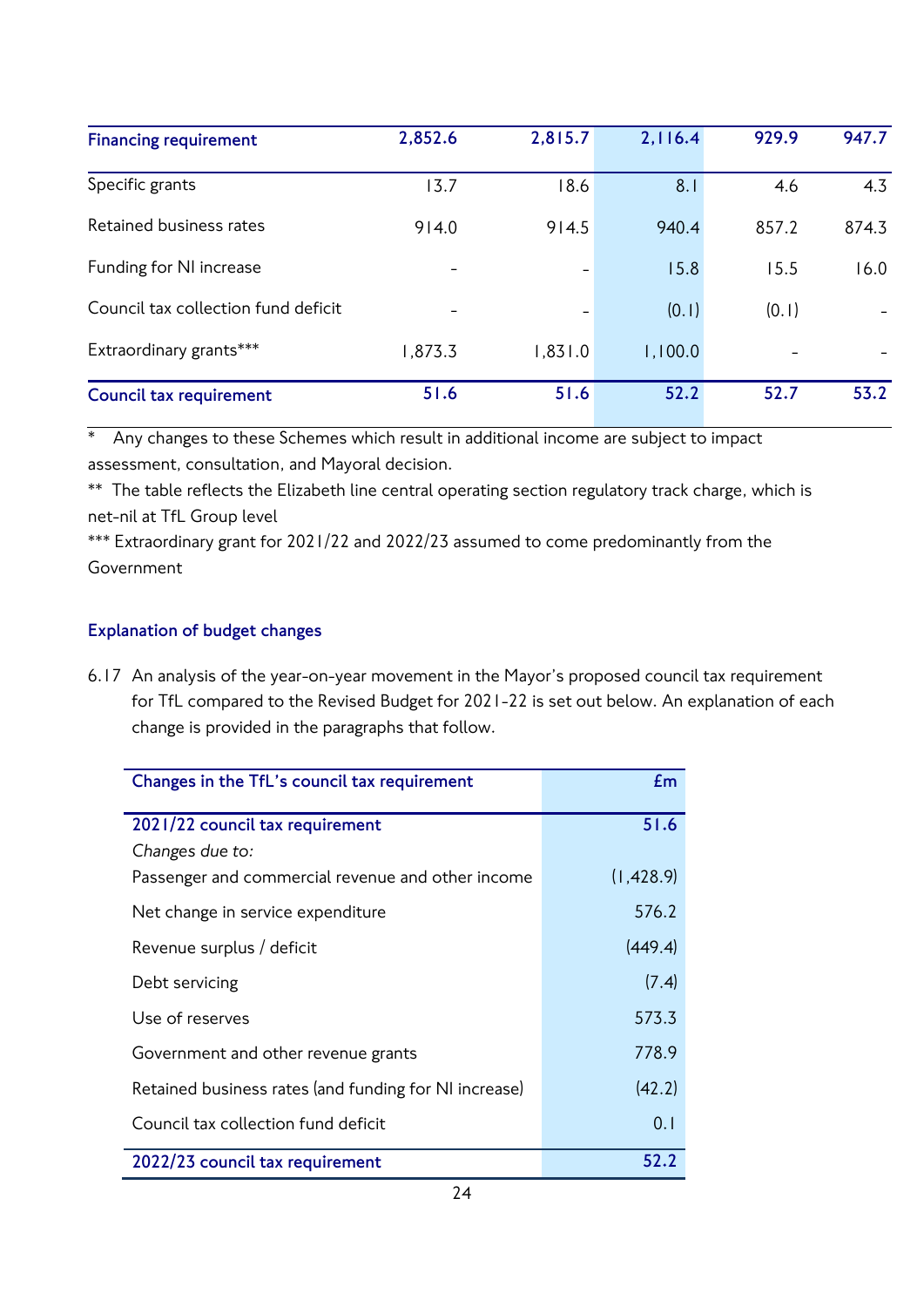| | | | | | |
|---|---|---|---|---|---|
| **Financing requirement** | **2,852.6** | **2,815.7** | **2,116.4** | **929.9** | **947.7** |
| Specific grants | 13.7 | 18.6 | 8.1 | 4.6 | 4.3 |
| Retained business rates | 914.0 | 914.5 | 940.4 | 857.2 | 874.3 |
| Funding for NI increase | - | - | 15.8 | 15.5 | 16.0 |
| Council tax collection fund deficit | - | - | (0.1) | (0.1) | - |
| Extraordinary grants*** | 1,873.3 | 1,831.0 | 1,100.0 | - | - |
| **Council tax requirement** | **51.6** | **51.6** | **52.2** | **52.7** | **53.2** |

\* Any changes to these Schemes which result in additional income are subject to impact assessment, consultation, and Mayoral decision.

** The table reflects the Elizabeth line central operating section regulatory track charge, which is net-nil at TfL Group level

*** Extraordinary grant for 2021/22 and 2022/23 assumed to come predominantly from the Government

### Explanation of budget changes

6.17 An analysis of the year-on-year movement in the Mayor's proposed council tax requirement for TfL compared to the Revised Budget for 2021-22 is set out below. An explanation of each change is provided in the paragraphs that follow.

| Changes in the TfL's council tax requirement | £m |
|---|---|
| **2021/22 council tax requirement** | **51.6** |
| *Changes due to:* | |
| Passenger and commercial revenue and other income | (1,428.9) |
| Net change in service expenditure | 576.2 |
| Revenue surplus / deficit | (449.4) |
| Debt servicing | (7.4) |
| Use of reserves | 573.3 |
| Government and other revenue grants | 778.9 |
| Retained business rates (and funding for NI increase) | (42.2) |
| Council tax collection fund deficit | 0.1 |
| **2022/23 council tax requirement** | **52.2** |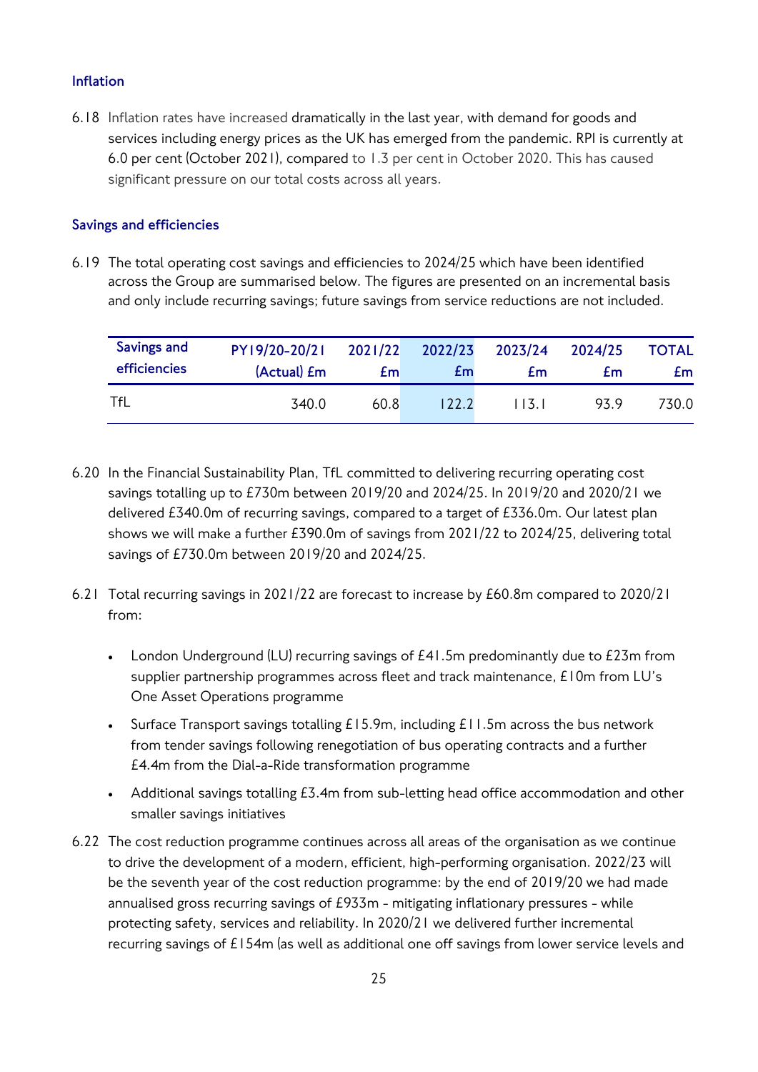### Inflation

6.18 Inflation rates have increased dramatically in the last year, with demand for goods and services including energy prices as the UK has emerged from the pandemic. RPI is currently at 6.0 per cent (October 2021), compared to 1.3 per cent in October 2020. This has caused significant pressure on our total costs across all years.

### Savings and efficiencies

6.19 The total operating cost savings and efficiencies to 2024/25 which have been identified across the Group are summarised below. The figures are presented on an incremental basis and only include recurring savings; future savings from service reductions are not included.

| Savings and efficiencies | PY19/20-20/21 (Actual) £m | 2021/22 £m | 2022/23 £m | 2023/24 £m | 2024/25 £m | TOTAL £m |
|---|---|---|---|---|---|---|
| TfL | 340.0 | 60.8 | 122.2 | 113.1 | 93.9 | 730.0 |

6.20 In the Financial Sustainability Plan, TfL committed to delivering recurring operating cost savings totalling up to £730m between 2019/20 and 2024/25. In 2019/20 and 2020/21 we delivered £340.0m of recurring savings, compared to a target of £336.0m. Our latest plan shows we will make a further £390.0m of savings from 2021/22 to 2024/25, delivering total savings of £730.0m between 2019/20 and 2024/25.

6.21 Total recurring savings in 2021/22 are forecast to increase by £60.8m compared to 2020/21 from:

- London Underground (LU) recurring savings of £41.5m predominantly due to £23m from supplier partnership programmes across fleet and track maintenance, £10m from LU's One Asset Operations programme
- Surface Transport savings totalling £15.9m, including £11.5m across the bus network from tender savings following renegotiation of bus operating contracts and a further £4.4m from the Dial-a-Ride transformation programme
- Additional savings totalling £3.4m from sub-letting head office accommodation and other smaller savings initiatives

6.22 The cost reduction programme continues across all areas of the organisation as we continue to drive the development of a modern, efficient, high-performing organisation. 2022/23 will be the seventh year of the cost reduction programme: by the end of 2019/20 we had made annualised gross recurring savings of £933m - mitigating inflationary pressures - while protecting safety, services and reliability. In 2020/21 we delivered further incremental recurring savings of £154m (as well as additional one off savings from lower service levels and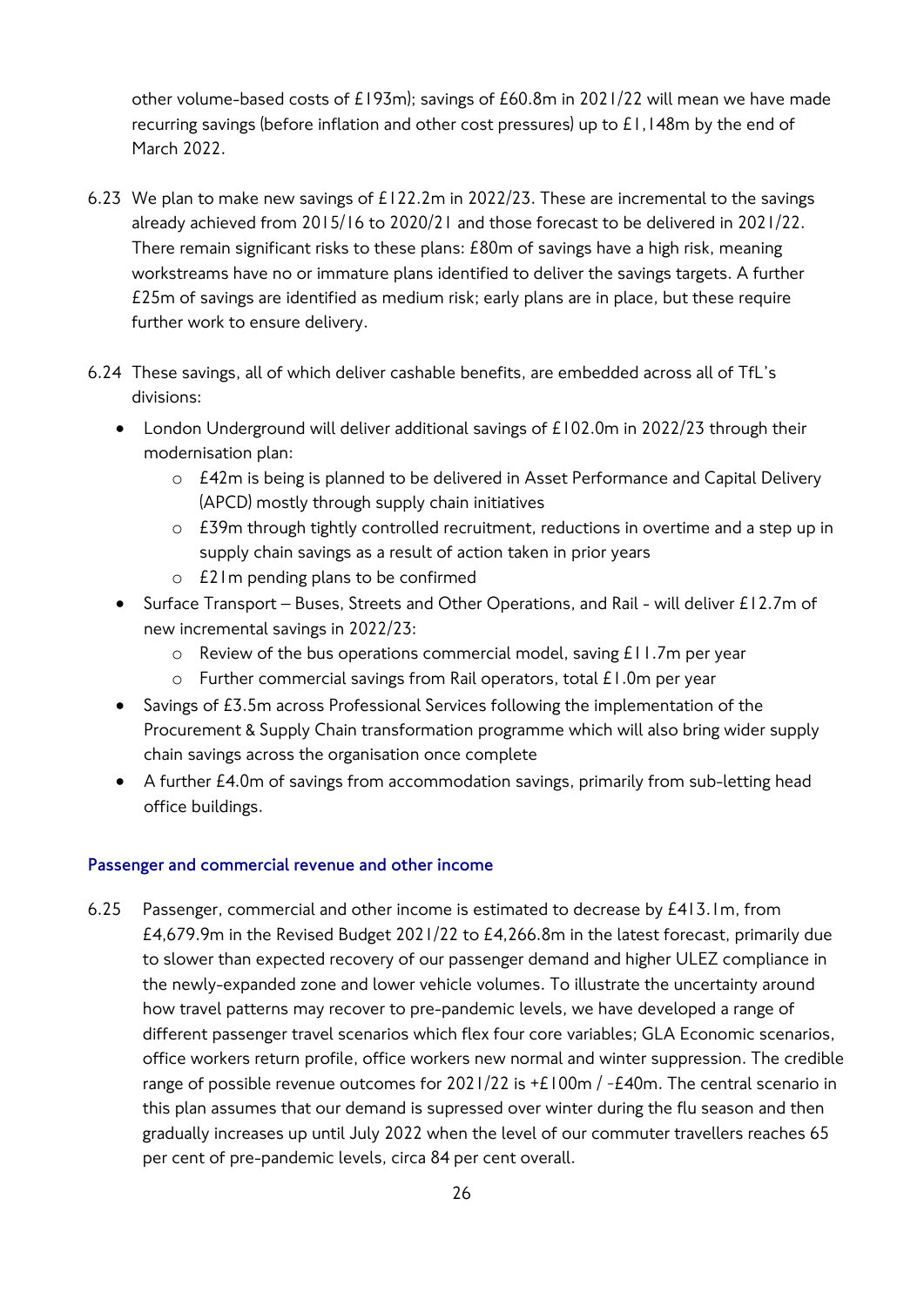other volume-based costs of £193m); savings of £60.8m in 2021/22 will mean we have made recurring savings (before inflation and other cost pressures) up to £1,148m by the end of March 2022.

6.23 We plan to make new savings of £122.2m in 2022/23. These are incremental to the savings already achieved from 2015/16 to 2020/21 and those forecast to be delivered in 2021/22. There remain significant risks to these plans: £80m of savings have a high risk, meaning workstreams have no or immature plans identified to deliver the savings targets. A further £25m of savings are identified as medium risk; early plans are in place, but these require further work to ensure delivery.

6.24 These savings, all of which deliver cashable benefits, are embedded across all of TfL's divisions:

- London Underground will deliver additional savings of £102.0m in 2022/23 through their modernisation plan:
  - £42m is being is planned to be delivered in Asset Performance and Capital Delivery (APCD) mostly through supply chain initiatives
  - £39m through tightly controlled recruitment, reductions in overtime and a step up in supply chain savings as a result of action taken in prior years
  - £21m pending plans to be confirmed
- Surface Transport – Buses, Streets and Other Operations, and Rail - will deliver £12.7m of new incremental savings in 2022/23:
  - Review of the bus operations commercial model, saving £11.7m per year
  - Further commercial savings from Rail operators, total £1.0m per year
- Savings of £3.5m across Professional Services following the implementation of the Procurement & Supply Chain transformation programme which will also bring wider supply chain savings across the organisation once complete
- A further £4.0m of savings from accommodation savings, primarily from sub-letting head office buildings.

### Passenger and commercial revenue and other income

6.25 Passenger, commercial and other income is estimated to decrease by £413.1m, from £4,679.9m in the Revised Budget 2021/22 to £4,266.8m in the latest forecast, primarily due to slower than expected recovery of our passenger demand and higher ULEZ compliance in the newly-expanded zone and lower vehicle volumes. To illustrate the uncertainty around how travel patterns may recover to pre-pandemic levels, we have developed a range of different passenger travel scenarios which flex four core variables; GLA Economic scenarios, office workers return profile, office workers new normal and winter suppression. The credible range of possible revenue outcomes for 2021/22 is +£100m / -£40m. The central scenario in this plan assumes that our demand is supressed over winter during the flu season and then gradually increases up until July 2022 when the level of our commuter travellers reaches 65 per cent of pre-pandemic levels, circa 84 per cent overall.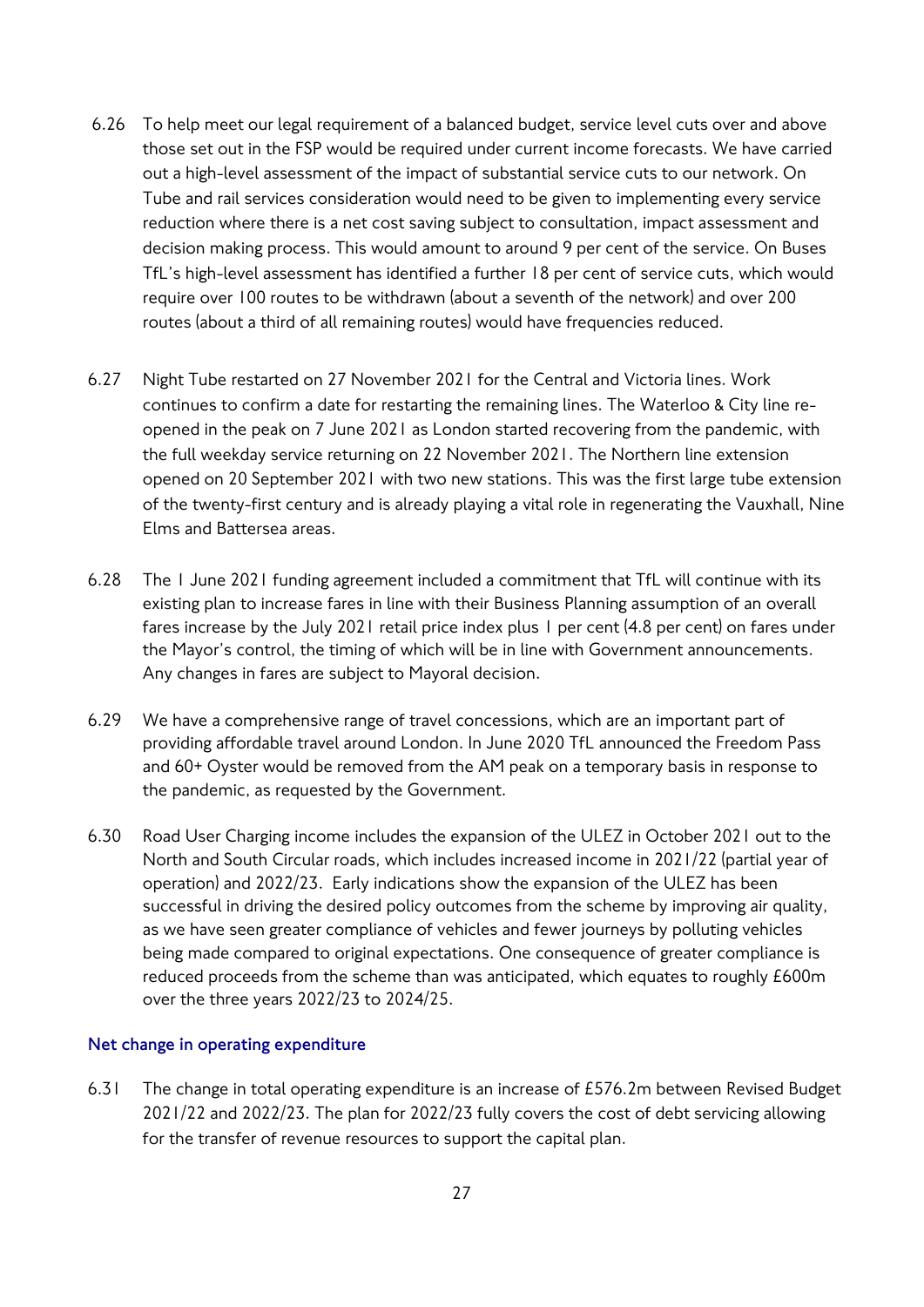6.26 To help meet our legal requirement of a balanced budget, service level cuts over and above those set out in the FSP would be required under current income forecasts. We have carried out a high-level assessment of the impact of substantial service cuts to our network. On Tube and rail services consideration would need to be given to implementing every service reduction where there is a net cost saving subject to consultation, impact assessment and decision making process. This would amount to around 9 per cent of the service. On Buses TfL's high-level assessment has identified a further 18 per cent of service cuts, which would require over 100 routes to be withdrawn (about a seventh of the network) and over 200 routes (about a third of all remaining routes) would have frequencies reduced.

6.27 Night Tube restarted on 27 November 2021 for the Central and Victoria lines. Work continues to confirm a date for restarting the remaining lines. The Waterloo & City line re-opened in the peak on 7 June 2021 as London started recovering from the pandemic, with the full weekday service returning on 22 November 2021. The Northern line extension opened on 20 September 2021 with two new stations. This was the first large tube extension of the twenty-first century and is already playing a vital role in regenerating the Vauxhall, Nine Elms and Battersea areas.

6.28 The 1 June 2021 funding agreement included a commitment that TfL will continue with its existing plan to increase fares in line with their Business Planning assumption of an overall fares increase by the July 2021 retail price index plus 1 per cent (4.8 per cent) on fares under the Mayor's control, the timing of which will be in line with Government announcements. Any changes in fares are subject to Mayoral decision.

6.29 We have a comprehensive range of travel concessions, which are an important part of providing affordable travel around London. In June 2020 TfL announced the Freedom Pass and 60+ Oyster would be removed from the AM peak on a temporary basis in response to the pandemic, as requested by the Government.

6.30 Road User Charging income includes the expansion of the ULEZ in October 2021 out to the North and South Circular roads, which includes increased income in 2021/22 (partial year of operation) and 2022/23. Early indications show the expansion of the ULEZ has been successful in driving the desired policy outcomes from the scheme by improving air quality, as we have seen greater compliance of vehicles and fewer journeys by polluting vehicles being made compared to original expectations. One consequence of greater compliance is reduced proceeds from the scheme than was anticipated, which equates to roughly £600m over the three years 2022/23 to 2024/25.

## Net change in operating expenditure

6.31 The change in total operating expenditure is an increase of £576.2m between Revised Budget 2021/22 and 2022/23. The plan for 2022/23 fully covers the cost of debt servicing allowing for the transfer of revenue resources to support the capital plan.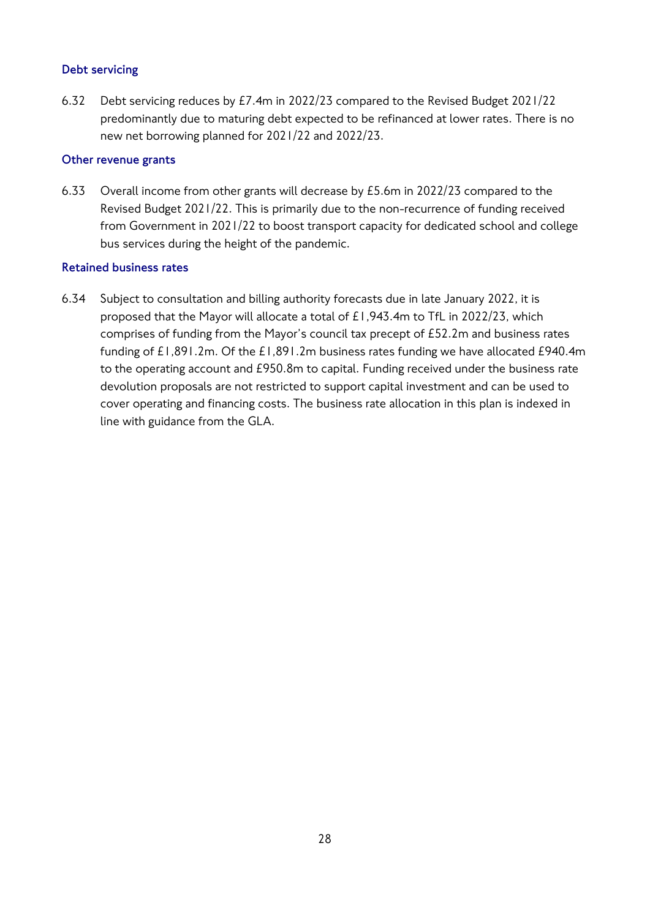### Debt servicing

6.32 Debt servicing reduces by £7.4m in 2022/23 compared to the Revised Budget 2021/22 predominantly due to maturing debt expected to be refinanced at lower rates. There is no new net borrowing planned for 2021/22 and 2022/23.

### Other revenue grants

6.33 Overall income from other grants will decrease by £5.6m in 2022/23 compared to the Revised Budget 2021/22. This is primarily due to the non-recurrence of funding received from Government in 2021/22 to boost transport capacity for dedicated school and college bus services during the height of the pandemic.

### Retained business rates

6.34 Subject to consultation and billing authority forecasts due in late January 2022, it is proposed that the Mayor will allocate a total of £1,943.4m to TfL in 2022/23, which comprises of funding from the Mayor's council tax precept of £52.2m and business rates funding of £1,891.2m. Of the £1,891.2m business rates funding we have allocated £940.4m to the operating account and £950.8m to capital. Funding received under the business rate devolution proposals are not restricted to support capital investment and can be used to cover operating and financing costs. The business rate allocation in this plan is indexed in line with guidance from the GLA.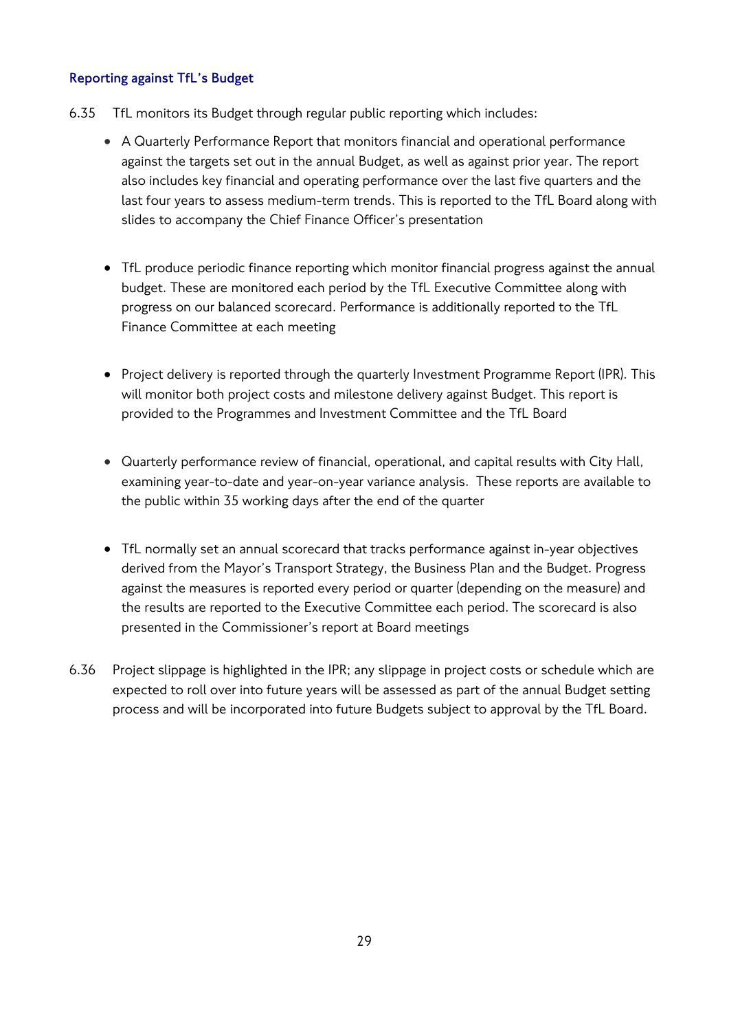### Reporting against TfL's Budget

6.35 TfL monitors its Budget through regular public reporting which includes:

- A Quarterly Performance Report that monitors financial and operational performance against the targets set out in the annual Budget, as well as against prior year. The report also includes key financial and operating performance over the last five quarters and the last four years to assess medium-term trends. This is reported to the TfL Board along with slides to accompany the Chief Finance Officer's presentation

- TfL produce periodic finance reporting which monitor financial progress against the annual budget. These are monitored each period by the TfL Executive Committee along with progress on our balanced scorecard. Performance is additionally reported to the TfL Finance Committee at each meeting

- Project delivery is reported through the quarterly Investment Programme Report (IPR). This will monitor both project costs and milestone delivery against Budget. This report is provided to the Programmes and Investment Committee and the TfL Board

- Quarterly performance review of financial, operational, and capital results with City Hall, examining year-to-date and year-on-year variance analysis. These reports are available to the public within 35 working days after the end of the quarter

- TfL normally set an annual scorecard that tracks performance against in-year objectives derived from the Mayor's Transport Strategy, the Business Plan and the Budget. Progress against the measures is reported every period or quarter (depending on the measure) and the results are reported to the Executive Committee each period. The scorecard is also presented in the Commissioner's report at Board meetings

6.36 Project slippage is highlighted in the IPR; any slippage in project costs or schedule which are expected to roll over into future years will be assessed as part of the annual Budget setting process and will be incorporated into future Budgets subject to approval by the TfL Board.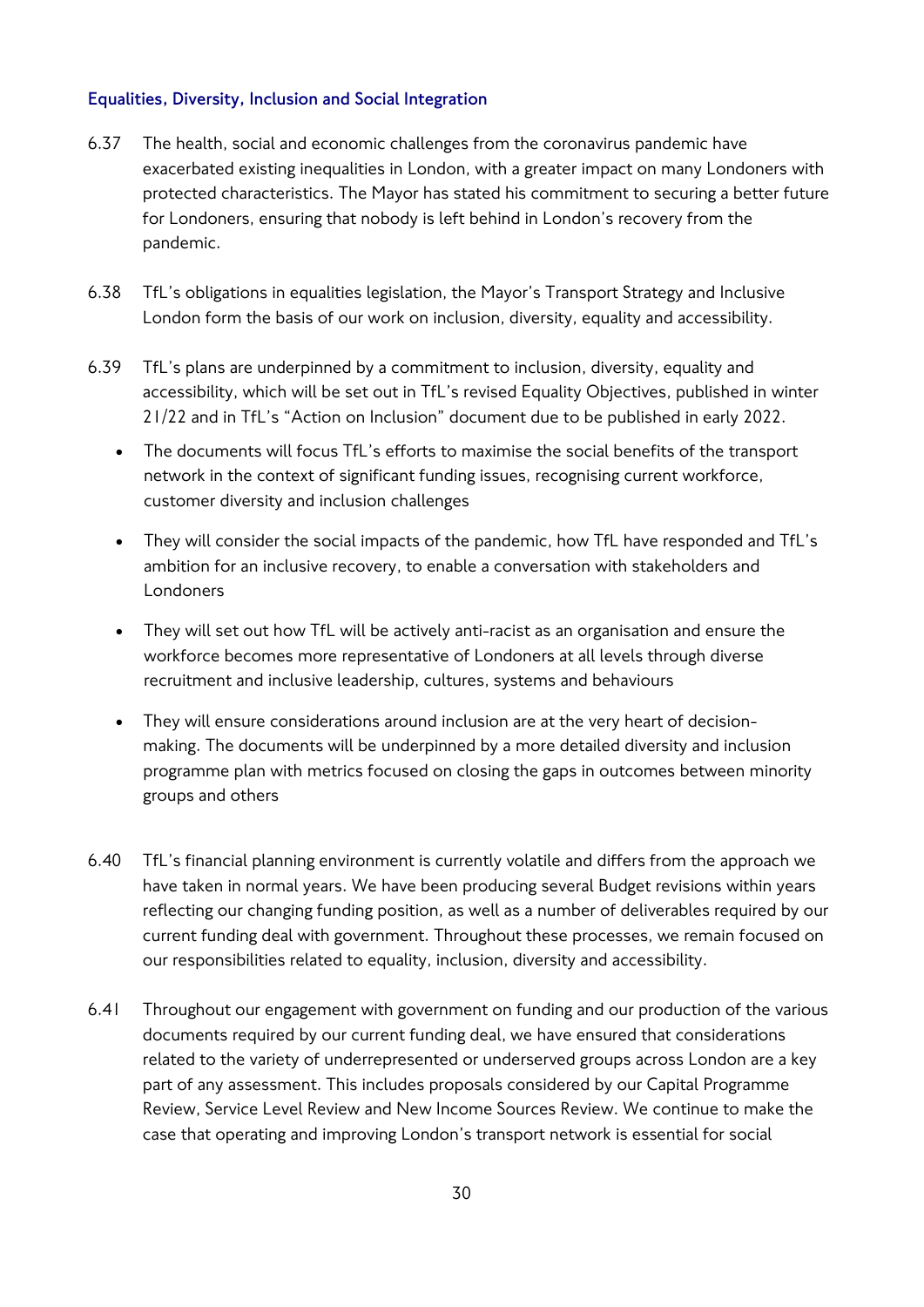### Equalities, Diversity, Inclusion and Social Integration

6.37 The health, social and economic challenges from the coronavirus pandemic have exacerbated existing inequalities in London, with a greater impact on many Londoners with protected characteristics. The Mayor has stated his commitment to securing a better future for Londoners, ensuring that nobody is left behind in London's recovery from the pandemic.

6.38 TfL's obligations in equalities legislation, the Mayor's Transport Strategy and Inclusive London form the basis of our work on inclusion, diversity, equality and accessibility.

6.39 TfL's plans are underpinned by a commitment to inclusion, diversity, equality and accessibility, which will be set out in TfL's revised Equality Objectives, published in winter 21/22 and in TfL's "Action on Inclusion" document due to be published in early 2022.

- The documents will focus TfL's efforts to maximise the social benefits of the transport network in the context of significant funding issues, recognising current workforce, customer diversity and inclusion challenges
- They will consider the social impacts of the pandemic, how TfL have responded and TfL's ambition for an inclusive recovery, to enable a conversation with stakeholders and Londoners
- They will set out how TfL will be actively anti-racist as an organisation and ensure the workforce becomes more representative of Londoners at all levels through diverse recruitment and inclusive leadership, cultures, systems and behaviours
- They will ensure considerations around inclusion are at the very heart of decision-making. The documents will be underpinned by a more detailed diversity and inclusion programme plan with metrics focused on closing the gaps in outcomes between minority groups and others

6.40 TfL's financial planning environment is currently volatile and differs from the approach we have taken in normal years. We have been producing several Budget revisions within years reflecting our changing funding position, as well as a number of deliverables required by our current funding deal with government. Throughout these processes, we remain focused on our responsibilities related to equality, inclusion, diversity and accessibility.

6.41 Throughout our engagement with government on funding and our production of the various documents required by our current funding deal, we have ensured that considerations related to the variety of underrepresented or underserved groups across London are a key part of any assessment. This includes proposals considered by our Capital Programme Review, Service Level Review and New Income Sources Review. We continue to make the case that operating and improving London's transport network is essential for social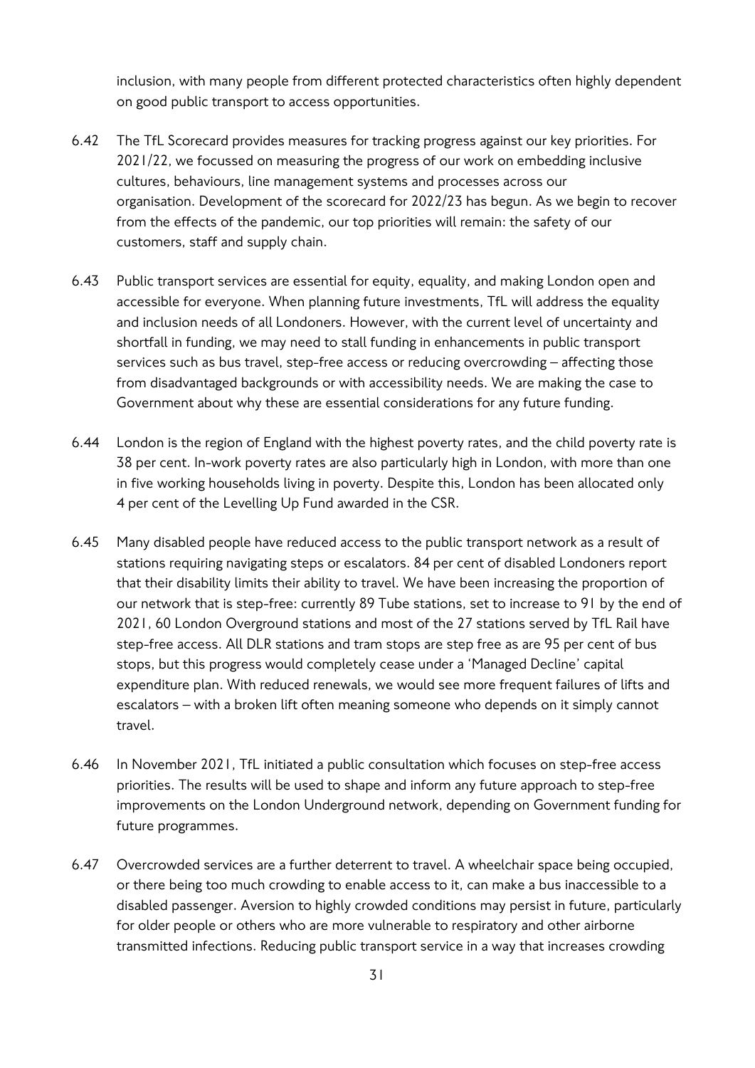inclusion, with many people from different protected characteristics often highly dependent on good public transport to access opportunities.

6.42 The TfL Scorecard provides measures for tracking progress against our key priorities. For 2021/22, we focussed on measuring the progress of our work on embedding inclusive cultures, behaviours, line management systems and processes across our organisation. Development of the scorecard for 2022/23 has begun. As we begin to recover from the effects of the pandemic, our top priorities will remain: the safety of our customers, staff and supply chain.

6.43 Public transport services are essential for equity, equality, and making London open and accessible for everyone. When planning future investments, TfL will address the equality and inclusion needs of all Londoners. However, with the current level of uncertainty and shortfall in funding, we may need to stall funding in enhancements in public transport services such as bus travel, step-free access or reducing overcrowding – affecting those from disadvantaged backgrounds or with accessibility needs. We are making the case to Government about why these are essential considerations for any future funding.

6.44 London is the region of England with the highest poverty rates, and the child poverty rate is 38 per cent. In-work poverty rates are also particularly high in London, with more than one in five working households living in poverty. Despite this, London has been allocated only 4 per cent of the Levelling Up Fund awarded in the CSR.

6.45 Many disabled people have reduced access to the public transport network as a result of stations requiring navigating steps or escalators. 84 per cent of disabled Londoners report that their disability limits their ability to travel. We have been increasing the proportion of our network that is step-free: currently 89 Tube stations, set to increase to 91 by the end of 2021, 60 London Overground stations and most of the 27 stations served by TfL Rail have step-free access. All DLR stations and tram stops are step free as are 95 per cent of bus stops, but this progress would completely cease under a 'Managed Decline' capital expenditure plan. With reduced renewals, we would see more frequent failures of lifts and escalators – with a broken lift often meaning someone who depends on it simply cannot travel.

6.46 In November 2021, TfL initiated a public consultation which focuses on step-free access priorities. The results will be used to shape and inform any future approach to step-free improvements on the London Underground network, depending on Government funding for future programmes.

6.47 Overcrowded services are a further deterrent to travel. A wheelchair space being occupied, or there being too much crowding to enable access to it, can make a bus inaccessible to a disabled passenger. Aversion to highly crowded conditions may persist in future, particularly for older people or others who are more vulnerable to respiratory and other airborne transmitted infections. Reducing public transport service in a way that increases crowding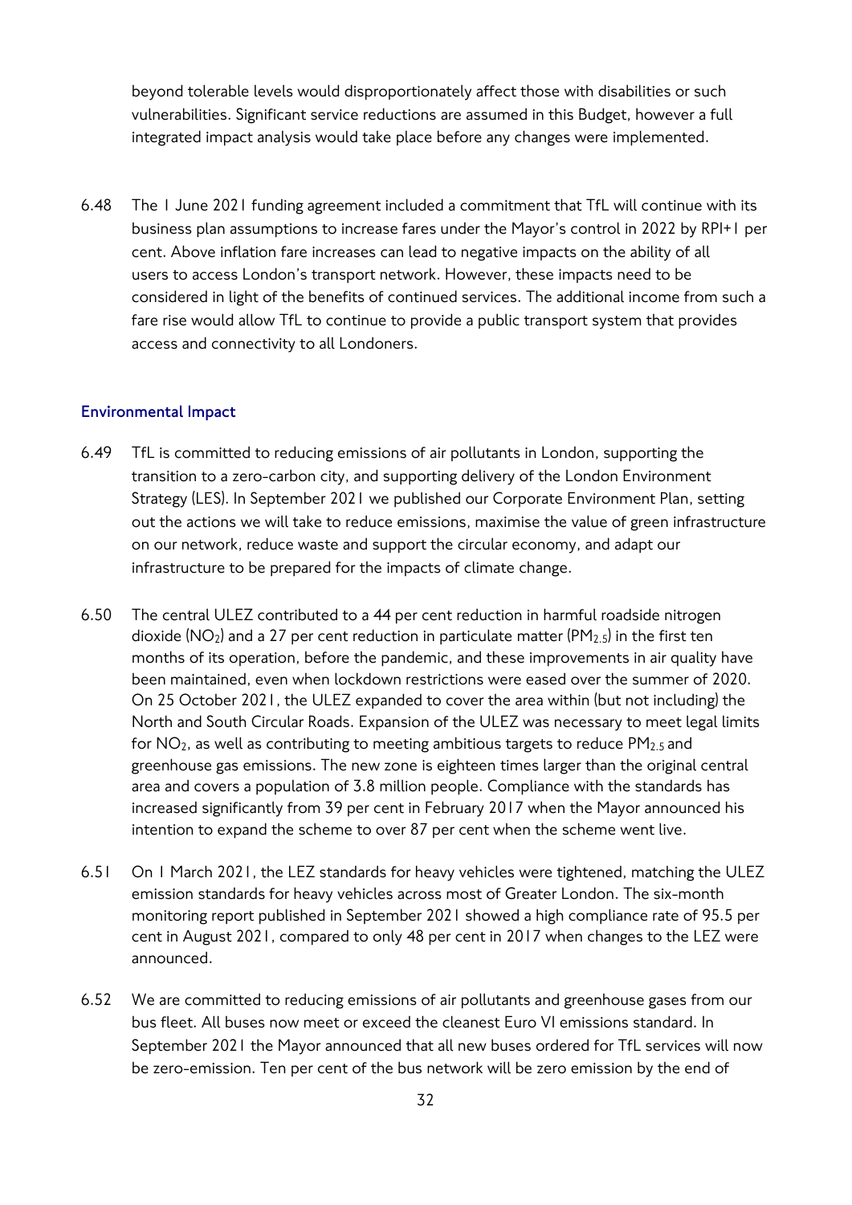beyond tolerable levels would disproportionately affect those with disabilities or such vulnerabilities. Significant service reductions are assumed in this Budget, however a full integrated impact analysis would take place before any changes were implemented.

6.48 The 1 June 2021 funding agreement included a commitment that TfL will continue with its business plan assumptions to increase fares under the Mayor's control in 2022 by RPI+1 per cent. Above inflation fare increases can lead to negative impacts on the ability of all users to access London's transport network. However, these impacts need to be considered in light of the benefits of continued services. The additional income from such a fare rise would allow TfL to continue to provide a public transport system that provides access and connectivity to all Londoners.

### Environmental Impact

6.49 TfL is committed to reducing emissions of air pollutants in London, supporting the transition to a zero-carbon city, and supporting delivery of the London Environment Strategy (LES). In September 2021 we published our Corporate Environment Plan, setting out the actions we will take to reduce emissions, maximise the value of green infrastructure on our network, reduce waste and support the circular economy, and adapt our infrastructure to be prepared for the impacts of climate change.

6.50 The central ULEZ contributed to a 44 per cent reduction in harmful roadside nitrogen dioxide ($NO_2$) and a 27 per cent reduction in particulate matter ($PM_{2.5}$) in the first ten months of its operation, before the pandemic, and these improvements in air quality have been maintained, even when lockdown restrictions were eased over the summer of 2020. On 25 October 2021, the ULEZ expanded to cover the area within (but not including) the North and South Circular Roads. Expansion of the ULEZ was necessary to meet legal limits for $NO_2$, as well as contributing to meeting ambitious targets to reduce $PM_{2.5}$ and greenhouse gas emissions. The new zone is eighteen times larger than the original central area and covers a population of 3.8 million people. Compliance with the standards has increased significantly from 39 per cent in February 2017 when the Mayor announced his intention to expand the scheme to over 87 per cent when the scheme went live.

6.51 On 1 March 2021, the LEZ standards for heavy vehicles were tightened, matching the ULEZ emission standards for heavy vehicles across most of Greater London. The six-month monitoring report published in September 2021 showed a high compliance rate of 95.5 per cent in August 2021, compared to only 48 per cent in 2017 when changes to the LEZ were announced.

6.52 We are committed to reducing emissions of air pollutants and greenhouse gases from our bus fleet. All buses now meet or exceed the cleanest Euro VI emissions standard. In September 2021 the Mayor announced that all new buses ordered for TfL services will now be zero-emission. Ten per cent of the bus network will be zero emission by the end of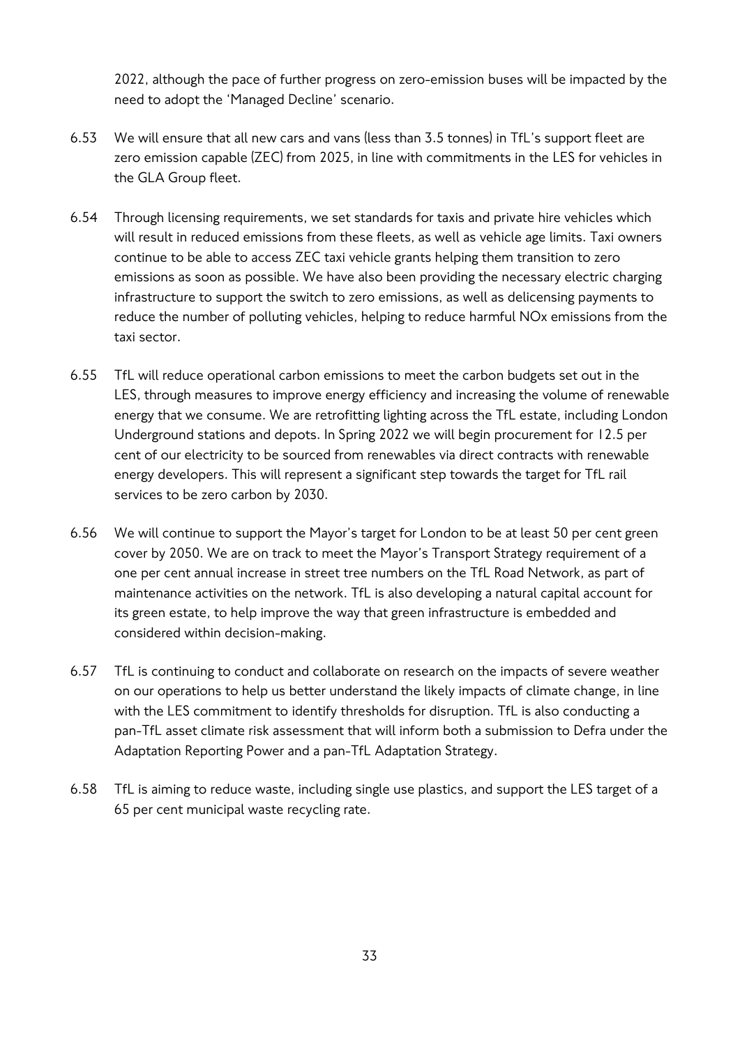2022, although the pace of further progress on zero-emission buses will be impacted by the need to adopt the 'Managed Decline' scenario.

6.53 We will ensure that all new cars and vans (less than 3.5 tonnes) in TfL's support fleet are zero emission capable (ZEC) from 2025, in line with commitments in the LES for vehicles in the GLA Group fleet.

6.54 Through licensing requirements, we set standards for taxis and private hire vehicles which will result in reduced emissions from these fleets, as well as vehicle age limits. Taxi owners continue to be able to access ZEC taxi vehicle grants helping them transition to zero emissions as soon as possible. We have also been providing the necessary electric charging infrastructure to support the switch to zero emissions, as well as delicensing payments to reduce the number of polluting vehicles, helping to reduce harmful NOx emissions from the taxi sector.

6.55 TfL will reduce operational carbon emissions to meet the carbon budgets set out in the LES, through measures to improve energy efficiency and increasing the volume of renewable energy that we consume. We are retrofitting lighting across the TfL estate, including London Underground stations and depots. In Spring 2022 we will begin procurement for 12.5 per cent of our electricity to be sourced from renewables via direct contracts with renewable energy developers. This will represent a significant step towards the target for TfL rail services to be zero carbon by 2030.

6.56 We will continue to support the Mayor's target for London to be at least 50 per cent green cover by 2050. We are on track to meet the Mayor's Transport Strategy requirement of a one per cent annual increase in street tree numbers on the TfL Road Network, as part of maintenance activities on the network. TfL is also developing a natural capital account for its green estate, to help improve the way that green infrastructure is embedded and considered within decision-making.

6.57 TfL is continuing to conduct and collaborate on research on the impacts of severe weather on our operations to help us better understand the likely impacts of climate change, in line with the LES commitment to identify thresholds for disruption. TfL is also conducting a pan-TfL asset climate risk assessment that will inform both a submission to Defra under the Adaptation Reporting Power and a pan-TfL Adaptation Strategy.

6.58 TfL is aiming to reduce waste, including single use plastics, and support the LES target of a 65 per cent municipal waste recycling rate.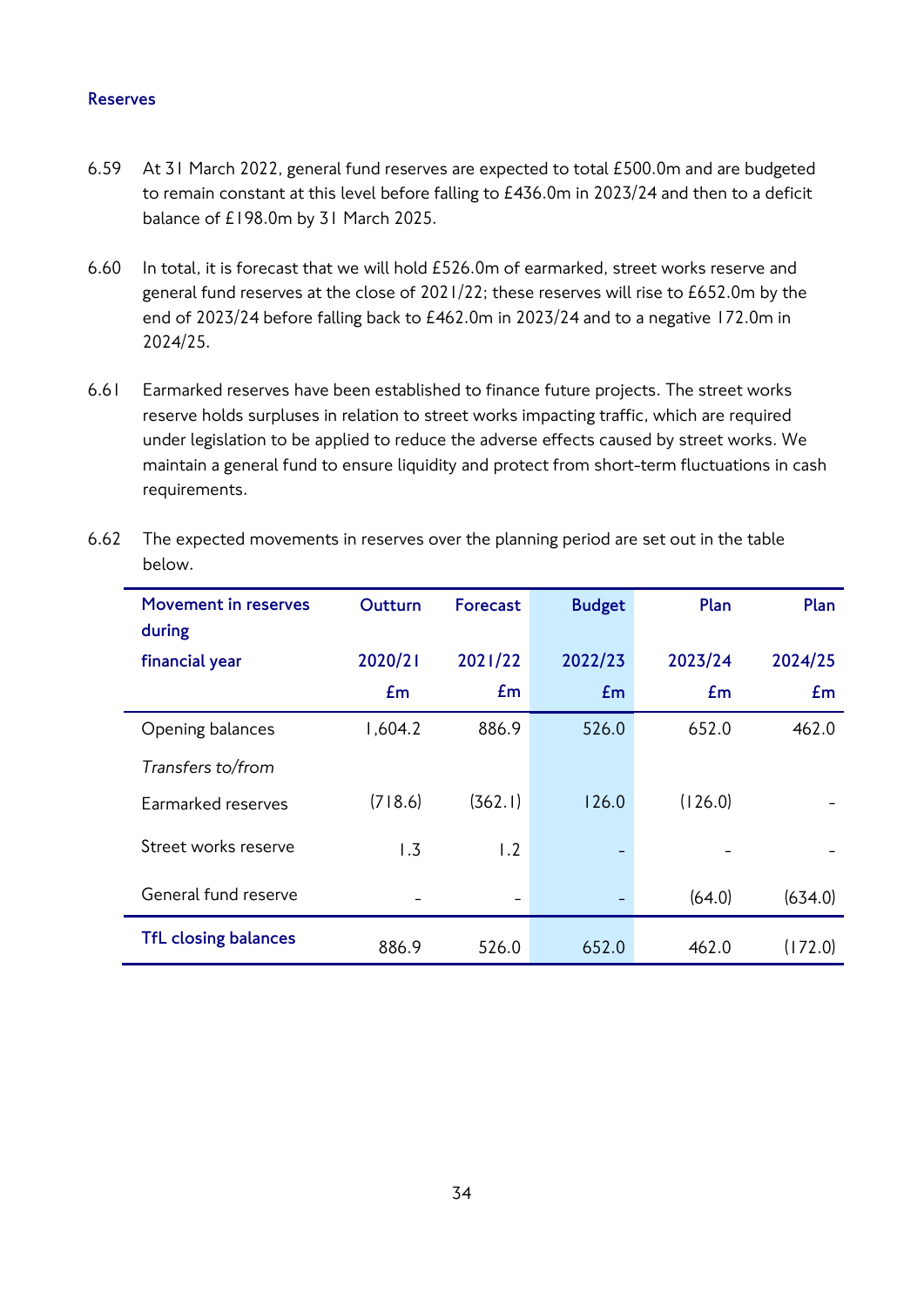### Reserves

6.59 At 31 March 2022, general fund reserves are expected to total £500.0m and are budgeted to remain constant at this level before falling to £436.0m in 2023/24 and then to a deficit balance of £198.0m by 31 March 2025.

6.60 In total, it is forecast that we will hold £526.0m of earmarked, street works reserve and general fund reserves at the close of 2021/22; these reserves will rise to £652.0m by the end of 2023/24 before falling back to £462.0m in 2023/24 and to a negative 172.0m in 2024/25.

6.61 Earmarked reserves have been established to finance future projects. The street works reserve holds surpluses in relation to street works impacting traffic, which are required under legislation to be applied to reduce the adverse effects caused by street works. We maintain a general fund to ensure liquidity and protect from short-term fluctuations in cash requirements.

6.62 The expected movements in reserves over the planning period are set out in the table below.

| Movement in reserves during financial year | Outturn 2020/21 £m | Forecast 2021/22 £m | Budget 2022/23 £m | Plan 2023/24 £m | Plan 2024/25 £m |
|---|---|---|---|---|---|
| Opening balances | 1,604.2 | 886.9 | 526.0 | 652.0 | 462.0 |
| *Transfers to/from* | | | | | |
| Earmarked reserves | (718.6) | (362.1) | 126.0 | (126.0) | - |
| Street works reserve | 1.3 | 1.2 | - | - | - |
| General fund reserve | - | - | - | (64.0) | (634.0) |
| **TfL closing balances** | 886.9 | 526.0 | 652.0 | 462.0 | (172.0) |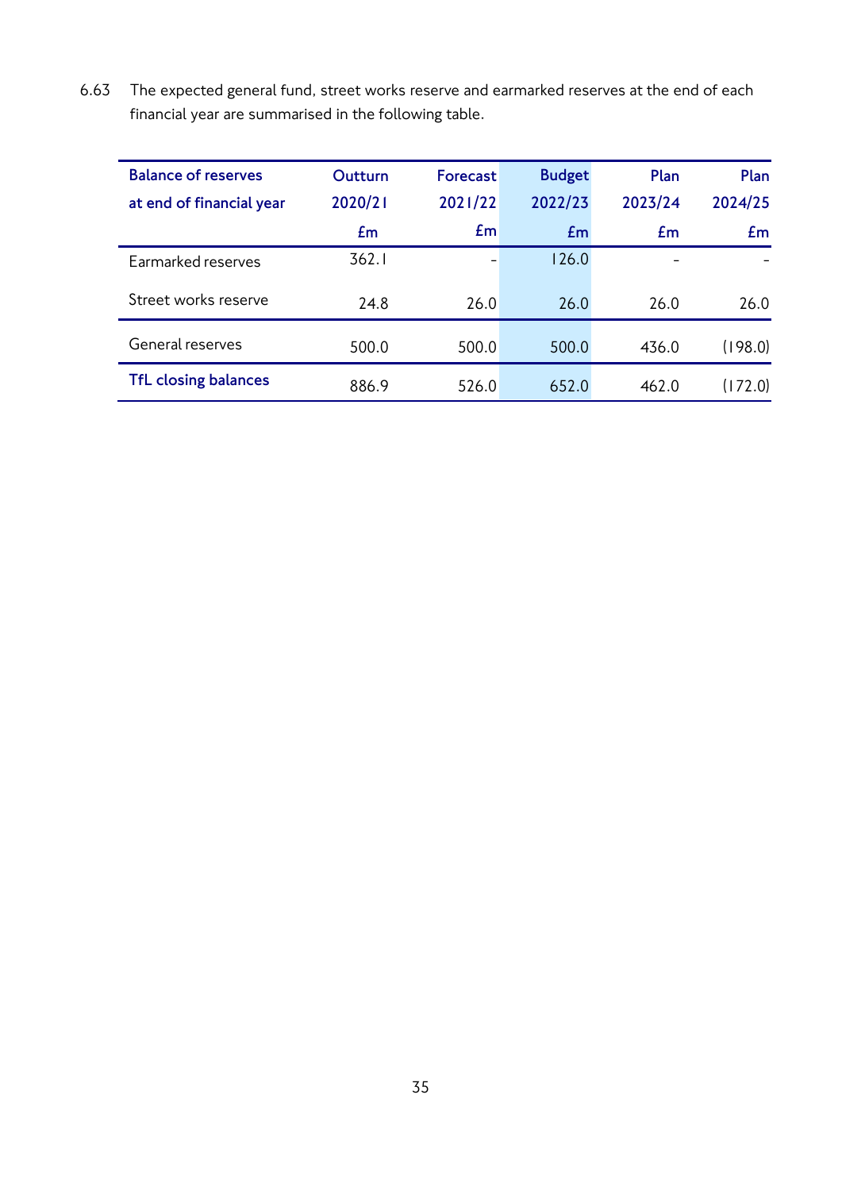6.63 The expected general fund, street works reserve and earmarked reserves at the end of each financial year are summarised in the following table.

| Balance of reserves at end of financial year | Outturn 2020/21 £m | Forecast 2021/22 £m | Budget 2022/23 £m | Plan 2023/24 £m | Plan 2024/25 £m |
|---|---|---|---|---|---|
| Earmarked reserves | 362.1 | - | 126.0 | - | - |
| Street works reserve | 24.8 | 26.0 | 26.0 | 26.0 | 26.0 |
| General reserves | 500.0 | 500.0 | 500.0 | 436.0 | (198.0) |
| **TfL closing balances** | 886.9 | 526.0 | 652.0 | 462.0 | (172.0) |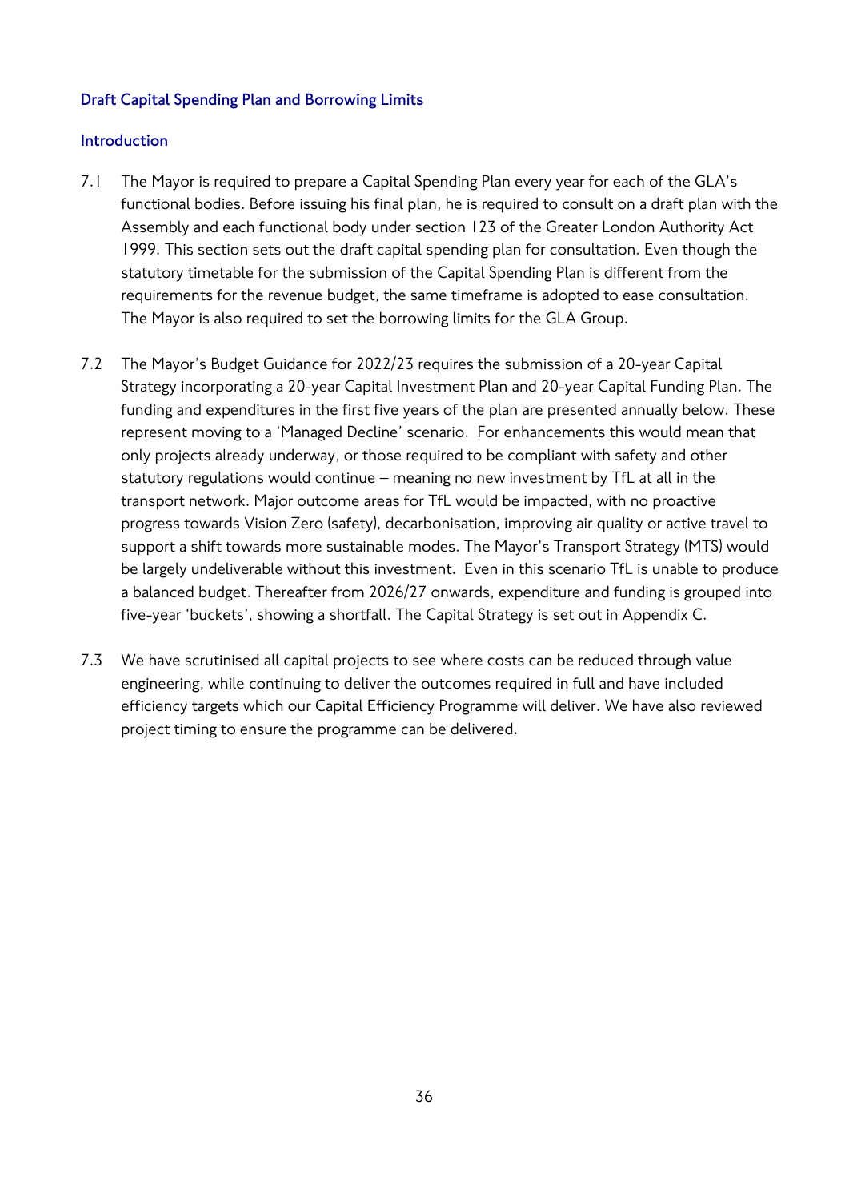## Draft Capital Spending Plan and Borrowing Limits

### Introduction

7.1 The Mayor is required to prepare a Capital Spending Plan every year for each of the GLA's functional bodies. Before issuing his final plan, he is required to consult on a draft plan with the Assembly and each functional body under section 123 of the Greater London Authority Act 1999. This section sets out the draft capital spending plan for consultation. Even though the statutory timetable for the submission of the Capital Spending Plan is different from the requirements for the revenue budget, the same timeframe is adopted to ease consultation. The Mayor is also required to set the borrowing limits for the GLA Group.

7.2 The Mayor's Budget Guidance for 2022/23 requires the submission of a 20-year Capital Strategy incorporating a 20-year Capital Investment Plan and 20-year Capital Funding Plan. The funding and expenditures in the first five years of the plan are presented annually below. These represent moving to a 'Managed Decline' scenario. For enhancements this would mean that only projects already underway, or those required to be compliant with safety and other statutory regulations would continue – meaning no new investment by TfL at all in the transport network. Major outcome areas for TfL would be impacted, with no proactive progress towards Vision Zero (safety), decarbonisation, improving air quality or active travel to support a shift towards more sustainable modes. The Mayor's Transport Strategy (MTS) would be largely undeliverable without this investment. Even in this scenario TfL is unable to produce a balanced budget. Thereafter from 2026/27 onwards, expenditure and funding is grouped into five-year 'buckets', showing a shortfall. The Capital Strategy is set out in Appendix C.

7.3 We have scrutinised all capital projects to see where costs can be reduced through value engineering, while continuing to deliver the outcomes required in full and have included efficiency targets which our Capital Efficiency Programme will deliver. We have also reviewed project timing to ensure the programme can be delivered.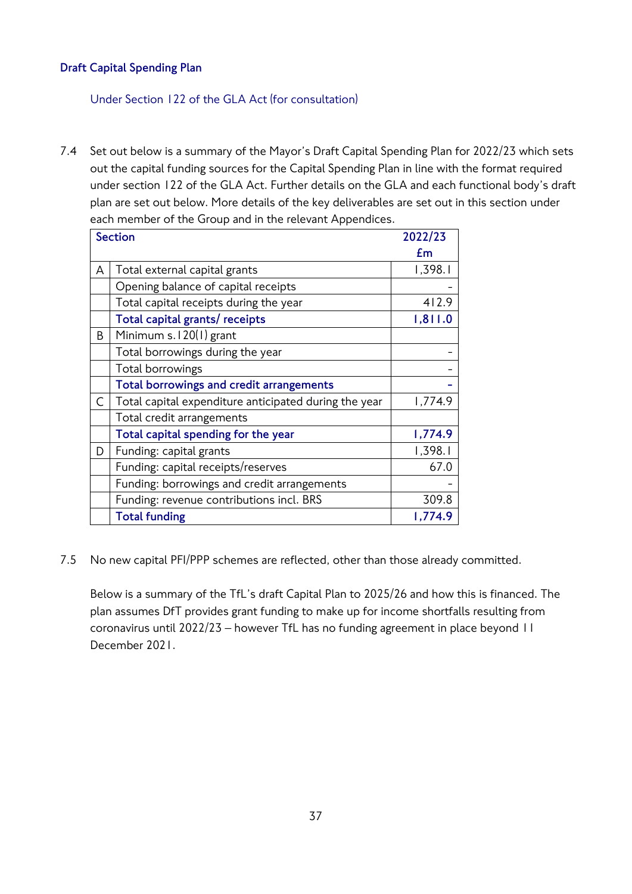### Draft Capital Spending Plan

Under Section 122 of the GLA Act (for consultation)

7.4 Set out below is a summary of the Mayor's Draft Capital Spending Plan for 2022/23 which sets out the capital funding sources for the Capital Spending Plan in line with the format required under section 122 of the GLA Act. Further details on the GLA and each functional body's draft plan are set out below. More details of the key deliverables are set out in this section under each member of the Group and in the relevant Appendices.

| Section | | 2022/23 £m |
|---|---|---|
| A | Total external capital grants | 1,398.1 |
| | Opening balance of capital receipts | - |
| | Total capital receipts during the year | 412.9 |
| | **Total capital grants/ receipts** | **1,811.0** |
| B | Minimum s.120(1) grant | |
| | Total borrowings during the year | - |
| | Total borrowings | - |
| | **Total borrowings and credit arrangements** | **-** |
| C | Total capital expenditure anticipated during the year | 1,774.9 |
| | Total credit arrangements | |
| | **Total capital spending for the year** | **1,774.9** |
| D | Funding: capital grants | 1,398.1 |
| | Funding: capital receipts/reserves | 67.0 |
| | Funding: borrowings and credit arrangements | - |
| | Funding: revenue contributions incl. BRS | 309.8 |
| | **Total funding** | **1,774.9** |

7.5 No new capital PFI/PPP schemes are reflected, other than those already committed.

Below is a summary of the TfL's draft Capital Plan to 2025/26 and how this is financed. The plan assumes DfT provides grant funding to make up for income shortfalls resulting from coronavirus until 2022/23 – however TfL has no funding agreement in place beyond 11 December 2021.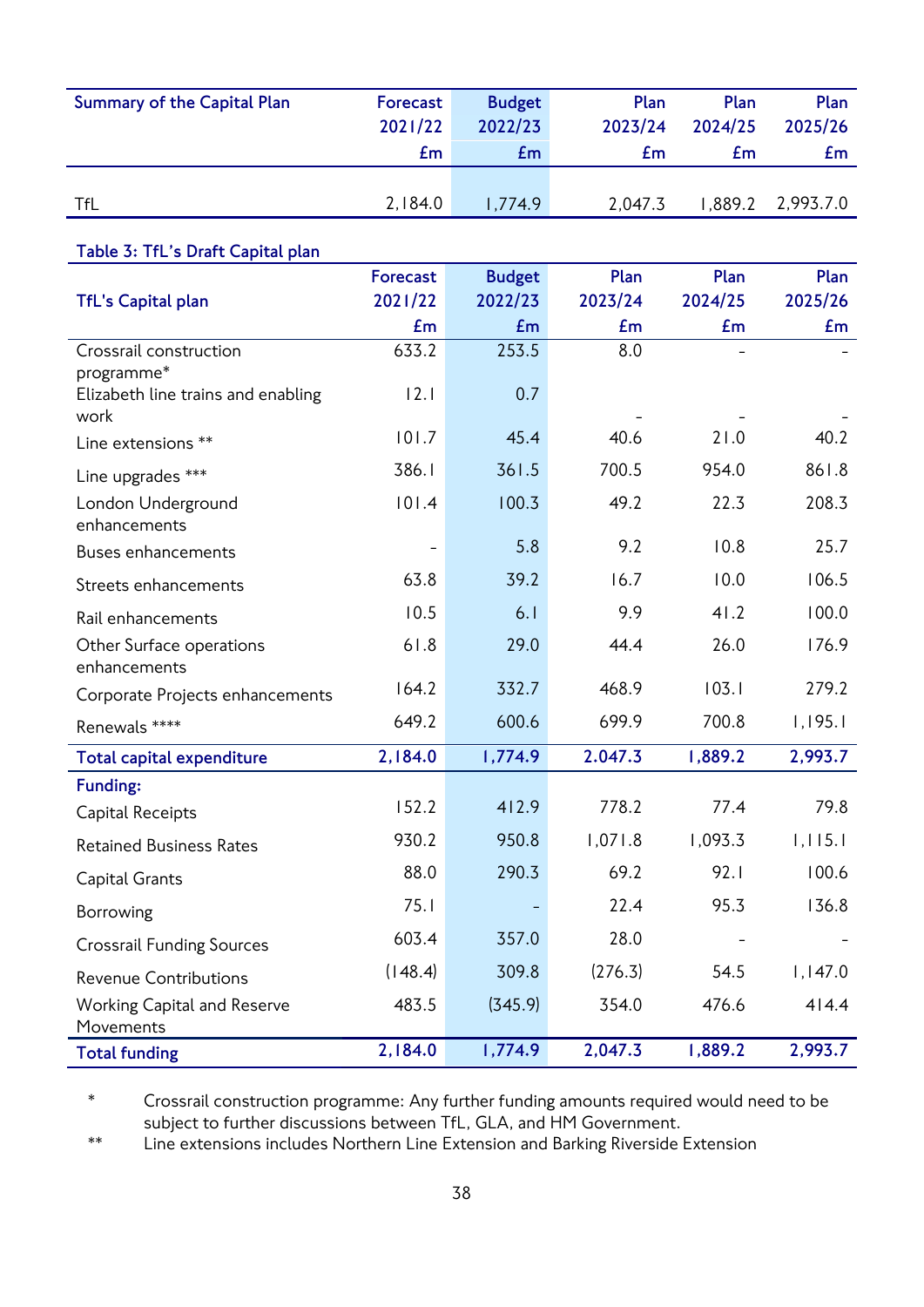| Summary of the Capital Plan | Forecast 2021/22 £m | Budget 2022/23 £m | Plan 2023/24 £m | Plan 2024/25 £m | Plan 2025/26 £m |
|---|---|---|---|---|---|
| TfL | 2,184.0 | 1,774.9 | 2,047.3 | 1,889.2 | 2,993.7.0 |

**Table 3: TfL's Draft Capital plan**

| TfL's Capital plan | Forecast 2021/22 £m | Budget 2022/23 £m | Plan 2023/24 £m | Plan 2024/25 £m | Plan 2025/26 £m |
|---|---|---|---|---|---|
| Crossrail construction programme* | 633.2 | 253.5 | 8.0 | - | - |
| Elizabeth line trains and enabling work | 12.1 | 0.7 | - | - | - |
| Line extensions ** | 101.7 | 45.4 | 40.6 | 21.0 | 40.2 |
| Line upgrades *** | 386.1 | 361.5 | 700.5 | 954.0 | 861.8 |
| London Underground enhancements | 101.4 | 100.3 | 49.2 | 22.3 | 208.3 |
| Buses enhancements | - | 5.8 | 9.2 | 10.8 | 25.7 |
| Streets enhancements | 63.8 | 39.2 | 16.7 | 10.0 | 106.5 |
| Rail enhancements | 10.5 | 6.1 | 9.9 | 41.2 | 100.0 |
| Other Surface operations enhancements | 61.8 | 29.0 | 44.4 | 26.0 | 176.9 |
| Corporate Projects enhancements | 164.2 | 332.7 | 468.9 | 103.1 | 279.2 |
| Renewals **** | 649.2 | 600.6 | 699.9 | 700.8 | 1,195.1 |
| **Total capital expenditure** | **2,184.0** | **1,774.9** | **2.047.3** | **1,889.2** | **2,993.7** |
| **Funding:** | | | | | |
| Capital Receipts | 152.2 | 412.9 | 778.2 | 77.4 | 79.8 |
| Retained Business Rates | 930.2 | 950.8 | 1,071.8 | 1,093.3 | 1,115.1 |
| Capital Grants | 88.0 | 290.3 | 69.2 | 92.1 | 100.6 |
| Borrowing | 75.1 | - | 22.4 | 95.3 | 136.8 |
| Crossrail Funding Sources | 603.4 | 357.0 | 28.0 | - | - |
| Revenue Contributions | (148.4) | 309.8 | (276.3) | 54.5 | 1,147.0 |
| Working Capital and Reserve Movements | 483.5 | (345.9) | 354.0 | 476.6 | 414.4 |
| **Total funding** | **2,184.0** | **1,774.9** | **2,047.3** | **1,889.2** | **2,993.7** |

\* Crossrail construction programme: Any further funding amounts required would need to be subject to further discussions between TfL, GLA, and HM Government.

\** Line extensions includes Northern Line Extension and Barking Riverside Extension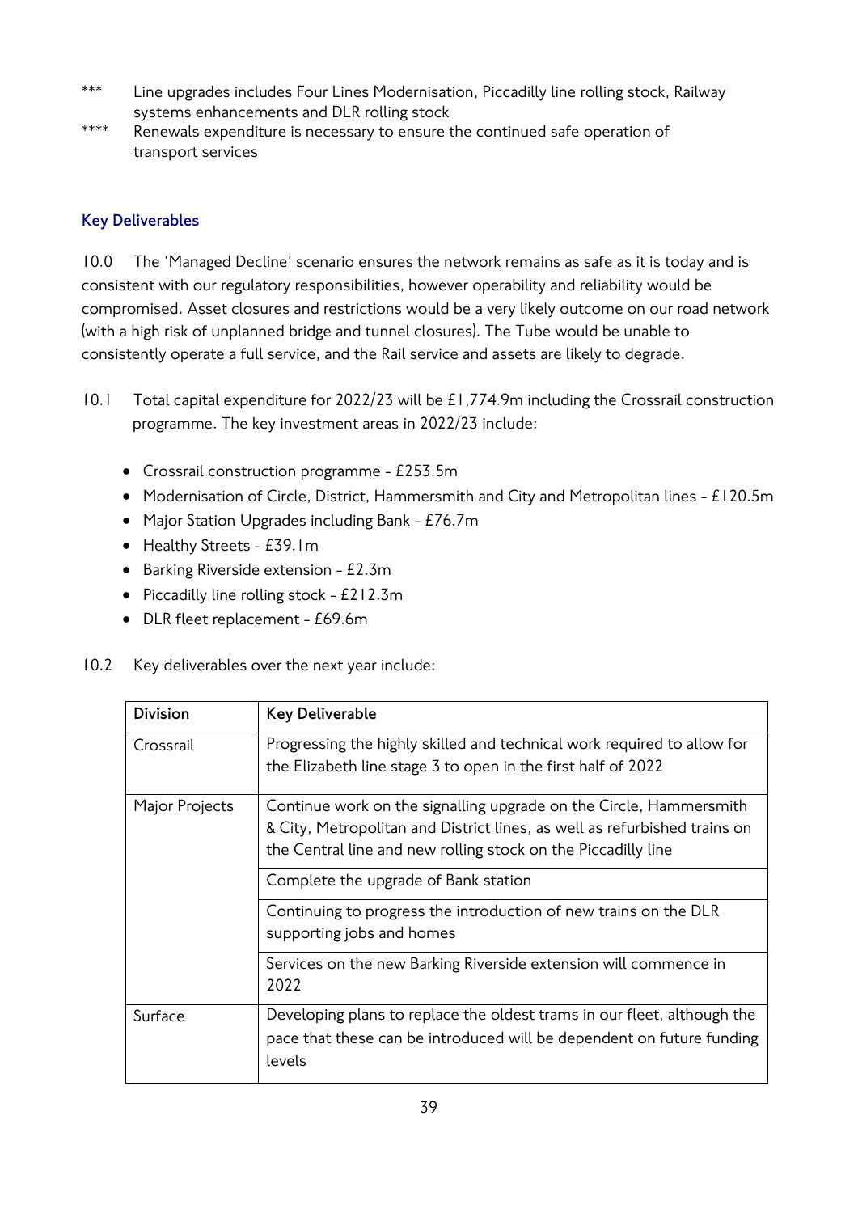\*\*\* Line upgrades includes Four Lines Modernisation, Piccadilly line rolling stock, Railway systems enhancements and DLR rolling stock

\*\*\*\* Renewals expenditure is necessary to ensure the continued safe operation of transport services

### Key Deliverables

10.0 The 'Managed Decline' scenario ensures the network remains as safe as it is today and is consistent with our regulatory responsibilities, however operability and reliability would be compromised. Asset closures and restrictions would be a very likely outcome on our road network (with a high risk of unplanned bridge and tunnel closures). The Tube would be unable to consistently operate a full service, and the Rail service and assets are likely to degrade.

10.1 Total capital expenditure for 2022/23 will be £1,774.9m including the Crossrail construction programme. The key investment areas in 2022/23 include:

- Crossrail construction programme - £253.5m
- Modernisation of Circle, District, Hammersmith and City and Metropolitan lines - £120.5m
- Major Station Upgrades including Bank - £76.7m
- Healthy Streets - £39.1m
- Barking Riverside extension - £2.3m
- Piccadilly line rolling stock - £212.3m
- DLR fleet replacement - £69.6m

10.2 Key deliverables over the next year include:

| Division | Key Deliverable |
|---|---|
| Crossrail | Progressing the highly skilled and technical work required to allow for the Elizabeth line stage 3 to open in the first half of 2022 |
| Major Projects | Continue work on the signalling upgrade on the Circle, Hammersmith & City, Metropolitan and District lines, as well as refurbished trains on the Central line and new rolling stock on the Piccadilly line |
| | Complete the upgrade of Bank station |
| | Continuing to progress the introduction of new trains on the DLR supporting jobs and homes |
| | Services on the new Barking Riverside extension will commence in 2022 |
| Surface | Developing plans to replace the oldest trams in our fleet, although the pace that these can be introduced will be dependent on future funding levels |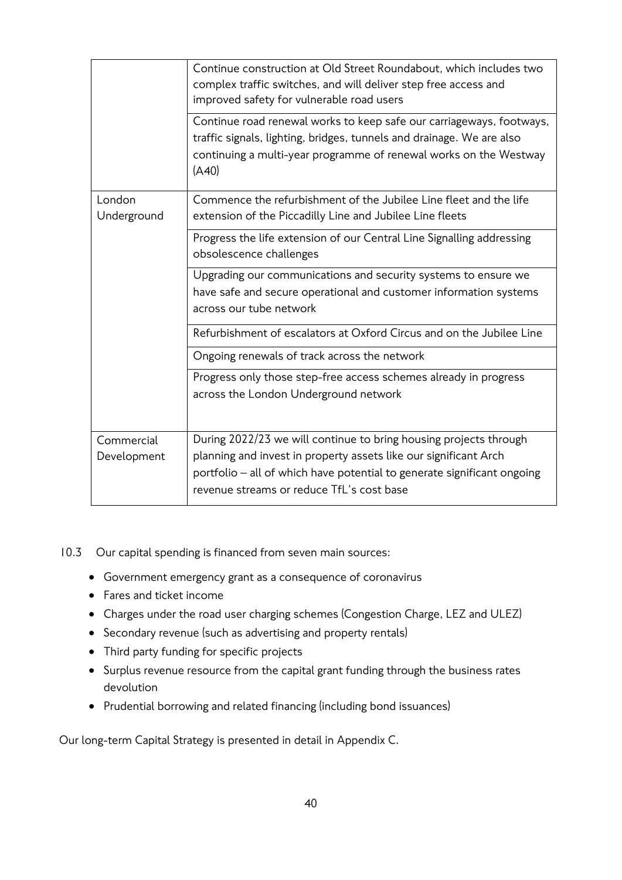| | |
|---|---|
| | Continue construction at Old Street Roundabout, which includes two complex traffic switches, and will deliver step free access and improved safety for vulnerable road users |
| | Continue road renewal works to keep safe our carriageways, footways, traffic signals, lighting, bridges, tunnels and drainage. We are also continuing a multi-year programme of renewal works on the Westway (A40) |
| London Underground | Commence the refurbishment of the Jubilee Line fleet and the life extension of the Piccadilly Line and Jubilee Line fleets |
| | Progress the life extension of our Central Line Signalling addressing obsolescence challenges |
| | Upgrading our communications and security systems to ensure we have safe and secure operational and customer information systems across our tube network |
| | Refurbishment of escalators at Oxford Circus and on the Jubilee Line |
| | Ongoing renewals of track across the network |
| | Progress only those step-free access schemes already in progress across the London Underground network |
| Commercial Development | During 2022/23 we will continue to bring housing projects through planning and invest in property assets like our significant Arch portfolio – all of which have potential to generate significant ongoing revenue streams or reduce TfL's cost base |

10.3 Our capital spending is financed from seven main sources:

- Government emergency grant as a consequence of coronavirus
- Fares and ticket income
- Charges under the road user charging schemes (Congestion Charge, LEZ and ULEZ)
- Secondary revenue (such as advertising and property rentals)
- Third party funding for specific projects
- Surplus revenue resource from the capital grant funding through the business rates devolution
- Prudential borrowing and related financing (including bond issuances)

Our long-term Capital Strategy is presented in detail in Appendix C.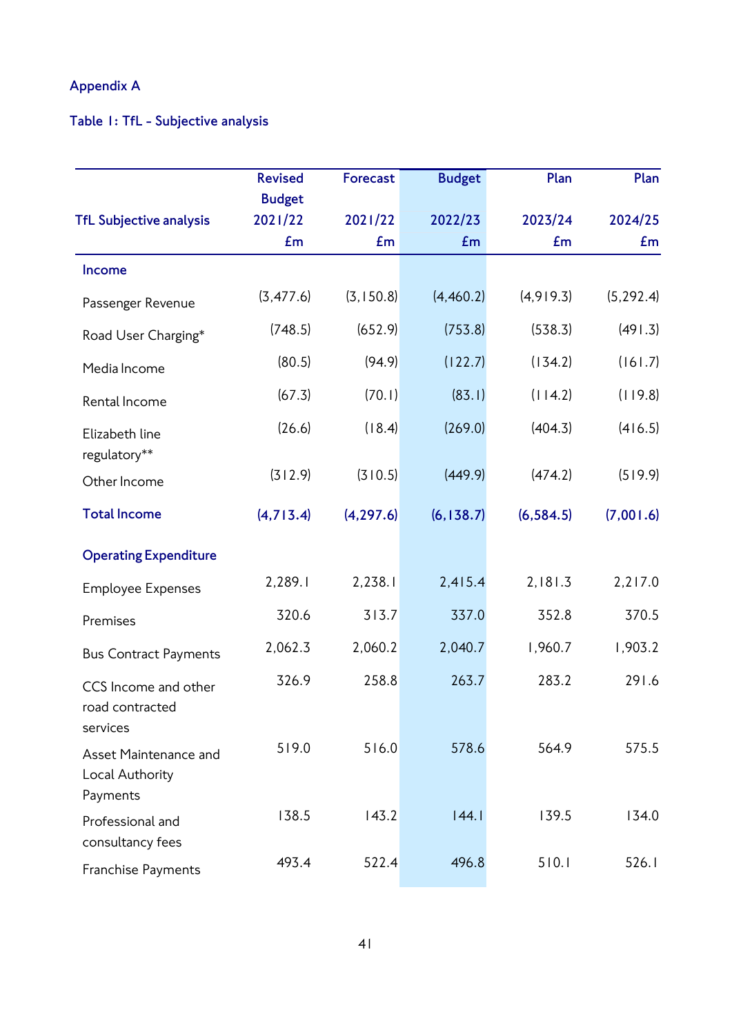Appendix A

Table 1: TfL - Subjective analysis

| TfL Subjective analysis | Revised Budget 2021/22 £m | Forecast 2021/22 £m | Budget 2022/23 £m | Plan 2023/24 £m | Plan 2024/25 £m |
|---|---|---|---|---|---|
| **Income** | | | | | |
| Passenger Revenue | (3,477.6) | (3,150.8) | (4,460.2) | (4,919.3) | (5,292.4) |
| Road User Charging* | (748.5) | (652.9) | (753.8) | (538.3) | (491.3) |
| Media Income | (80.5) | (94.9) | (122.7) | (134.2) | (161.7) |
| Rental Income | (67.3) | (70.1) | (83.1) | (114.2) | (119.8) |
| Elizabeth line regulatory** | (26.6) | (18.4) | (269.0) | (404.3) | (416.5) |
| Other Income | (312.9) | (310.5) | (449.9) | (474.2) | (519.9) |
| **Total Income** | **(4,713.4)** | **(4,297.6)** | **(6,138.7)** | **(6,584.5)** | **(7,001.6)** |
| **Operating Expenditure** | | | | | |
| Employee Expenses | 2,289.1 | 2,238.1 | 2,415.4 | 2,181.3 | 2,217.0 |
| Premises | 320.6 | 313.7 | 337.0 | 352.8 | 370.5 |
| Bus Contract Payments | 2,062.3 | 2,060.2 | 2,040.7 | 1,960.7 | 1,903.2 |
| CCS Income and other road contracted services | 326.9 | 258.8 | 263.7 | 283.2 | 291.6 |
| Asset Maintenance and Local Authority Payments | 519.0 | 516.0 | 578.6 | 564.9 | 575.5 |
| Professional and consultancy fees | 138.5 | 143.2 | 144.1 | 139.5 | 134.0 |
| Franchise Payments | 493.4 | 522.4 | 496.8 | 510.1 | 526.1 |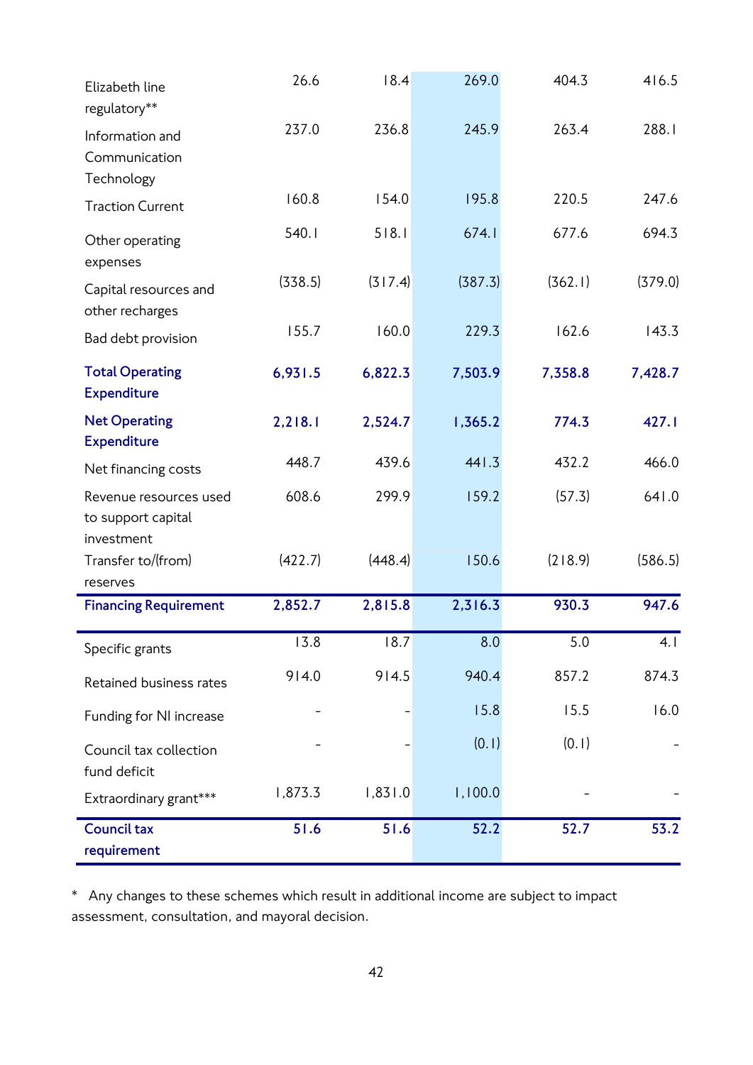| | | | | | |
|---|---|---|---|---|---|
| Elizabeth line regulatory** | 26.6 | 18.4 | 269.0 | 404.3 | 416.5 |
| Information and Communication Technology | 237.0 | 236.8 | 245.9 | 263.4 | 288.1 |
| Traction Current | 160.8 | 154.0 | 195.8 | 220.5 | 247.6 |
| Other operating expenses | 540.1 | 518.1 | 674.1 | 677.6 | 694.3 |
| Capital resources and other recharges | (338.5) | (317.4) | (387.3) | (362.1) | (379.0) |
| Bad debt provision | 155.7 | 160.0 | 229.3 | 162.6 | 143.3 |
| **Total Operating Expenditure** | **6,931.5** | **6,822.3** | **7,503.9** | **7,358.8** | **7,428.7** |
| **Net Operating Expenditure** | **2,218.1** | **2,524.7** | **1,365.2** | **774.3** | **427.1** |
| Net financing costs | 448.7 | 439.6 | 441.3 | 432.2 | 466.0 |
| Revenue resources used to support capital investment | 608.6 | 299.9 | 159.2 | (57.3) | 641.0 |
| Transfer to/(from) reserves | (422.7) | (448.4) | 150.6 | (218.9) | (586.5) |
| **Financing Requirement** | **2,852.7** | **2,815.8** | **2,316.3** | **930.3** | **947.6** |
| Specific grants | 13.8 | 18.7 | 8.0 | 5.0 | 4.1 |
| Retained business rates | 914.0 | 914.5 | 940.4 | 857.2 | 874.3 |
| Funding for NI increase | - | - | 15.8 | 15.5 | 16.0 |
| Council tax collection fund deficit | - | - | (0.1) | (0.1) | - |
| Extraordinary grant*** | 1,873.3 | 1,831.0 | 1,100.0 | - | - |
| **Council tax requirement** | **51.6** | **51.6** | **52.2** | **52.7** | **53.2** |

* Any changes to these schemes which result in additional income are subject to impact assessment, consultation, and mayoral decision.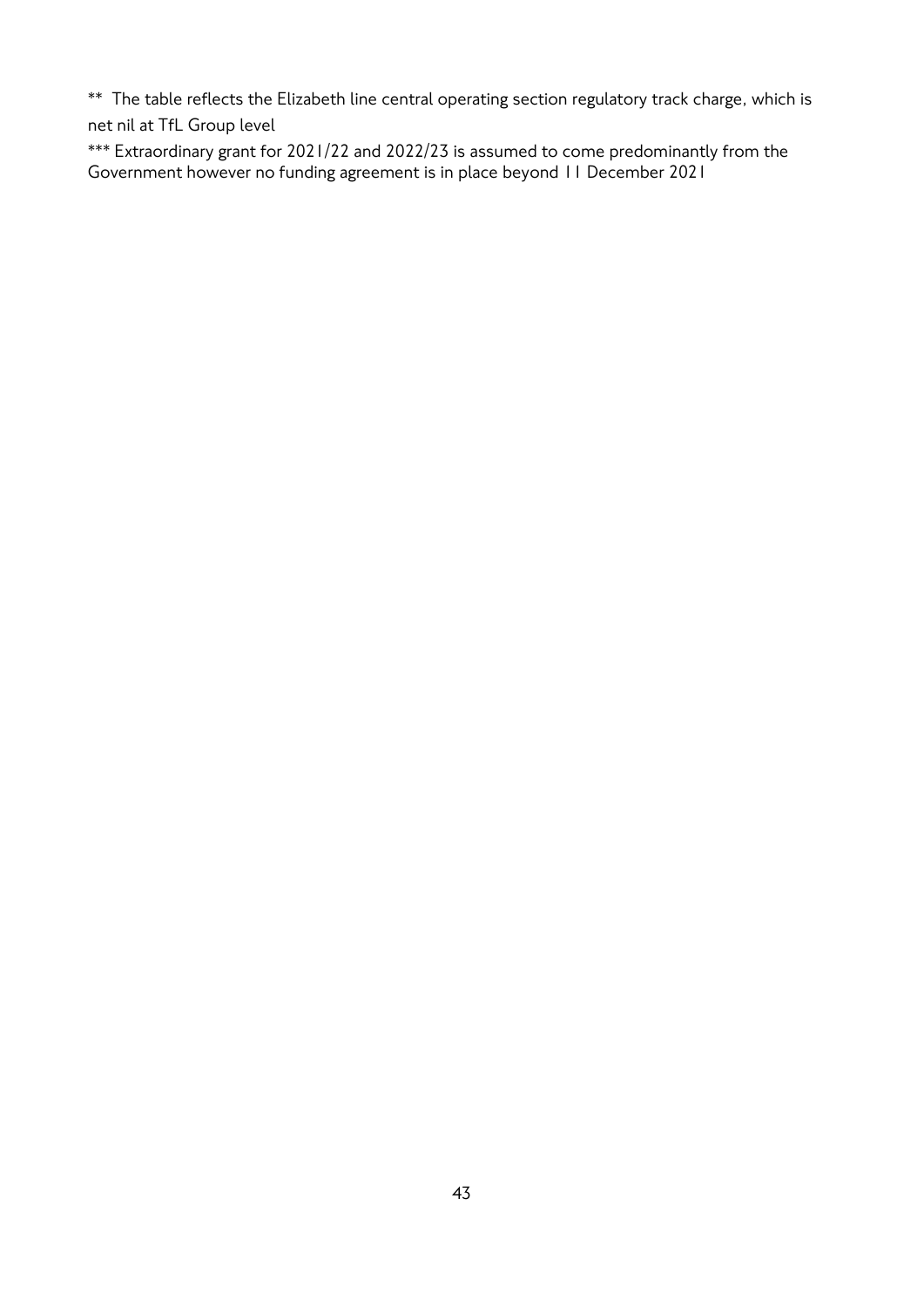** The table reflects the Elizabeth line central operating section regulatory track charge, which is net nil at TfL Group level

*** Extraordinary grant for 2021/22 and 2022/23 is assumed to come predominantly from the Government however no funding agreement is in place beyond 11 December 2021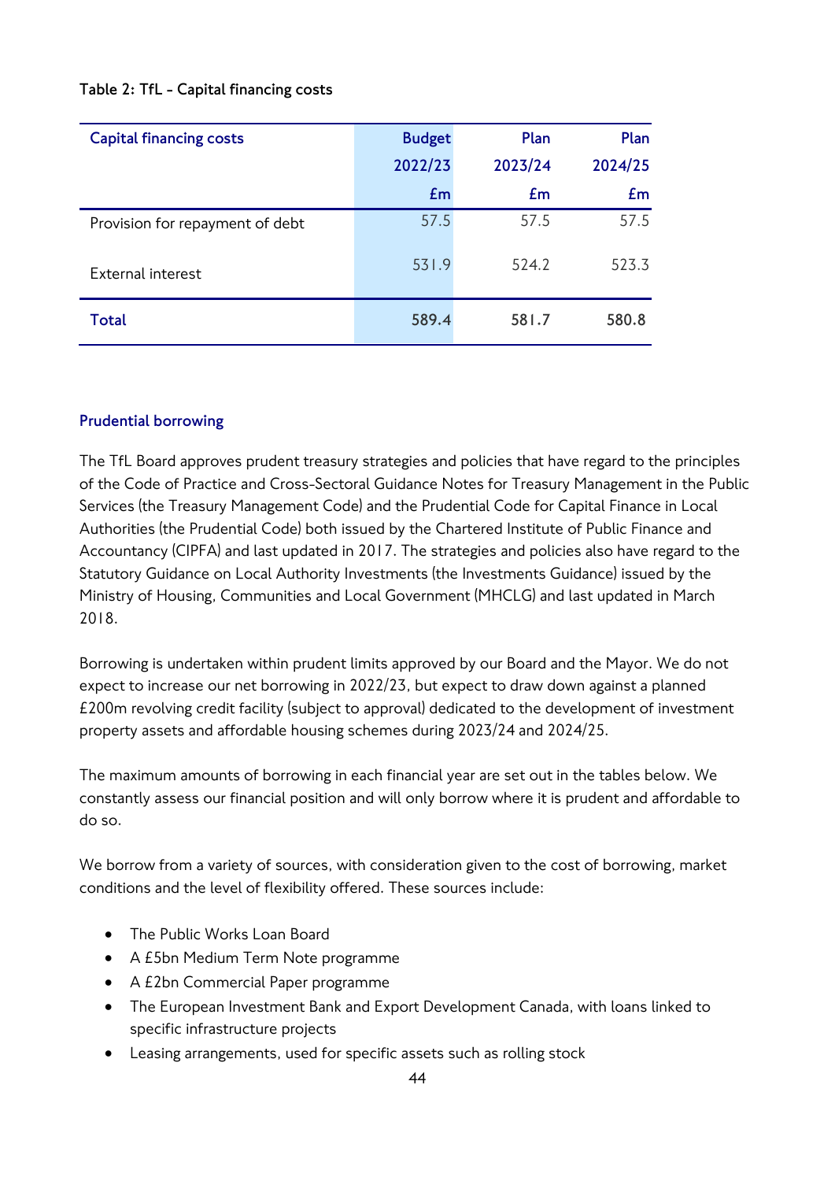**Table 2: TfL - Capital financing costs**

| Capital financing costs | Budget 2022/23 £m | Plan 2023/24 £m | Plan 2024/25 £m |
|---|---|---|---|
| Provision for repayment of debt | 57.5 | 57.5 | 57.5 |
| External interest | 531.9 | 524.2 | 523.3 |
| **Total** | **589.4** | **581.7** | **580.8** |

### Prudential borrowing

The TfL Board approves prudent treasury strategies and policies that have regard to the principles of the Code of Practice and Cross-Sectoral Guidance Notes for Treasury Management in the Public Services (the Treasury Management Code) and the Prudential Code for Capital Finance in Local Authorities (the Prudential Code) both issued by the Chartered Institute of Public Finance and Accountancy (CIPFA) and last updated in 2017. The strategies and policies also have regard to the Statutory Guidance on Local Authority Investments (the Investments Guidance) issued by the Ministry of Housing, Communities and Local Government (MHCLG) and last updated in March 2018.

Borrowing is undertaken within prudent limits approved by our Board and the Mayor. We do not expect to increase our net borrowing in 2022/23, but expect to draw down against a planned £200m revolving credit facility (subject to approval) dedicated to the development of investment property assets and affordable housing schemes during 2023/24 and 2024/25.

The maximum amounts of borrowing in each financial year are set out in the tables below. We constantly assess our financial position and will only borrow where it is prudent and affordable to do so.

We borrow from a variety of sources, with consideration given to the cost of borrowing, market conditions and the level of flexibility offered. These sources include:

- The Public Works Loan Board
- A £5bn Medium Term Note programme
- A £2bn Commercial Paper programme
- The European Investment Bank and Export Development Canada, with loans linked to specific infrastructure projects
- Leasing arrangements, used for specific assets such as rolling stock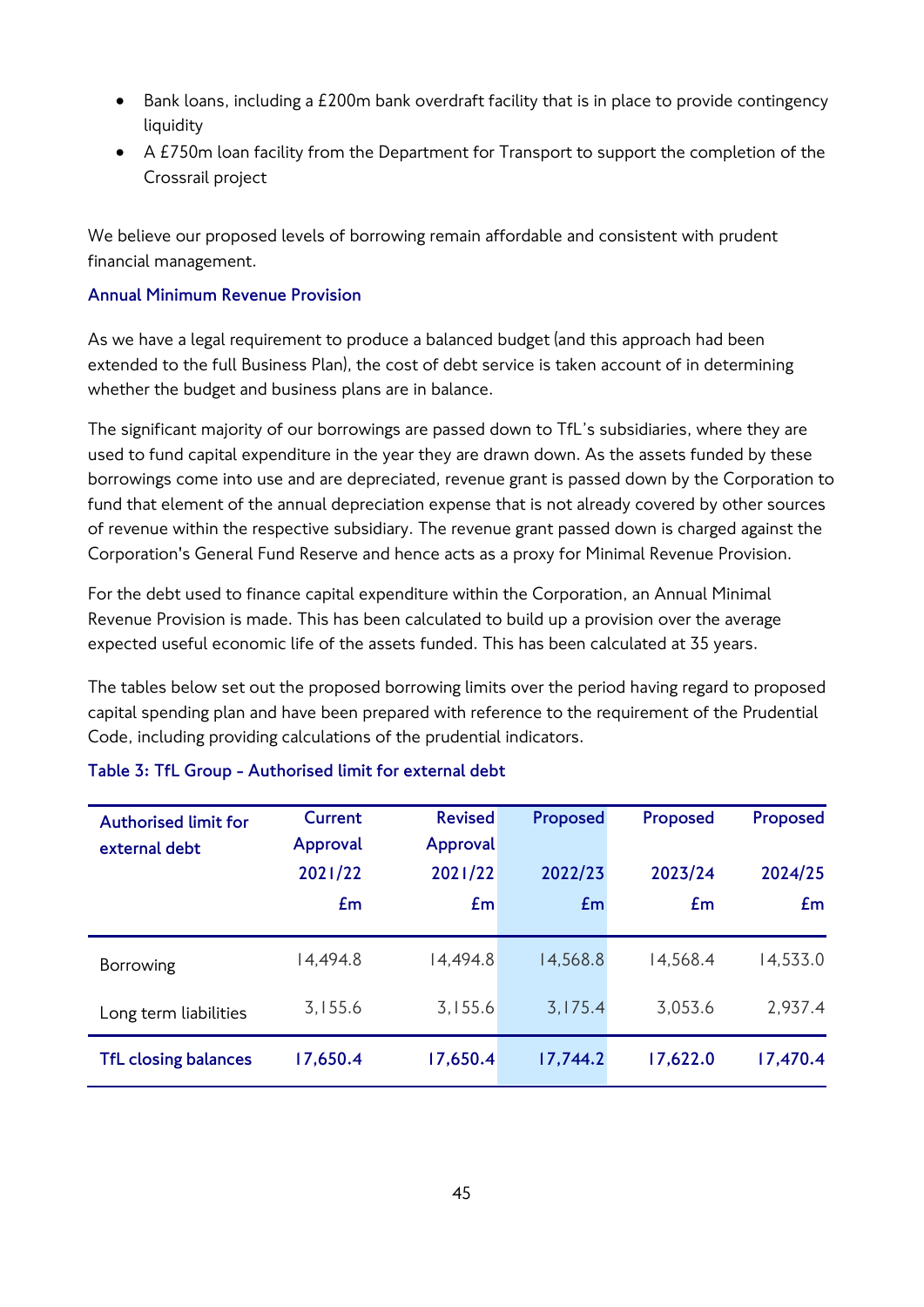- Bank loans, including a £200m bank overdraft facility that is in place to provide contingency liquidity
- A £750m loan facility from the Department for Transport to support the completion of the Crossrail project

We believe our proposed levels of borrowing remain affordable and consistent with prudent financial management.

### Annual Minimum Revenue Provision

As we have a legal requirement to produce a balanced budget (and this approach had been extended to the full Business Plan), the cost of debt service is taken account of in determining whether the budget and business plans are in balance.

The significant majority of our borrowings are passed down to TfL's subsidiaries, where they are used to fund capital expenditure in the year they are drawn down. As the assets funded by these borrowings come into use and are depreciated, revenue grant is passed down by the Corporation to fund that element of the annual depreciation expense that is not already covered by other sources of revenue within the respective subsidiary. The revenue grant passed down is charged against the Corporation's General Fund Reserve and hence acts as a proxy for Minimal Revenue Provision.

For the debt used to finance capital expenditure within the Corporation, an Annual Minimal Revenue Provision is made. This has been calculated to build up a provision over the average expected useful economic life of the assets funded. This has been calculated at 35 years.

The tables below set out the proposed borrowing limits over the period having regard to proposed capital spending plan and have been prepared with reference to the requirement of the Prudential Code, including providing calculations of the prudential indicators.

### Table 3: TfL Group - Authorised limit for external debt

| Authorised limit for external debt | Current Approval 2021/22 £m | Revised Approval 2021/22 £m | Proposed 2022/23 £m | Proposed 2023/24 £m | Proposed 2024/25 £m |
|---|---|---|---|---|---|
| Borrowing | 14,494.8 | 14,494.8 | 14,568.8 | 14,568.4 | 14,533.0 |
| Long term liabilities | 3,155.6 | 3,155.6 | 3,175.4 | 3,053.6 | 2,937.4 |
| **TfL closing balances** | **17,650.4** | **17,650.4** | **17,744.2** | **17,622.0** | **17,470.4** |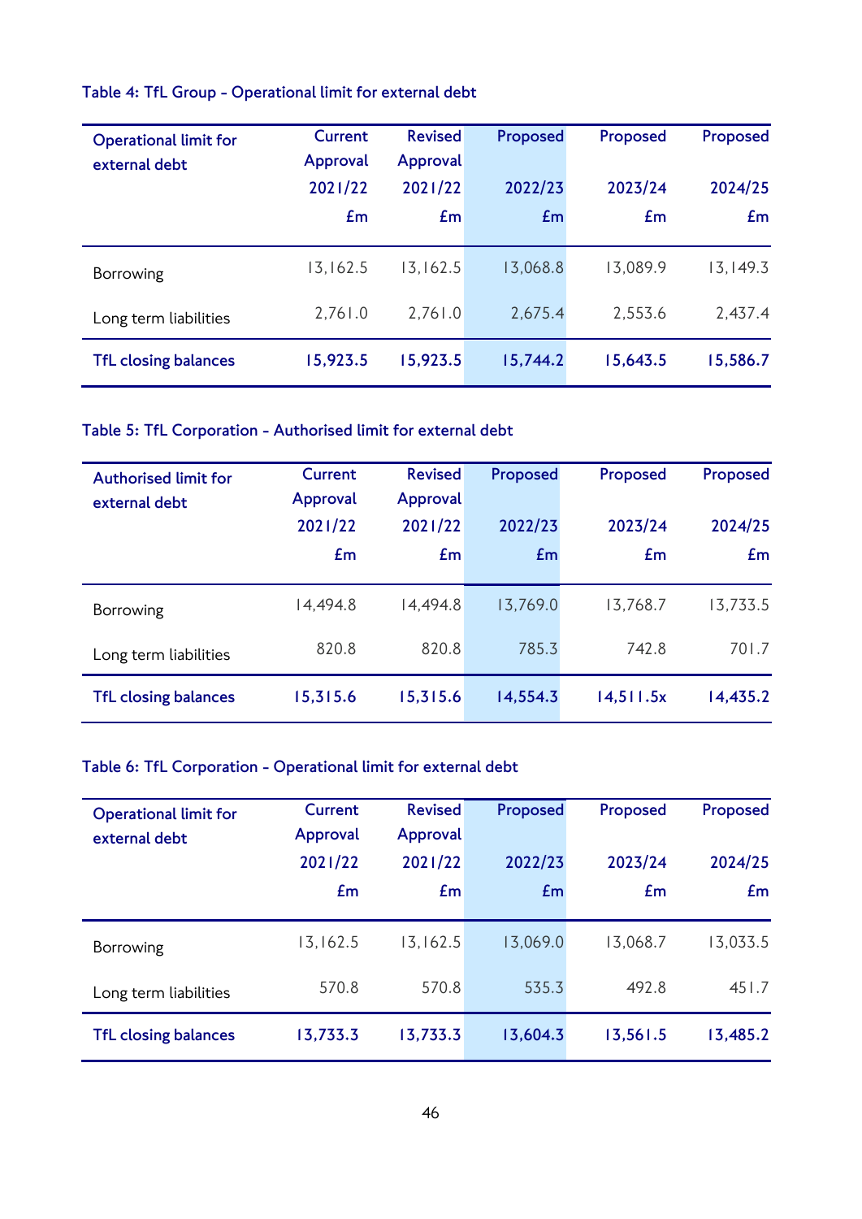Table 4: TfL Group - Operational limit for external debt

| Operational limit for external debt | Current Approval 2021/22 £m | Revised Approval 2021/22 £m | Proposed 2022/23 £m | Proposed 2023/24 £m | Proposed 2024/25 £m |
|---|---|---|---|---|---|
| Borrowing | 13,162.5 | 13,162.5 | 13,068.8 | 13,089.9 | 13,149.3 |
| Long term liabilities | 2,761.0 | 2,761.0 | 2,675.4 | 2,553.6 | 2,437.4 |
| **TfL closing balances** | **15,923.5** | **15,923.5** | **15,744.2** | **15,643.5** | **15,586.7** |

Table 5: TfL Corporation - Authorised limit for external debt

| Authorised limit for external debt | Current Approval 2021/22 £m | Revised Approval 2021/22 £m | Proposed 2022/23 £m | Proposed 2023/24 £m | Proposed 2024/25 £m |
|---|---|---|---|---|---|
| Borrowing | 14,494.8 | 14,494.8 | 13,769.0 | 13,768.7 | 13,733.5 |
| Long term liabilities | 820.8 | 820.8 | 785.3 | 742.8 | 701.7 |
| **TfL closing balances** | **15,315.6** | **15,315.6** | **14,554.3** | **14,511.5x** | **14,435.2** |

Table 6: TfL Corporation - Operational limit for external debt

| Operational limit for external debt | Current Approval 2021/22 £m | Revised Approval 2021/22 £m | Proposed 2022/23 £m | Proposed 2023/24 £m | Proposed 2024/25 £m |
|---|---|---|---|---|---|
| Borrowing | 13,162.5 | 13,162.5 | 13,069.0 | 13,068.7 | 13,033.5 |
| Long term liabilities | 570.8 | 570.8 | 535.3 | 492.8 | 451.7 |
| **TfL closing balances** | **13,733.3** | **13,733.3** | **13,604.3** | **13,561.5** | **13,485.2** |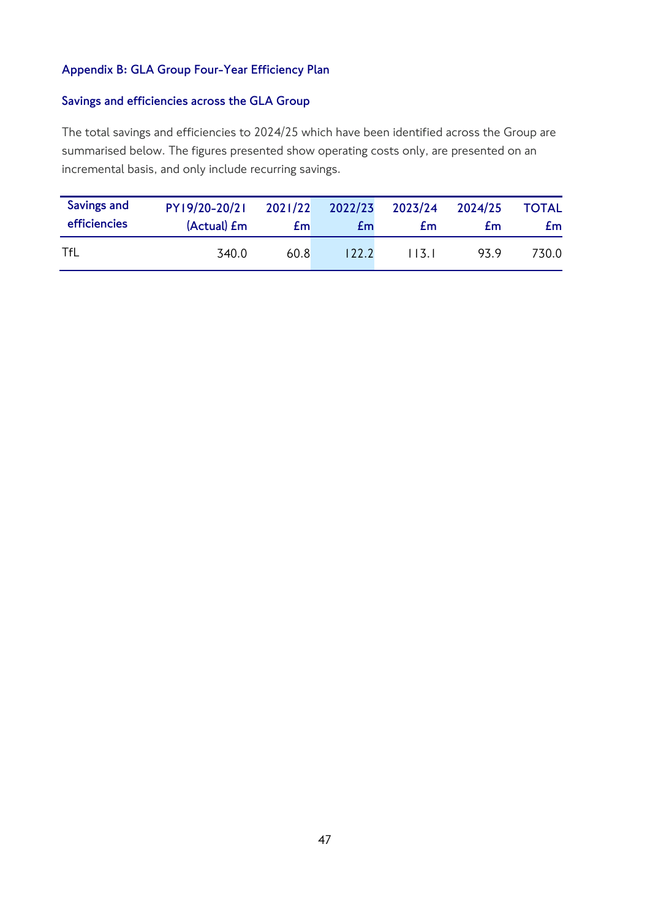### Appendix B: GLA Group Four-Year Efficiency Plan

#### Savings and efficiencies across the GLA Group

The total savings and efficiencies to 2024/25 which have been identified across the Group are summarised below. The figures presented show operating costs only, are presented on an incremental basis, and only include recurring savings.

| Savings and efficiencies | PY19/20-20/21 (Actual) £m | 2021/22 £m | 2022/23 £m | 2023/24 £m | 2024/25 £m | TOTAL £m |
|---|---|---|---|---|---|---|
| TfL | 340.0 | 60.8 | 122.2 | 113.1 | 93.9 | 730.0 |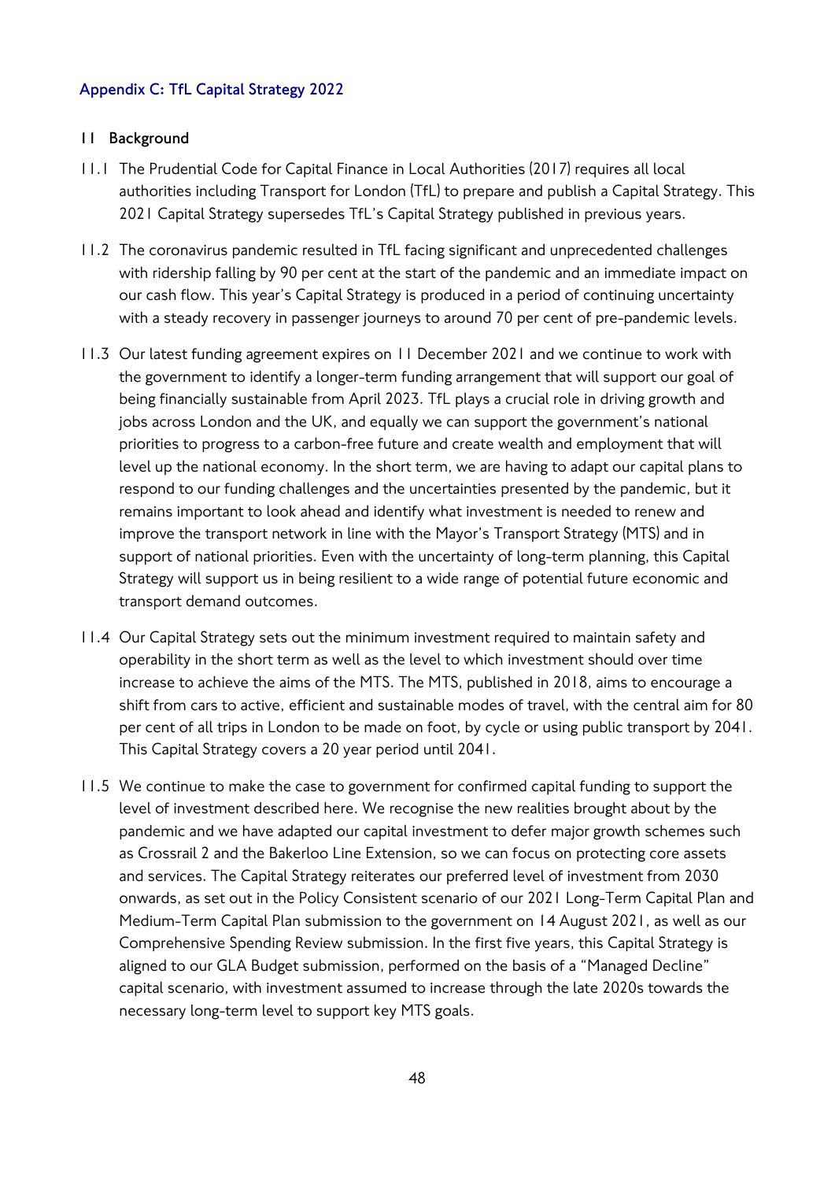## Appendix C: TfL Capital Strategy 2022

### 11 Background

11.1 The Prudential Code for Capital Finance in Local Authorities (2017) requires all local authorities including Transport for London (TfL) to prepare and publish a Capital Strategy. This 2021 Capital Strategy supersedes TfL's Capital Strategy published in previous years.

11.2 The coronavirus pandemic resulted in TfL facing significant and unprecedented challenges with ridership falling by 90 per cent at the start of the pandemic and an immediate impact on our cash flow. This year's Capital Strategy is produced in a period of continuing uncertainty with a steady recovery in passenger journeys to around 70 per cent of pre-pandemic levels.

11.3 Our latest funding agreement expires on 11 December 2021 and we continue to work with the government to identify a longer-term funding arrangement that will support our goal of being financially sustainable from April 2023. TfL plays a crucial role in driving growth and jobs across London and the UK, and equally we can support the government's national priorities to progress to a carbon-free future and create wealth and employment that will level up the national economy. In the short term, we are having to adapt our capital plans to respond to our funding challenges and the uncertainties presented by the pandemic, but it remains important to look ahead and identify what investment is needed to renew and improve the transport network in line with the Mayor's Transport Strategy (MTS) and in support of national priorities. Even with the uncertainty of long-term planning, this Capital Strategy will support us in being resilient to a wide range of potential future economic and transport demand outcomes.

11.4 Our Capital Strategy sets out the minimum investment required to maintain safety and operability in the short term as well as the level to which investment should over time increase to achieve the aims of the MTS. The MTS, published in 2018, aims to encourage a shift from cars to active, efficient and sustainable modes of travel, with the central aim for 80 per cent of all trips in London to be made on foot, by cycle or using public transport by 2041. This Capital Strategy covers a 20 year period until 2041.

11.5 We continue to make the case to government for confirmed capital funding to support the level of investment described here. We recognise the new realities brought about by the pandemic and we have adapted our capital investment to defer major growth schemes such as Crossrail 2 and the Bakerloo Line Extension, so we can focus on protecting core assets and services. The Capital Strategy reiterates our preferred level of investment from 2030 onwards, as set out in the Policy Consistent scenario of our 2021 Long-Term Capital Plan and Medium-Term Capital Plan submission to the government on 14 August 2021, as well as our Comprehensive Spending Review submission. In the first five years, this Capital Strategy is aligned to our GLA Budget submission, performed on the basis of a "Managed Decline" capital scenario, with investment assumed to increase through the late 2020s towards the necessary long-term level to support key MTS goals.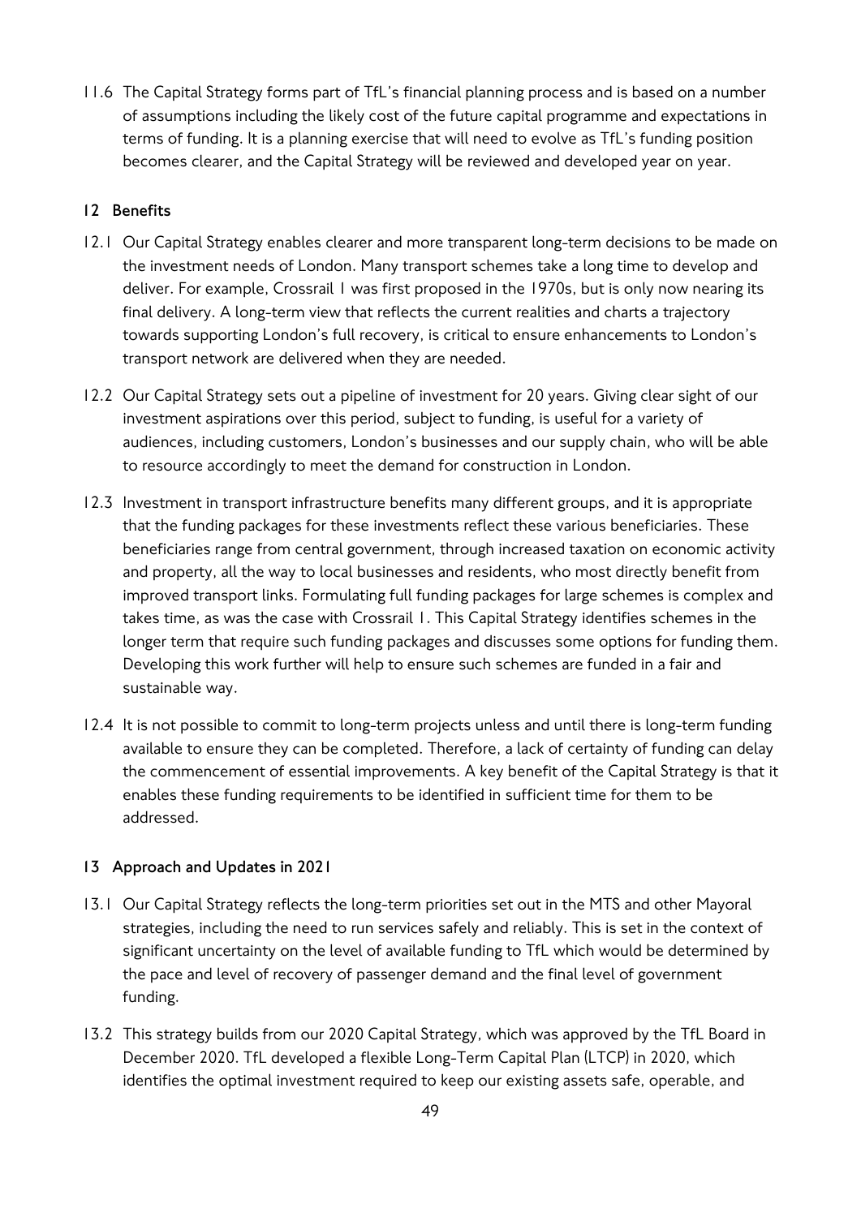11.6 The Capital Strategy forms part of TfL's financial planning process and is based on a number of assumptions including the likely cost of the future capital programme and expectations in terms of funding. It is a planning exercise that will need to evolve as TfL's funding position becomes clearer, and the Capital Strategy will be reviewed and developed year on year.

## 12 Benefits

12.1 Our Capital Strategy enables clearer and more transparent long-term decisions to be made on the investment needs of London. Many transport schemes take a long time to develop and deliver. For example, Crossrail 1 was first proposed in the 1970s, but is only now nearing its final delivery. A long-term view that reflects the current realities and charts a trajectory towards supporting London's full recovery, is critical to ensure enhancements to London's transport network are delivered when they are needed.

12.2 Our Capital Strategy sets out a pipeline of investment for 20 years. Giving clear sight of our investment aspirations over this period, subject to funding, is useful for a variety of audiences, including customers, London's businesses and our supply chain, who will be able to resource accordingly to meet the demand for construction in London.

12.3 Investment in transport infrastructure benefits many different groups, and it is appropriate that the funding packages for these investments reflect these various beneficiaries. These beneficiaries range from central government, through increased taxation on economic activity and property, all the way to local businesses and residents, who most directly benefit from improved transport links. Formulating full funding packages for large schemes is complex and takes time, as was the case with Crossrail 1. This Capital Strategy identifies schemes in the longer term that require such funding packages and discusses some options for funding them. Developing this work further will help to ensure such schemes are funded in a fair and sustainable way.

12.4 It is not possible to commit to long-term projects unless and until there is long-term funding available to ensure they can be completed. Therefore, a lack of certainty of funding can delay the commencement of essential improvements. A key benefit of the Capital Strategy is that it enables these funding requirements to be identified in sufficient time for them to be addressed.

## 13 Approach and Updates in 2021

13.1 Our Capital Strategy reflects the long-term priorities set out in the MTS and other Mayoral strategies, including the need to run services safely and reliably. This is set in the context of significant uncertainty on the level of available funding to TfL which would be determined by the pace and level of recovery of passenger demand and the final level of government funding.

13.2 This strategy builds from our 2020 Capital Strategy, which was approved by the TfL Board in December 2020. TfL developed a flexible Long-Term Capital Plan (LTCP) in 2020, which identifies the optimal investment required to keep our existing assets safe, operable, and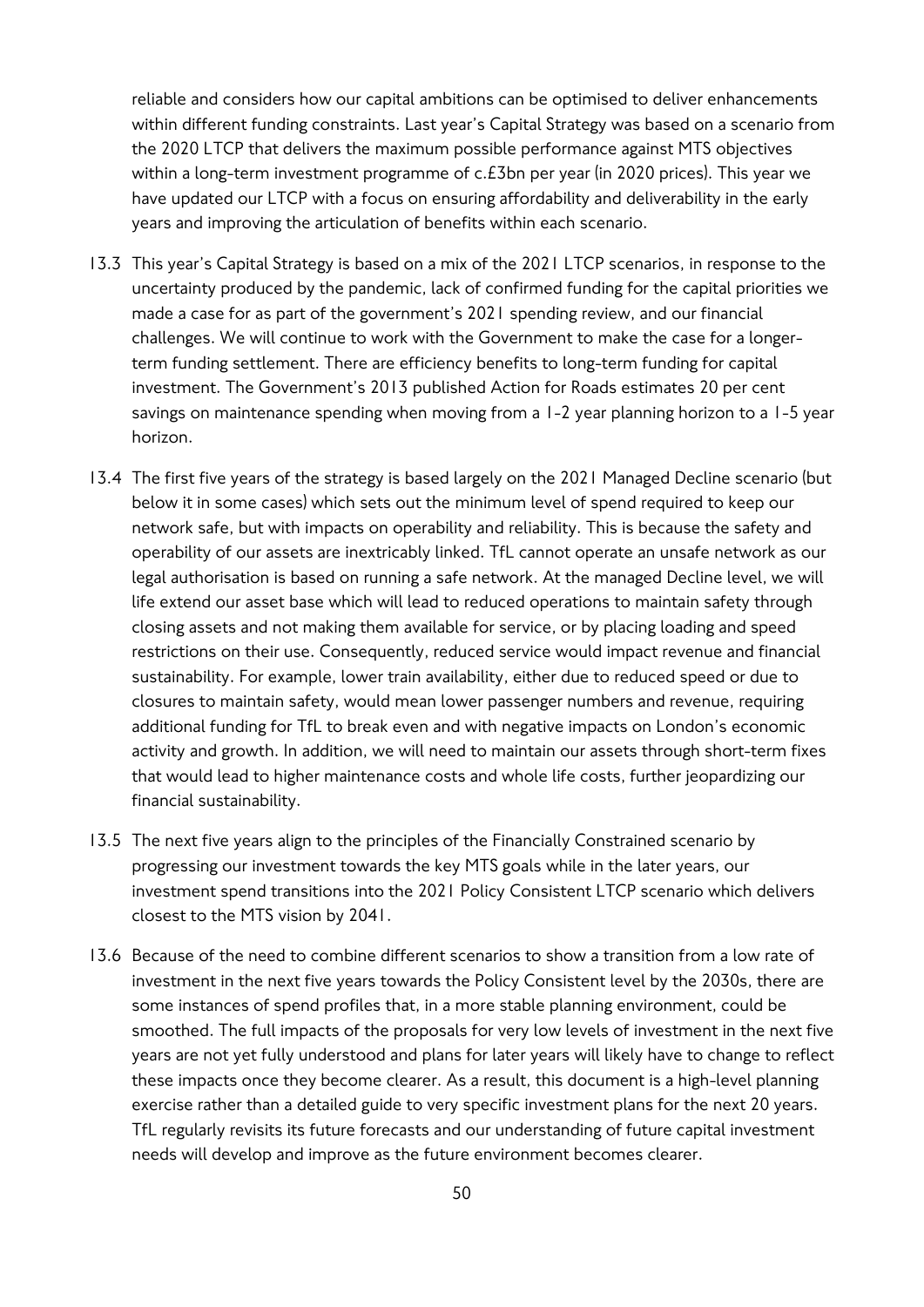reliable and considers how our capital ambitions can be optimised to deliver enhancements within different funding constraints. Last year's Capital Strategy was based on a scenario from the 2020 LTCP that delivers the maximum possible performance against MTS objectives within a long-term investment programme of c.£3bn per year (in 2020 prices). This year we have updated our LTCP with a focus on ensuring affordability and deliverability in the early years and improving the articulation of benefits within each scenario.

13.3 This year's Capital Strategy is based on a mix of the 2021 LTCP scenarios, in response to the uncertainty produced by the pandemic, lack of confirmed funding for the capital priorities we made a case for as part of the government's 2021 spending review, and our financial challenges. We will continue to work with the Government to make the case for a longer-term funding settlement. There are efficiency benefits to long-term funding for capital investment. The Government's 2013 published Action for Roads estimates 20 per cent savings on maintenance spending when moving from a 1-2 year planning horizon to a 1-5 year horizon.

13.4 The first five years of the strategy is based largely on the 2021 Managed Decline scenario (but below it in some cases) which sets out the minimum level of spend required to keep our network safe, but with impacts on operability and reliability. This is because the safety and operability of our assets are inextricably linked. TfL cannot operate an unsafe network as our legal authorisation is based on running a safe network. At the managed Decline level, we will life extend our asset base which will lead to reduced operations to maintain safety through closing assets and not making them available for service, or by placing loading and speed restrictions on their use. Consequently, reduced service would impact revenue and financial sustainability. For example, lower train availability, either due to reduced speed or due to closures to maintain safety, would mean lower passenger numbers and revenue, requiring additional funding for TfL to break even and with negative impacts on London's economic activity and growth. In addition, we will need to maintain our assets through short-term fixes that would lead to higher maintenance costs and whole life costs, further jeopardizing our financial sustainability.

13.5 The next five years align to the principles of the Financially Constrained scenario by progressing our investment towards the key MTS goals while in the later years, our investment spend transitions into the 2021 Policy Consistent LTCP scenario which delivers closest to the MTS vision by 2041.

13.6 Because of the need to combine different scenarios to show a transition from a low rate of investment in the next five years towards the Policy Consistent level by the 2030s, there are some instances of spend profiles that, in a more stable planning environment, could be smoothed. The full impacts of the proposals for very low levels of investment in the next five years are not yet fully understood and plans for later years will likely have to change to reflect these impacts once they become clearer. As a result, this document is a high-level planning exercise rather than a detailed guide to very specific investment plans for the next 20 years. TfL regularly revisits its future forecasts and our understanding of future capital investment needs will develop and improve as the future environment becomes clearer.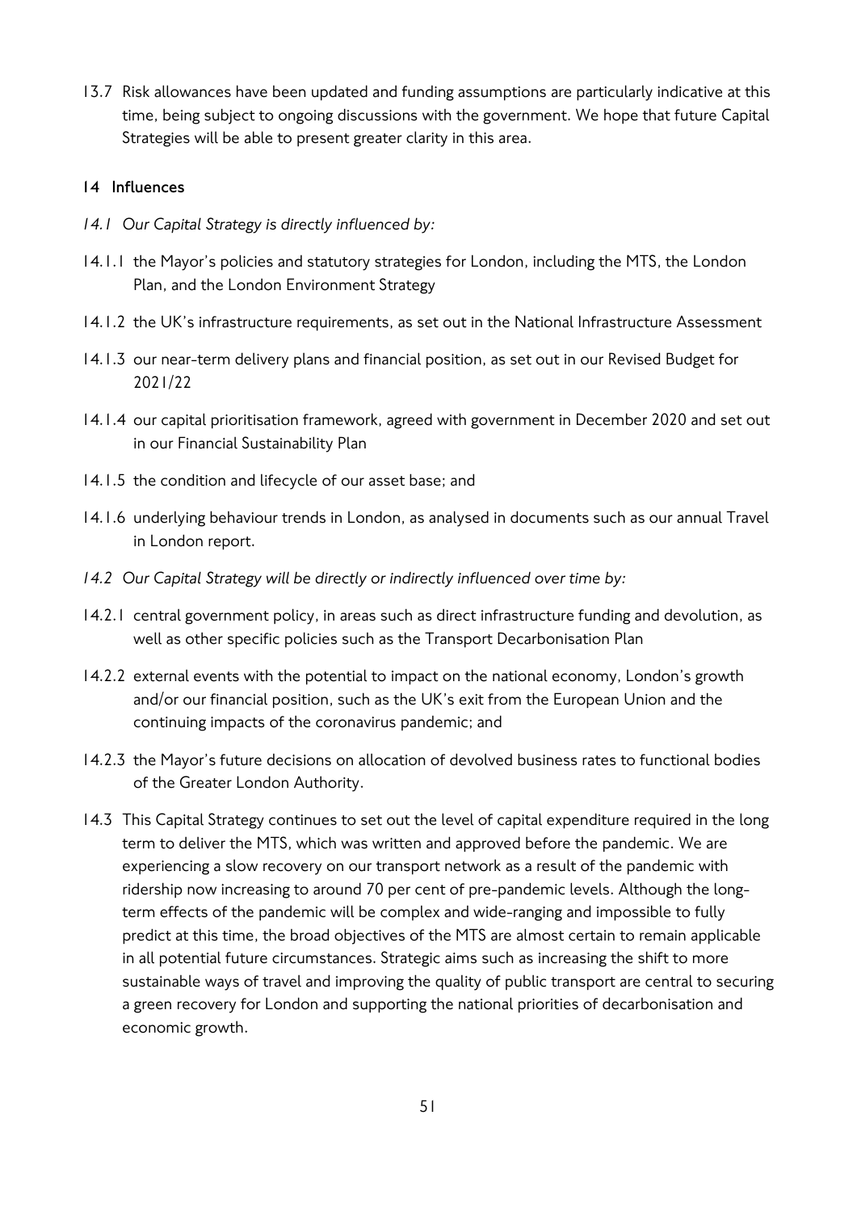13.7 Risk allowances have been updated and funding assumptions are particularly indicative at this time, being subject to ongoing discussions with the government. We hope that future Capital Strategies will be able to present greater clarity in this area.

## 14 Influences

*14.1 Our Capital Strategy is directly influenced by:*

14.1.1 the Mayor's policies and statutory strategies for London, including the MTS, the London Plan, and the London Environment Strategy

14.1.2 the UK's infrastructure requirements, as set out in the National Infrastructure Assessment

14.1.3 our near-term delivery plans and financial position, as set out in our Revised Budget for 2021/22

14.1.4 our capital prioritisation framework, agreed with government in December 2020 and set out in our Financial Sustainability Plan

14.1.5 the condition and lifecycle of our asset base; and

14.1.6 underlying behaviour trends in London, as analysed in documents such as our annual Travel in London report.

*14.2 Our Capital Strategy will be directly or indirectly influenced over time by:*

14.2.1 central government policy, in areas such as direct infrastructure funding and devolution, as well as other specific policies such as the Transport Decarbonisation Plan

14.2.2 external events with the potential to impact on the national economy, London's growth and/or our financial position, such as the UK's exit from the European Union and the continuing impacts of the coronavirus pandemic; and

14.2.3 the Mayor's future decisions on allocation of devolved business rates to functional bodies of the Greater London Authority.

14.3 This Capital Strategy continues to set out the level of capital expenditure required in the long term to deliver the MTS, which was written and approved before the pandemic. We are experiencing a slow recovery on our transport network as a result of the pandemic with ridership now increasing to around 70 per cent of pre-pandemic levels. Although the long-term effects of the pandemic will be complex and wide-ranging and impossible to fully predict at this time, the broad objectives of the MTS are almost certain to remain applicable in all potential future circumstances. Strategic aims such as increasing the shift to more sustainable ways of travel and improving the quality of public transport are central to securing a green recovery for London and supporting the national priorities of decarbonisation and economic growth.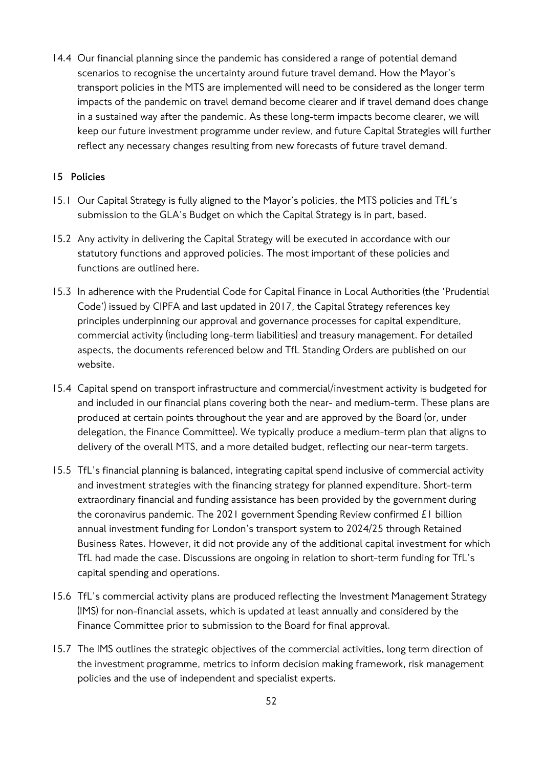14.4 Our financial planning since the pandemic has considered a range of potential demand scenarios to recognise the uncertainty around future travel demand. How the Mayor's transport policies in the MTS are implemented will need to be considered as the longer term impacts of the pandemic on travel demand become clearer and if travel demand does change in a sustained way after the pandemic. As these long-term impacts become clearer, we will keep our future investment programme under review, and future Capital Strategies will further reflect any necessary changes resulting from new forecasts of future travel demand.

## 15 Policies

15.1 Our Capital Strategy is fully aligned to the Mayor's policies, the MTS policies and TfL's submission to the GLA's Budget on which the Capital Strategy is in part, based.

15.2 Any activity in delivering the Capital Strategy will be executed in accordance with our statutory functions and approved policies. The most important of these policies and functions are outlined here.

15.3 In adherence with the Prudential Code for Capital Finance in Local Authorities (the 'Prudential Code') issued by CIPFA and last updated in 2017, the Capital Strategy references key principles underpinning our approval and governance processes for capital expenditure, commercial activity (including long-term liabilities) and treasury management. For detailed aspects, the documents referenced below and TfL Standing Orders are published on our website.

15.4 Capital spend on transport infrastructure and commercial/investment activity is budgeted for and included in our financial plans covering both the near- and medium-term. These plans are produced at certain points throughout the year and are approved by the Board (or, under delegation, the Finance Committee). We typically produce a medium-term plan that aligns to delivery of the overall MTS, and a more detailed budget, reflecting our near-term targets.

15.5 TfL's financial planning is balanced, integrating capital spend inclusive of commercial activity and investment strategies with the financing strategy for planned expenditure. Short-term extraordinary financial and funding assistance has been provided by the government during the coronavirus pandemic. The 2021 government Spending Review confirmed £1 billion annual investment funding for London's transport system to 2024/25 through Retained Business Rates. However, it did not provide any of the additional capital investment for which TfL had made the case. Discussions are ongoing in relation to short-term funding for TfL's capital spending and operations.

15.6 TfL's commercial activity plans are produced reflecting the Investment Management Strategy (IMS) for non-financial assets, which is updated at least annually and considered by the Finance Committee prior to submission to the Board for final approval.

15.7 The IMS outlines the strategic objectives of the commercial activities, long term direction of the investment programme, metrics to inform decision making framework, risk management policies and the use of independent and specialist experts.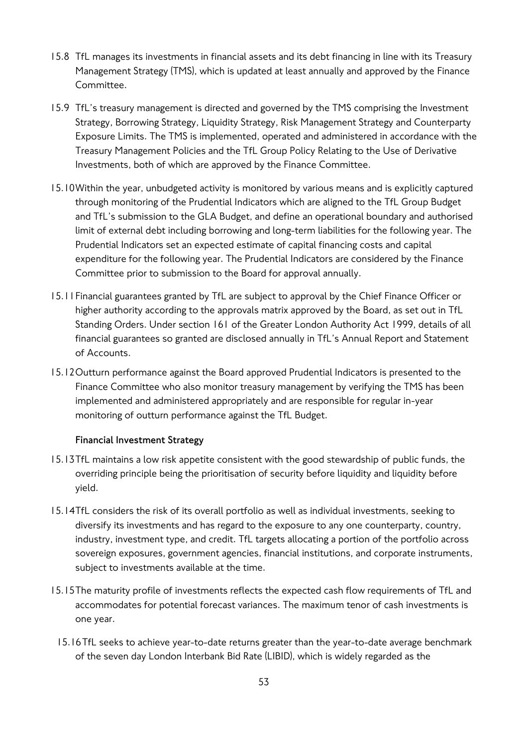15.8 TfL manages its investments in financial assets and its debt financing in line with its Treasury Management Strategy (TMS), which is updated at least annually and approved by the Finance Committee.

15.9 TfL's treasury management is directed and governed by the TMS comprising the Investment Strategy, Borrowing Strategy, Liquidity Strategy, Risk Management Strategy and Counterparty Exposure Limits. The TMS is implemented, operated and administered in accordance with the Treasury Management Policies and the TfL Group Policy Relating to the Use of Derivative Investments, both of which are approved by the Finance Committee.

15.10 Within the year, unbudgeted activity is monitored by various means and is explicitly captured through monitoring of the Prudential Indicators which are aligned to the TfL Group Budget and TfL's submission to the GLA Budget, and define an operational boundary and authorised limit of external debt including borrowing and long-term liabilities for the following year. The Prudential Indicators set an expected estimate of capital financing costs and capital expenditure for the following year. The Prudential Indicators are considered by the Finance Committee prior to submission to the Board for approval annually.

15.11 Financial guarantees granted by TfL are subject to approval by the Chief Finance Officer or higher authority according to the approvals matrix approved by the Board, as set out in TfL Standing Orders. Under section 161 of the Greater London Authority Act 1999, details of all financial guarantees so granted are disclosed annually in TfL's Annual Report and Statement of Accounts.

15.12 Outturn performance against the Board approved Prudential Indicators is presented to the Finance Committee who also monitor treasury management by verifying the TMS has been implemented and administered appropriately and are responsible for regular in-year monitoring of outturn performance against the TfL Budget.

**Financial Investment Strategy**

15.13 TfL maintains a low risk appetite consistent with the good stewardship of public funds, the overriding principle being the prioritisation of security before liquidity and liquidity before yield.

15.14 TfL considers the risk of its overall portfolio as well as individual investments, seeking to diversify its investments and has regard to the exposure to any one counterparty, country, industry, investment type, and credit. TfL targets allocating a portion of the portfolio across sovereign exposures, government agencies, financial institutions, and corporate instruments, subject to investments available at the time.

15.15 The maturity profile of investments reflects the expected cash flow requirements of TfL and accommodates for potential forecast variances. The maximum tenor of cash investments is one year.

15.16 TfL seeks to achieve year-to-date returns greater than the year-to-date average benchmark of the seven day London Interbank Bid Rate (LIBID), which is widely regarded as the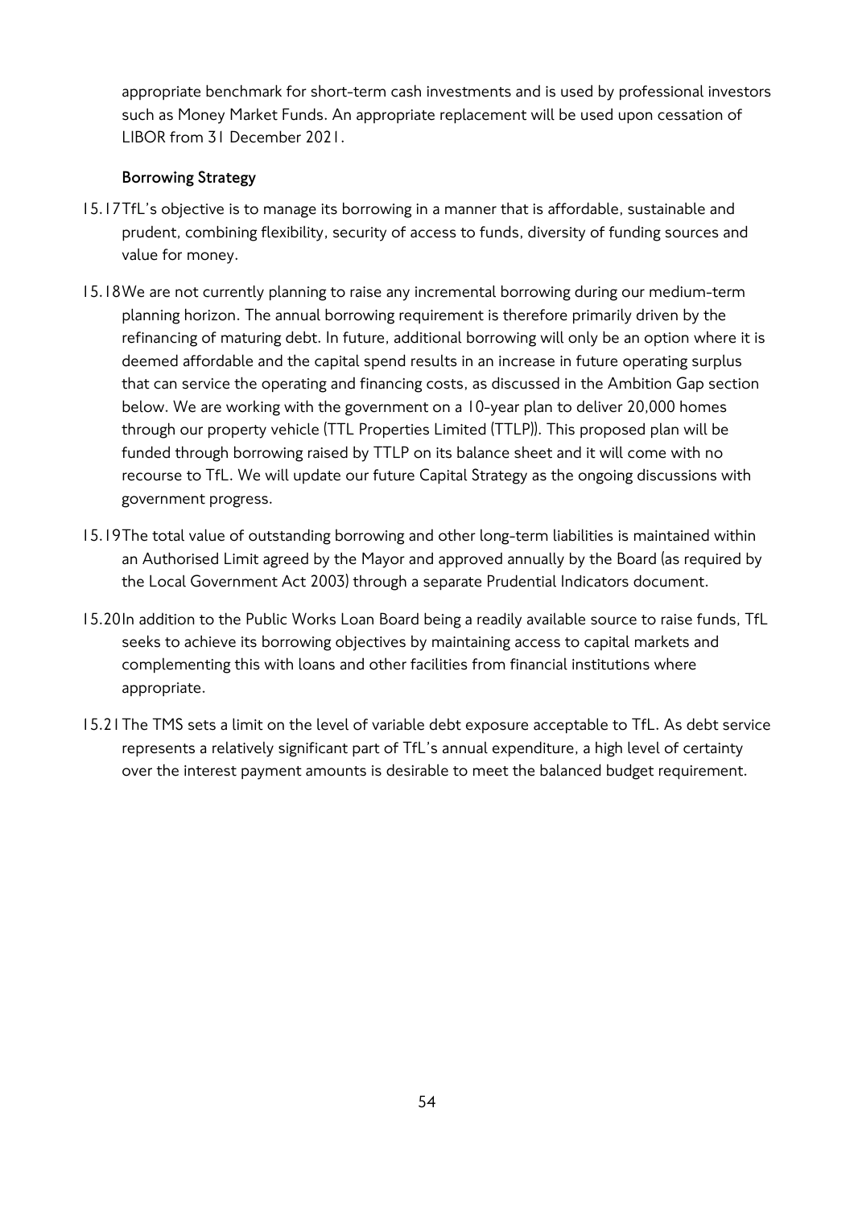appropriate benchmark for short-term cash investments and is used by professional investors such as Money Market Funds. An appropriate replacement will be used upon cessation of LIBOR from 31 December 2021.

### Borrowing Strategy

15.17 TfL's objective is to manage its borrowing in a manner that is affordable, sustainable and prudent, combining flexibility, security of access to funds, diversity of funding sources and value for money.

15.18 We are not currently planning to raise any incremental borrowing during our medium-term planning horizon. The annual borrowing requirement is therefore primarily driven by the refinancing of maturing debt. In future, additional borrowing will only be an option where it is deemed affordable and the capital spend results in an increase in future operating surplus that can service the operating and financing costs, as discussed in the Ambition Gap section below. We are working with the government on a 10-year plan to deliver 20,000 homes through our property vehicle (TTL Properties Limited (TTLP)). This proposed plan will be funded through borrowing raised by TTLP on its balance sheet and it will come with no recourse to TfL. We will update our future Capital Strategy as the ongoing discussions with government progress.

15.19 The total value of outstanding borrowing and other long-term liabilities is maintained within an Authorised Limit agreed by the Mayor and approved annually by the Board (as required by the Local Government Act 2003) through a separate Prudential Indicators document.

15.20 In addition to the Public Works Loan Board being a readily available source to raise funds, TfL seeks to achieve its borrowing objectives by maintaining access to capital markets and complementing this with loans and other facilities from financial institutions where appropriate.

15.21 The TMS sets a limit on the level of variable debt exposure acceptable to TfL. As debt service represents a relatively significant part of TfL's annual expenditure, a high level of certainty over the interest payment amounts is desirable to meet the balanced budget requirement.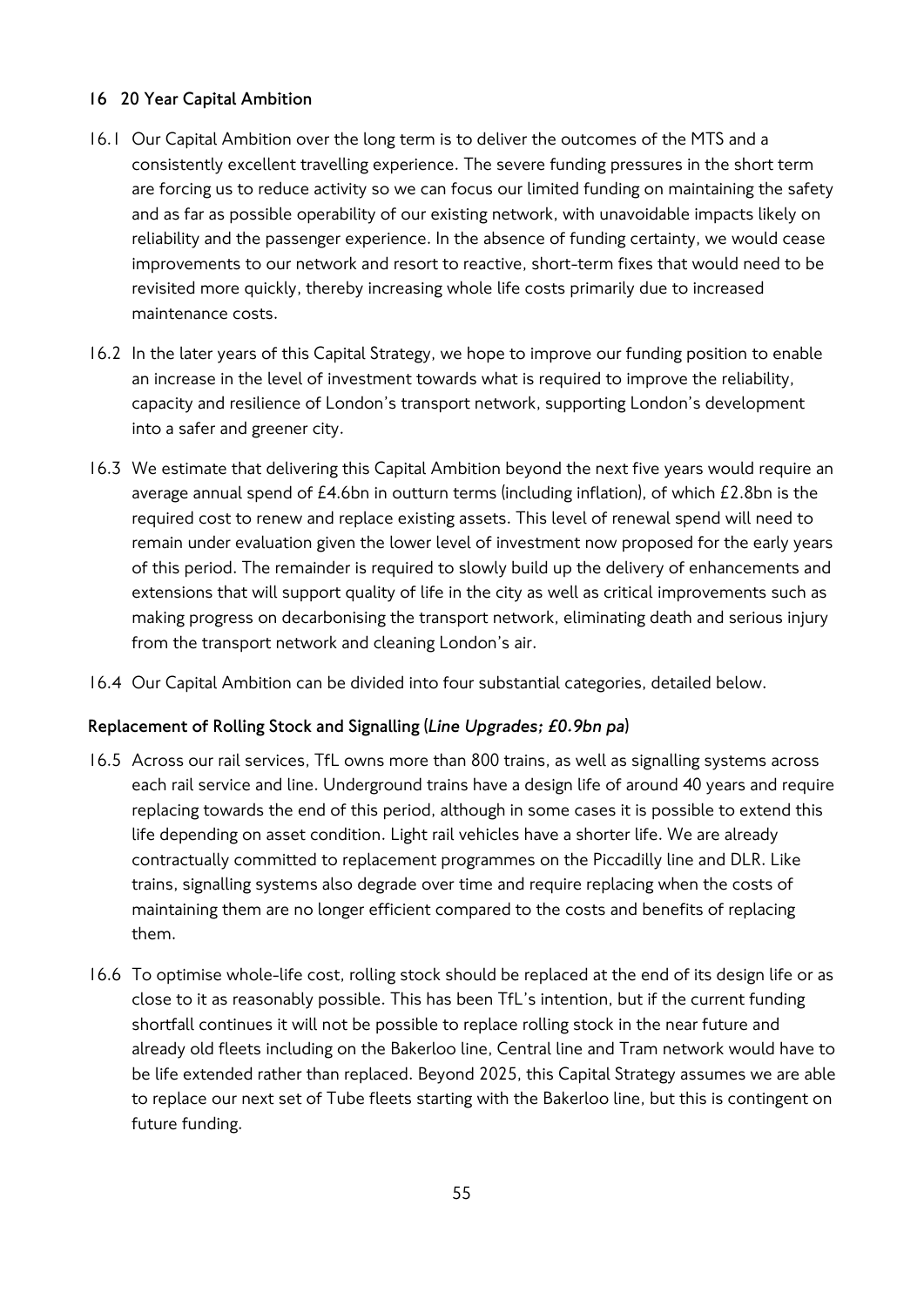## 16 20 Year Capital Ambition

16.1 Our Capital Ambition over the long term is to deliver the outcomes of the MTS and a consistently excellent travelling experience. The severe funding pressures in the short term are forcing us to reduce activity so we can focus our limited funding on maintaining the safety and as far as possible operability of our existing network, with unavoidable impacts likely on reliability and the passenger experience. In the absence of funding certainty, we would cease improvements to our network and resort to reactive, short-term fixes that would need to be revisited more quickly, thereby increasing whole life costs primarily due to increased maintenance costs.

16.2 In the later years of this Capital Strategy, we hope to improve our funding position to enable an increase in the level of investment towards what is required to improve the reliability, capacity and resilience of London's transport network, supporting London's development into a safer and greener city.

16.3 We estimate that delivering this Capital Ambition beyond the next five years would require an average annual spend of £4.6bn in outturn terms (including inflation), of which £2.8bn is the required cost to renew and replace existing assets. This level of renewal spend will need to remain under evaluation given the lower level of investment now proposed for the early years of this period. The remainder is required to slowly build up the delivery of enhancements and extensions that will support quality of life in the city as well as critical improvements such as making progress on decarbonising the transport network, eliminating death and serious injury from the transport network and cleaning London's air.

16.4 Our Capital Ambition can be divided into four substantial categories, detailed below.

### Replacement of Rolling Stock and Signalling (*Line Upgrades; £0.9bn pa*)

16.5 Across our rail services, TfL owns more than 800 trains, as well as signalling systems across each rail service and line. Underground trains have a design life of around 40 years and require replacing towards the end of this period, although in some cases it is possible to extend this life depending on asset condition. Light rail vehicles have a shorter life. We are already contractually committed to replacement programmes on the Piccadilly line and DLR. Like trains, signalling systems also degrade over time and require replacing when the costs of maintaining them are no longer efficient compared to the costs and benefits of replacing them.

16.6 To optimise whole-life cost, rolling stock should be replaced at the end of its design life or as close to it as reasonably possible. This has been TfL's intention, but if the current funding shortfall continues it will not be possible to replace rolling stock in the near future and already old fleets including on the Bakerloo line, Central line and Tram network would have to be life extended rather than replaced. Beyond 2025, this Capital Strategy assumes we are able to replace our next set of Tube fleets starting with the Bakerloo line, but this is contingent on future funding.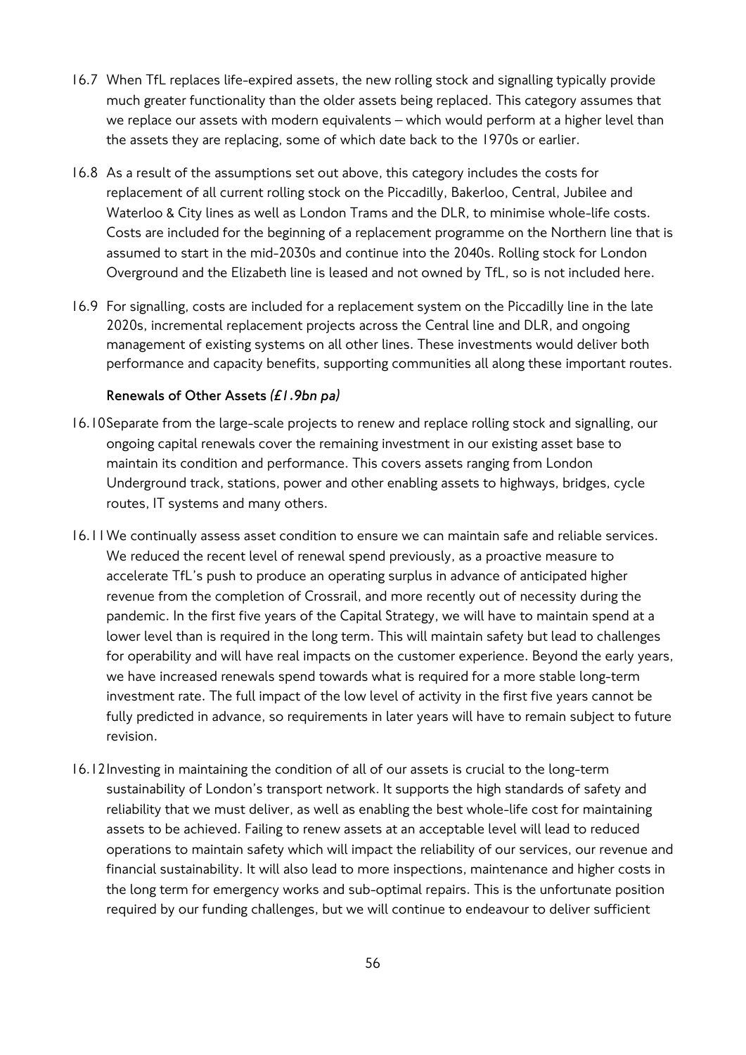16.7 When TfL replaces life-expired assets, the new rolling stock and signalling typically provide much greater functionality than the older assets being replaced. This category assumes that we replace our assets with modern equivalents – which would perform at a higher level than the assets they are replacing, some of which date back to the 1970s or earlier.

16.8 As a result of the assumptions set out above, this category includes the costs for replacement of all current rolling stock on the Piccadilly, Bakerloo, Central, Jubilee and Waterloo & City lines as well as London Trams and the DLR, to minimise whole-life costs. Costs are included for the beginning of a replacement programme on the Northern line that is assumed to start in the mid-2030s and continue into the 2040s. Rolling stock for London Overground and the Elizabeth line is leased and not owned by TfL, so is not included here.

16.9 For signalling, costs are included for a replacement system on the Piccadilly line in the late 2020s, incremental replacement projects across the Central line and DLR, and ongoing management of existing systems on all other lines. These investments would deliver both performance and capacity benefits, supporting communities all along these important routes.

**Renewals of Other Assets *(£1.9bn pa)***

16.10 Separate from the large-scale projects to renew and replace rolling stock and signalling, our ongoing capital renewals cover the remaining investment in our existing asset base to maintain its condition and performance. This covers assets ranging from London Underground track, stations, power and other enabling assets to highways, bridges, cycle routes, IT systems and many others.

16.11 We continually assess asset condition to ensure we can maintain safe and reliable services. We reduced the recent level of renewal spend previously, as a proactive measure to accelerate TfL's push to produce an operating surplus in advance of anticipated higher revenue from the completion of Crossrail, and more recently out of necessity during the pandemic. In the first five years of the Capital Strategy, we will have to maintain spend at a lower level than is required in the long term. This will maintain safety but lead to challenges for operability and will have real impacts on the customer experience. Beyond the early years, we have increased renewals spend towards what is required for a more stable long-term investment rate. The full impact of the low level of activity in the first five years cannot be fully predicted in advance, so requirements in later years will have to remain subject to future revision.

16.12 Investing in maintaining the condition of all of our assets is crucial to the long-term sustainability of London's transport network. It supports the high standards of safety and reliability that we must deliver, as well as enabling the best whole-life cost for maintaining assets to be achieved. Failing to renew assets at an acceptable level will lead to reduced operations to maintain safety which will impact the reliability of our services, our revenue and financial sustainability. It will also lead to more inspections, maintenance and higher costs in the long term for emergency works and sub-optimal repairs. This is the unfortunate position required by our funding challenges, but we will continue to endeavour to deliver sufficient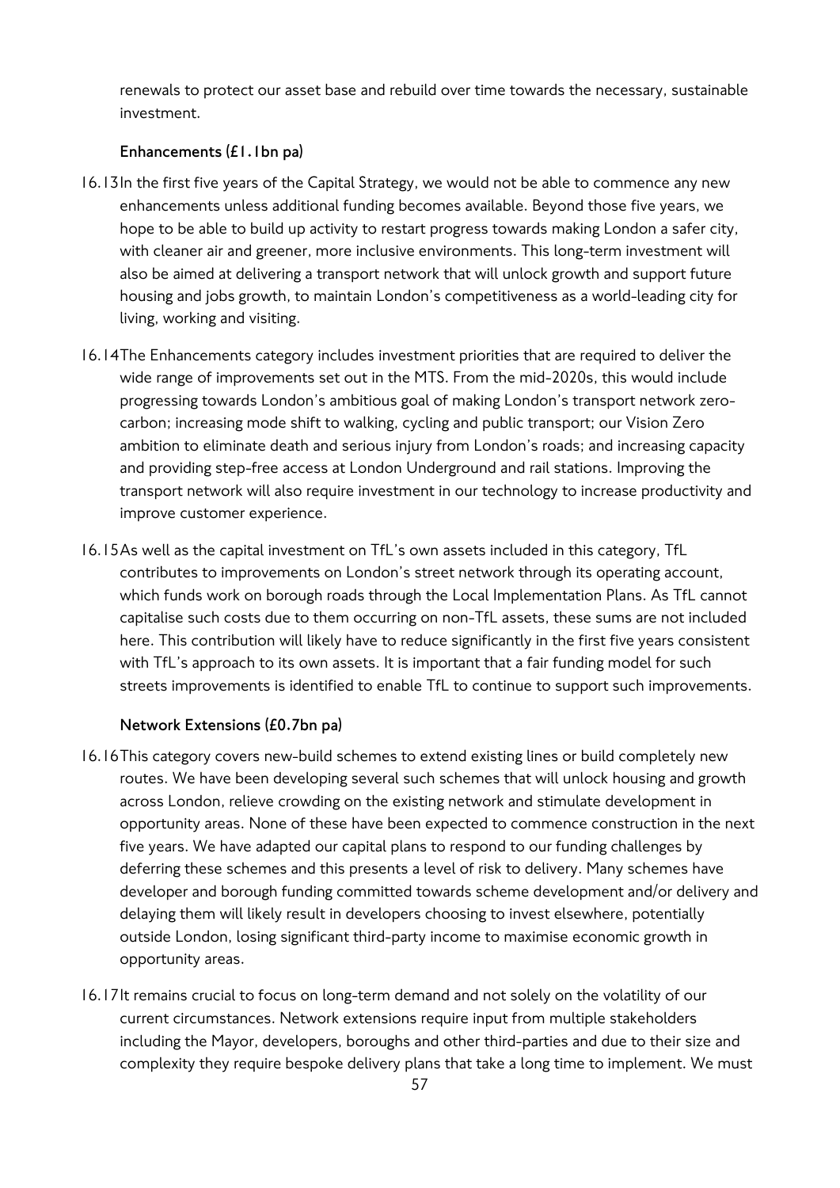renewals to protect our asset base and rebuild over time towards the necessary, sustainable investment.

### Enhancements (£1.1bn pa)

16.13 In the first five years of the Capital Strategy, we would not be able to commence any new enhancements unless additional funding becomes available. Beyond those five years, we hope to be able to build up activity to restart progress towards making London a safer city, with cleaner air and greener, more inclusive environments. This long-term investment will also be aimed at delivering a transport network that will unlock growth and support future housing and jobs growth, to maintain London's competitiveness as a world-leading city for living, working and visiting.

16.14 The Enhancements category includes investment priorities that are required to deliver the wide range of improvements set out in the MTS. From the mid-2020s, this would include progressing towards London's ambitious goal of making London's transport network zero-carbon; increasing mode shift to walking, cycling and public transport; our Vision Zero ambition to eliminate death and serious injury from London's roads; and increasing capacity and providing step-free access at London Underground and rail stations. Improving the transport network will also require investment in our technology to increase productivity and improve customer experience.

16.15 As well as the capital investment on TfL's own assets included in this category, TfL contributes to improvements on London's street network through its operating account, which funds work on borough roads through the Local Implementation Plans. As TfL cannot capitalise such costs due to them occurring on non-TfL assets, these sums are not included here. This contribution will likely have to reduce significantly in the first five years consistent with TfL's approach to its own assets. It is important that a fair funding model for such streets improvements is identified to enable TfL to continue to support such improvements.

### Network Extensions (£0.7bn pa)

16.16 This category covers new-build schemes to extend existing lines or build completely new routes. We have been developing several such schemes that will unlock housing and growth across London, relieve crowding on the existing network and stimulate development in opportunity areas. None of these have been expected to commence construction in the next five years. We have adapted our capital plans to respond to our funding challenges by deferring these schemes and this presents a level of risk to delivery. Many schemes have developer and borough funding committed towards scheme development and/or delivery and delaying them will likely result in developers choosing to invest elsewhere, potentially outside London, losing significant third-party income to maximise economic growth in opportunity areas.

16.17 It remains crucial to focus on long-term demand and not solely on the volatility of our current circumstances. Network extensions require input from multiple stakeholders including the Mayor, developers, boroughs and other third-parties and due to their size and complexity they require bespoke delivery plans that take a long time to implement. We must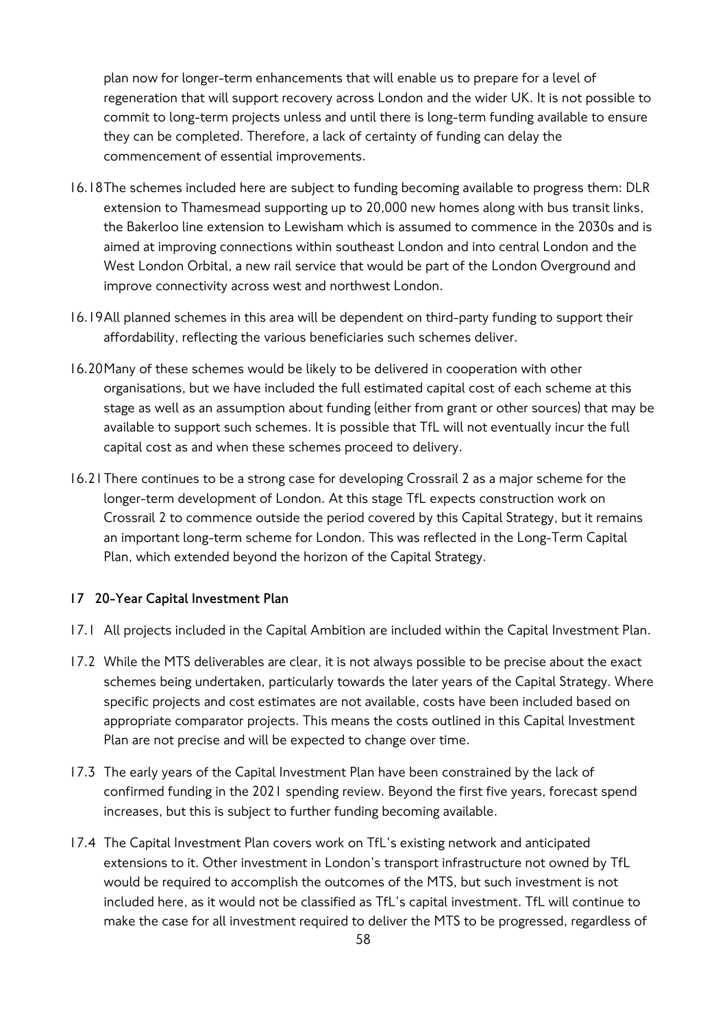plan now for longer-term enhancements that will enable us to prepare for a level of regeneration that will support recovery across London and the wider UK. It is not possible to commit to long-term projects unless and until there is long-term funding available to ensure they can be completed. Therefore, a lack of certainty of funding can delay the commencement of essential improvements.

16.18 The schemes included here are subject to funding becoming available to progress them: DLR extension to Thamesmead supporting up to 20,000 new homes along with bus transit links, the Bakerloo line extension to Lewisham which is assumed to commence in the 2030s and is aimed at improving connections within southeast London and into central London and the West London Orbital, a new rail service that would be part of the London Overground and improve connectivity across west and northwest London.

16.19 All planned schemes in this area will be dependent on third-party funding to support their affordability, reflecting the various beneficiaries such schemes deliver.

16.20 Many of these schemes would be likely to be delivered in cooperation with other organisations, but we have included the full estimated capital cost of each scheme at this stage as well as an assumption about funding (either from grant or other sources) that may be available to support such schemes. It is possible that TfL will not eventually incur the full capital cost as and when these schemes proceed to delivery.

16.21 There continues to be a strong case for developing Crossrail 2 as a major scheme for the longer-term development of London. At this stage TfL expects construction work on Crossrail 2 to commence outside the period covered by this Capital Strategy, but it remains an important long-term scheme for London. This was reflected in the Long-Term Capital Plan, which extended beyond the horizon of the Capital Strategy.

## 17 20-Year Capital Investment Plan

17.1 All projects included in the Capital Ambition are included within the Capital Investment Plan.

17.2 While the MTS deliverables are clear, it is not always possible to be precise about the exact schemes being undertaken, particularly towards the later years of the Capital Strategy. Where specific projects and cost estimates are not available, costs have been included based on appropriate comparator projects. This means the costs outlined in this Capital Investment Plan are not precise and will be expected to change over time.

17.3 The early years of the Capital Investment Plan have been constrained by the lack of confirmed funding in the 2021 spending review. Beyond the first five years, forecast spend increases, but this is subject to further funding becoming available.

17.4 The Capital Investment Plan covers work on TfL's existing network and anticipated extensions to it. Other investment in London's transport infrastructure not owned by TfL would be required to accomplish the outcomes of the MTS, but such investment is not included here, as it would not be classified as TfL's capital investment. TfL will continue to make the case for all investment required to deliver the MTS to be progressed, regardless of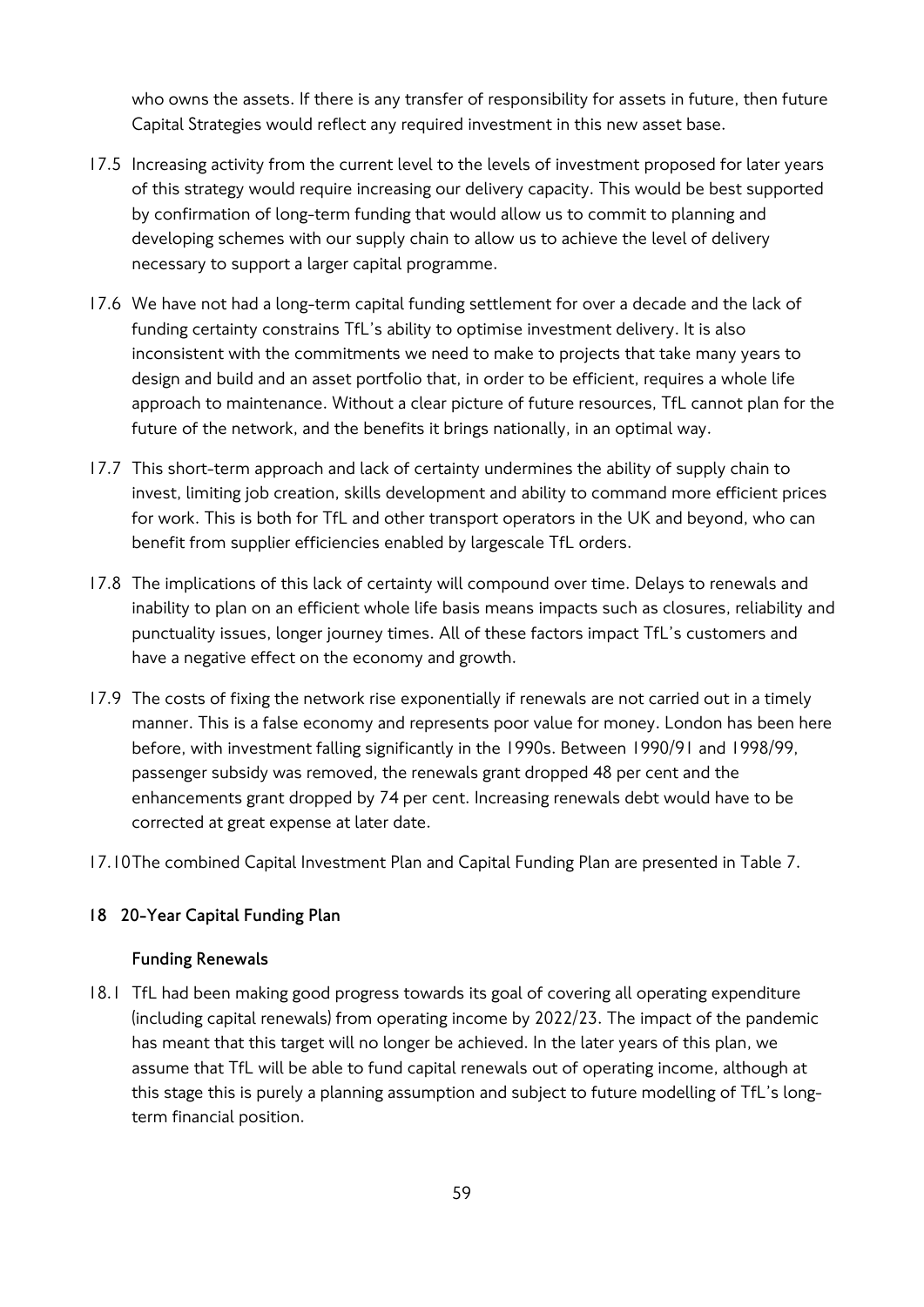who owns the assets. If there is any transfer of responsibility for assets in future, then future Capital Strategies would reflect any required investment in this new asset base.

17.5 Increasing activity from the current level to the levels of investment proposed for later years of this strategy would require increasing our delivery capacity. This would be best supported by confirmation of long-term funding that would allow us to commit to planning and developing schemes with our supply chain to allow us to achieve the level of delivery necessary to support a larger capital programme.

17.6 We have not had a long-term capital funding settlement for over a decade and the lack of funding certainty constrains TfL's ability to optimise investment delivery. It is also inconsistent with the commitments we need to make to projects that take many years to design and build and an asset portfolio that, in order to be efficient, requires a whole life approach to maintenance. Without a clear picture of future resources, TfL cannot plan for the future of the network, and the benefits it brings nationally, in an optimal way.

17.7 This short-term approach and lack of certainty undermines the ability of supply chain to invest, limiting job creation, skills development and ability to command more efficient prices for work. This is both for TfL and other transport operators in the UK and beyond, who can benefit from supplier efficiencies enabled by largescale TfL orders.

17.8 The implications of this lack of certainty will compound over time. Delays to renewals and inability to plan on an efficient whole life basis means impacts such as closures, reliability and punctuality issues, longer journey times. All of these factors impact TfL's customers and have a negative effect on the economy and growth.

17.9 The costs of fixing the network rise exponentially if renewals are not carried out in a timely manner. This is a false economy and represents poor value for money. London has been here before, with investment falling significantly in the 1990s. Between 1990/91 and 1998/99, passenger subsidy was removed, the renewals grant dropped 48 per cent and the enhancements grant dropped by 74 per cent. Increasing renewals debt would have to be corrected at great expense at later date.

17.10 The combined Capital Investment Plan and Capital Funding Plan are presented in Table 7.

## 18 20-Year Capital Funding Plan

### Funding Renewals

18.1 TfL had been making good progress towards its goal of covering all operating expenditure (including capital renewals) from operating income by 2022/23. The impact of the pandemic has meant that this target will no longer be achieved. In the later years of this plan, we assume that TfL will be able to fund capital renewals out of operating income, although at this stage this is purely a planning assumption and subject to future modelling of TfL's long-term financial position.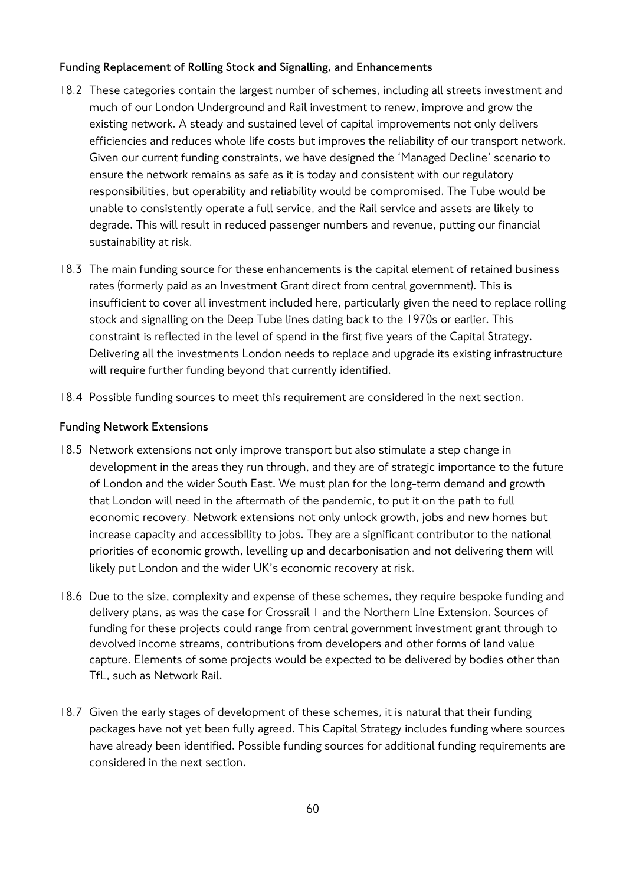### Funding Replacement of Rolling Stock and Signalling, and Enhancements

18.2 These categories contain the largest number of schemes, including all streets investment and much of our London Underground and Rail investment to renew, improve and grow the existing network. A steady and sustained level of capital improvements not only delivers efficiencies and reduces whole life costs but improves the reliability of our transport network. Given our current funding constraints, we have designed the 'Managed Decline' scenario to ensure the network remains as safe as it is today and consistent with our regulatory responsibilities, but operability and reliability would be compromised. The Tube would be unable to consistently operate a full service, and the Rail service and assets are likely to degrade. This will result in reduced passenger numbers and revenue, putting our financial sustainability at risk.

18.3 The main funding source for these enhancements is the capital element of retained business rates (formerly paid as an Investment Grant direct from central government). This is insufficient to cover all investment included here, particularly given the need to replace rolling stock and signalling on the Deep Tube lines dating back to the 1970s or earlier. This constraint is reflected in the level of spend in the first five years of the Capital Strategy. Delivering all the investments London needs to replace and upgrade its existing infrastructure will require further funding beyond that currently identified.

18.4 Possible funding sources to meet this requirement are considered in the next section.

### Funding Network Extensions

18.5 Network extensions not only improve transport but also stimulate a step change in development in the areas they run through, and they are of strategic importance to the future of London and the wider South East. We must plan for the long-term demand and growth that London will need in the aftermath of the pandemic, to put it on the path to full economic recovery. Network extensions not only unlock growth, jobs and new homes but increase capacity and accessibility to jobs. They are a significant contributor to the national priorities of economic growth, levelling up and decarbonisation and not delivering them will likely put London and the wider UK's economic recovery at risk.

18.6 Due to the size, complexity and expense of these schemes, they require bespoke funding and delivery plans, as was the case for Crossrail 1 and the Northern Line Extension. Sources of funding for these projects could range from central government investment grant through to devolved income streams, contributions from developers and other forms of land value capture. Elements of some projects would be expected to be delivered by bodies other than TfL, such as Network Rail.

18.7 Given the early stages of development of these schemes, it is natural that their funding packages have not yet been fully agreed. This Capital Strategy includes funding where sources have already been identified. Possible funding sources for additional funding requirements are considered in the next section.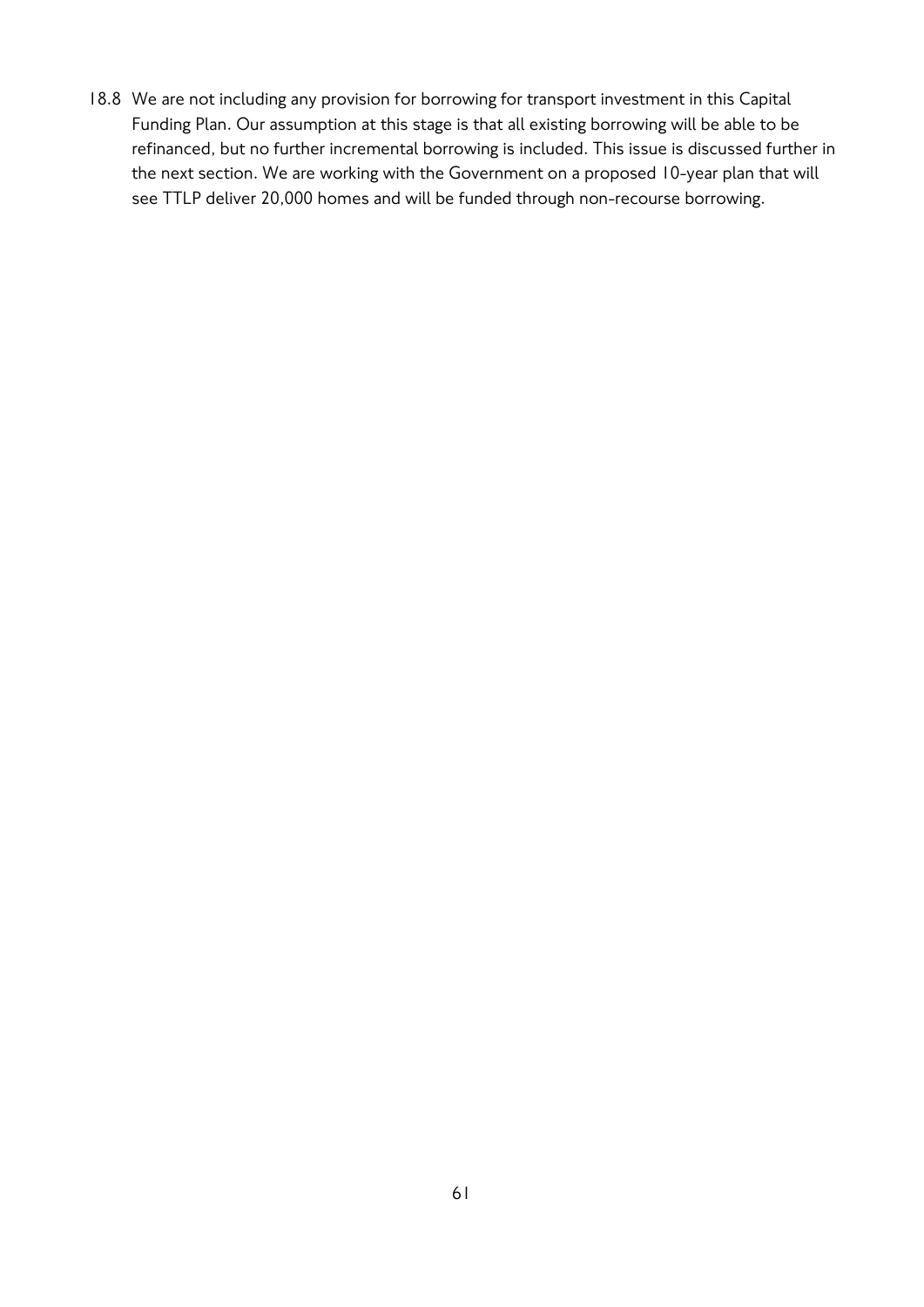18.8 We are not including any provision for borrowing for transport investment in this Capital Funding Plan. Our assumption at this stage is that all existing borrowing will be able to be refinanced, but no further incremental borrowing is included. This issue is discussed further in the next section. We are working with the Government on a proposed 10-year plan that will see TTLP deliver 20,000 homes and will be funded through non-recourse borrowing.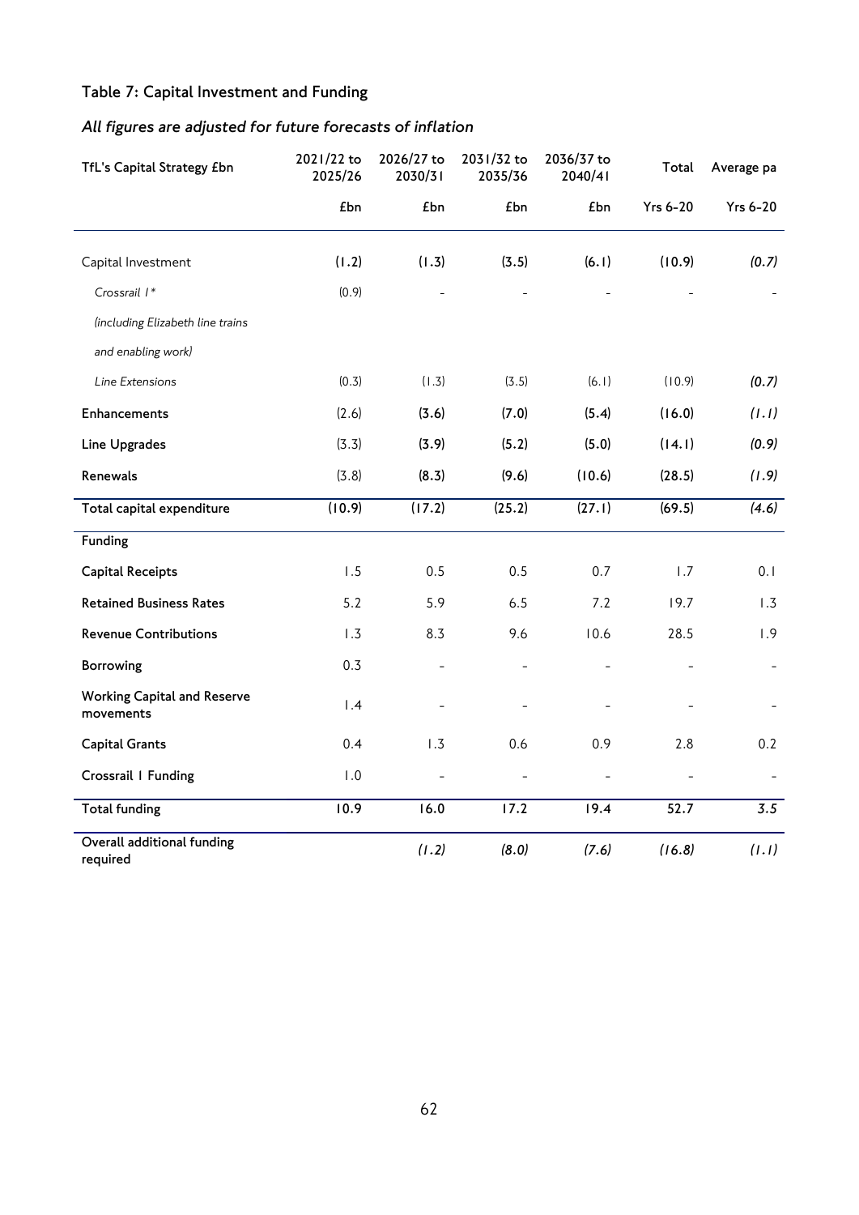## Table 7: Capital Investment and Funding

*All figures are adjusted for future forecasts of inflation*

| TfL's Capital Strategy £bn | 2021/22 to 2025/26 | 2026/27 to 2030/31 | 2031/32 to 2035/36 | 2036/37 to 2040/41 | Total | Average pa |
|---|---|---|---|---|---|---|
| | £bn | £bn | £bn | £bn | Yrs 6-20 | Yrs 6-20 |
| Capital Investment | (1.2) | (1.3) | (3.5) | (6.1) | (10.9) | *(0.7)* |
| *Crossrail 1\* (including Elizabeth line trains and enabling work)* | (0.9) | - | - | - | - | - |
| *Line Extensions* | (0.3) | (1.3) | (3.5) | (6.1) | (10.9) | *(0.7)* |
| **Enhancements** | (2.6) | (3.6) | (7.0) | (5.4) | (16.0) | *(1.1)* |
| **Line Upgrades** | (3.3) | (3.9) | (5.2) | (5.0) | (14.1) | *(0.9)* |
| **Renewals** | (3.8) | (8.3) | (9.6) | (10.6) | (28.5) | *(1.9)* |
| **Total capital expenditure** | (10.9) | (17.2) | (25.2) | (27.1) | (69.5) | *(4.6)* |
| **Funding** | | | | | | |
| **Capital Receipts** | 1.5 | 0.5 | 0.5 | 0.7 | 1.7 | 0.1 |
| **Retained Business Rates** | 5.2 | 5.9 | 6.5 | 7.2 | 19.7 | 1.3 |
| **Revenue Contributions** | 1.3 | 8.3 | 9.6 | 10.6 | 28.5 | 1.9 |
| **Borrowing** | 0.3 | - | - | - | - | - |
| **Working Capital and Reserve movements** | 1.4 | - | - | - | - | - |
| **Capital Grants** | 0.4 | 1.3 | 0.6 | 0.9 | 2.8 | 0.2 |
| **Crossrail 1 Funding** | 1.0 | - | - | - | - | - |
| **Total funding** | 10.9 | 16.0 | 17.2 | 19.4 | 52.7 | *3.5* |
| **Overall additional funding required** | | *(1.2)* | *(8.0)* | *(7.6)* | *(16.8)* | *(1.1)* |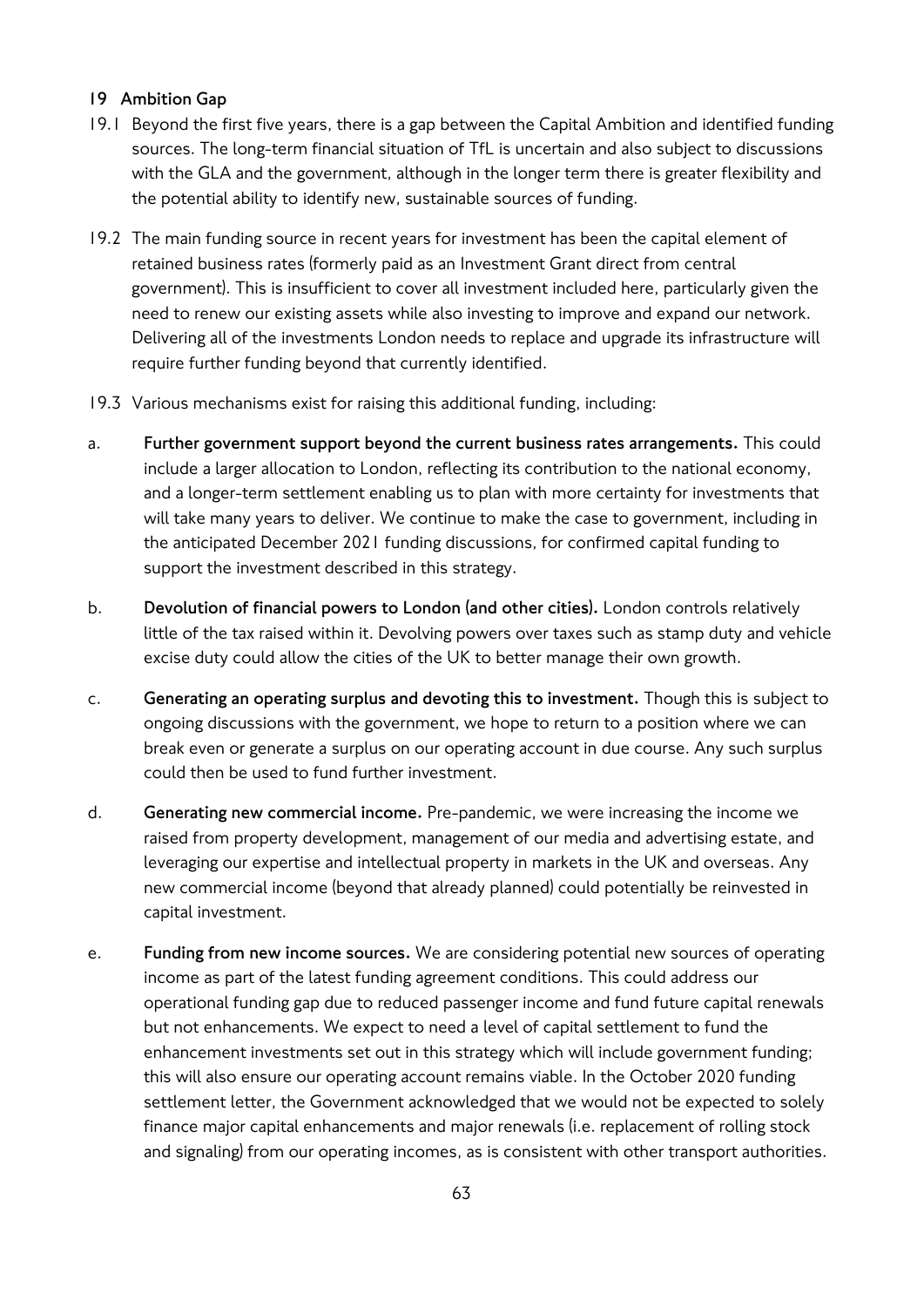## 19 Ambition Gap

19.1 Beyond the first five years, there is a gap between the Capital Ambition and identified funding sources. The long-term financial situation of TfL is uncertain and also subject to discussions with the GLA and the government, although in the longer term there is greater flexibility and the potential ability to identify new, sustainable sources of funding.

19.2 The main funding source in recent years for investment has been the capital element of retained business rates (formerly paid as an Investment Grant direct from central government). This is insufficient to cover all investment included here, particularly given the need to renew our existing assets while also investing to improve and expand our network. Delivering all of the investments London needs to replace and upgrade its infrastructure will require further funding beyond that currently identified.

19.3 Various mechanisms exist for raising this additional funding, including:

a. **Further government support beyond the current business rates arrangements.** This could include a larger allocation to London, reflecting its contribution to the national economy, and a longer-term settlement enabling us to plan with more certainty for investments that will take many years to deliver. We continue to make the case to government, including in the anticipated December 2021 funding discussions, for confirmed capital funding to support the investment described in this strategy.

b. **Devolution of financial powers to London (and other cities).** London controls relatively little of the tax raised within it. Devolving powers over taxes such as stamp duty and vehicle excise duty could allow the cities of the UK to better manage their own growth.

c. **Generating an operating surplus and devoting this to investment.** Though this is subject to ongoing discussions with the government, we hope to return to a position where we can break even or generate a surplus on our operating account in due course. Any such surplus could then be used to fund further investment.

d. **Generating new commercial income.** Pre-pandemic, we were increasing the income we raised from property development, management of our media and advertising estate, and leveraging our expertise and intellectual property in markets in the UK and overseas. Any new commercial income (beyond that already planned) could potentially be reinvested in capital investment.

e. **Funding from new income sources.** We are considering potential new sources of operating income as part of the latest funding agreement conditions. This could address our operational funding gap due to reduced passenger income and fund future capital renewals but not enhancements. We expect to need a level of capital settlement to fund the enhancement investments set out in this strategy which will include government funding; this will also ensure our operating account remains viable. In the October 2020 funding settlement letter, the Government acknowledged that we would not be expected to solely finance major capital enhancements and major renewals (i.e. replacement of rolling stock and signaling) from our operating incomes, as is consistent with other transport authorities.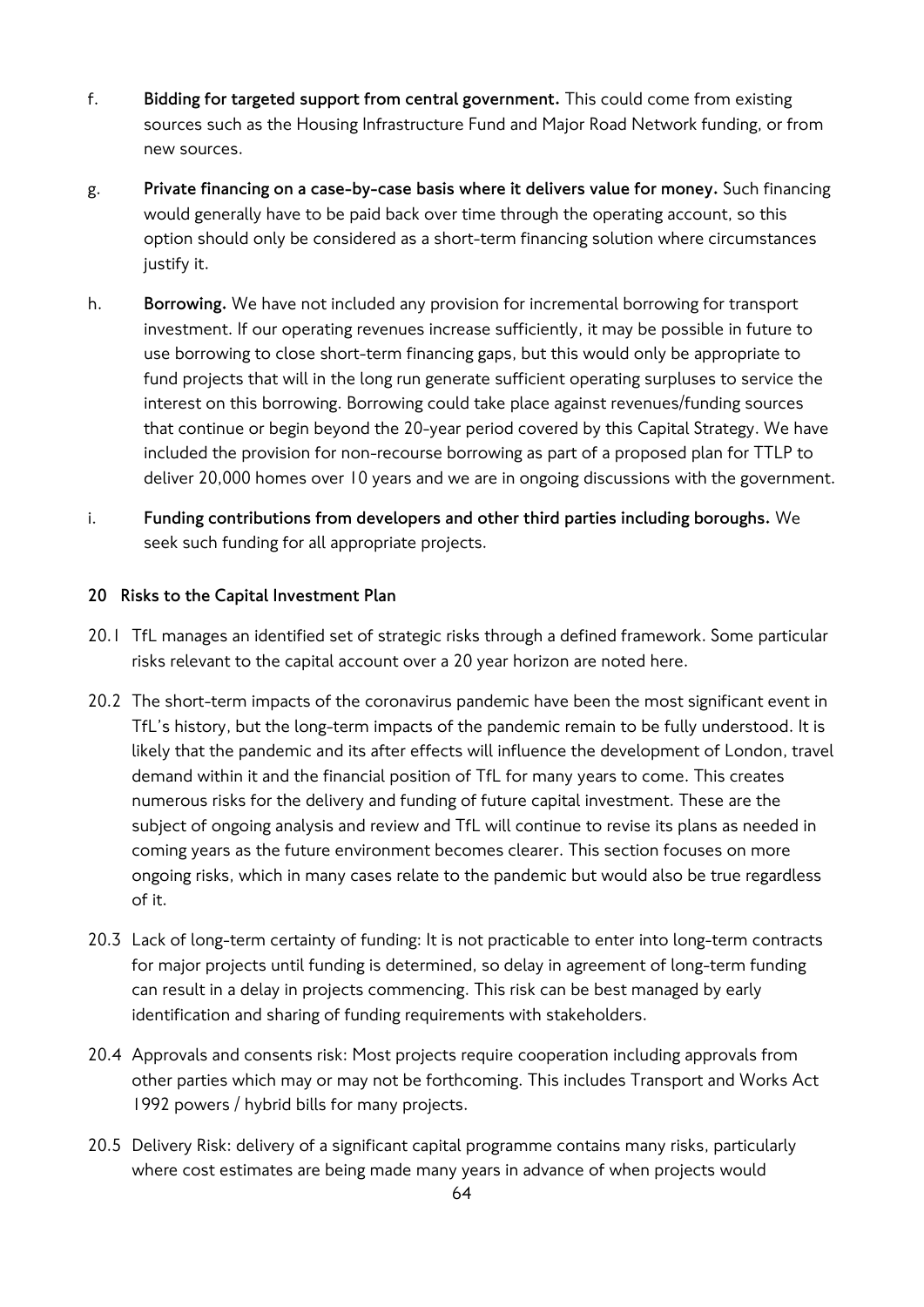f. **Bidding for targeted support from central government.** This could come from existing sources such as the Housing Infrastructure Fund and Major Road Network funding, or from new sources.

g. **Private financing on a case-by-case basis where it delivers value for money.** Such financing would generally have to be paid back over time through the operating account, so this option should only be considered as a short-term financing solution where circumstances justify it.

h. **Borrowing.** We have not included any provision for incremental borrowing for transport investment. If our operating revenues increase sufficiently, it may be possible in future to use borrowing to close short-term financing gaps, but this would only be appropriate to fund projects that will in the long run generate sufficient operating surpluses to service the interest on this borrowing. Borrowing could take place against revenues/funding sources that continue or begin beyond the 20-year period covered by this Capital Strategy. We have included the provision for non-recourse borrowing as part of a proposed plan for TTLP to deliver 20,000 homes over 10 years and we are in ongoing discussions with the government.

i. **Funding contributions from developers and other third parties including boroughs.** We seek such funding for all appropriate projects.

## 20 Risks to the Capital Investment Plan

20.1 TfL manages an identified set of strategic risks through a defined framework. Some particular risks relevant to the capital account over a 20 year horizon are noted here.

20.2 The short-term impacts of the coronavirus pandemic have been the most significant event in TfL's history, but the long-term impacts of the pandemic remain to be fully understood. It is likely that the pandemic and its after effects will influence the development of London, travel demand within it and the financial position of TfL for many years to come. This creates numerous risks for the delivery and funding of future capital investment. These are the subject of ongoing analysis and review and TfL will continue to revise its plans as needed in coming years as the future environment becomes clearer. This section focuses on more ongoing risks, which in many cases relate to the pandemic but would also be true regardless of it.

20.3 Lack of long-term certainty of funding: It is not practicable to enter into long-term contracts for major projects until funding is determined, so delay in agreement of long-term funding can result in a delay in projects commencing. This risk can be best managed by early identification and sharing of funding requirements with stakeholders.

20.4 Approvals and consents risk: Most projects require cooperation including approvals from other parties which may or may not be forthcoming. This includes Transport and Works Act 1992 powers / hybrid bills for many projects.

20.5 Delivery Risk: delivery of a significant capital programme contains many risks, particularly where cost estimates are being made many years in advance of when projects would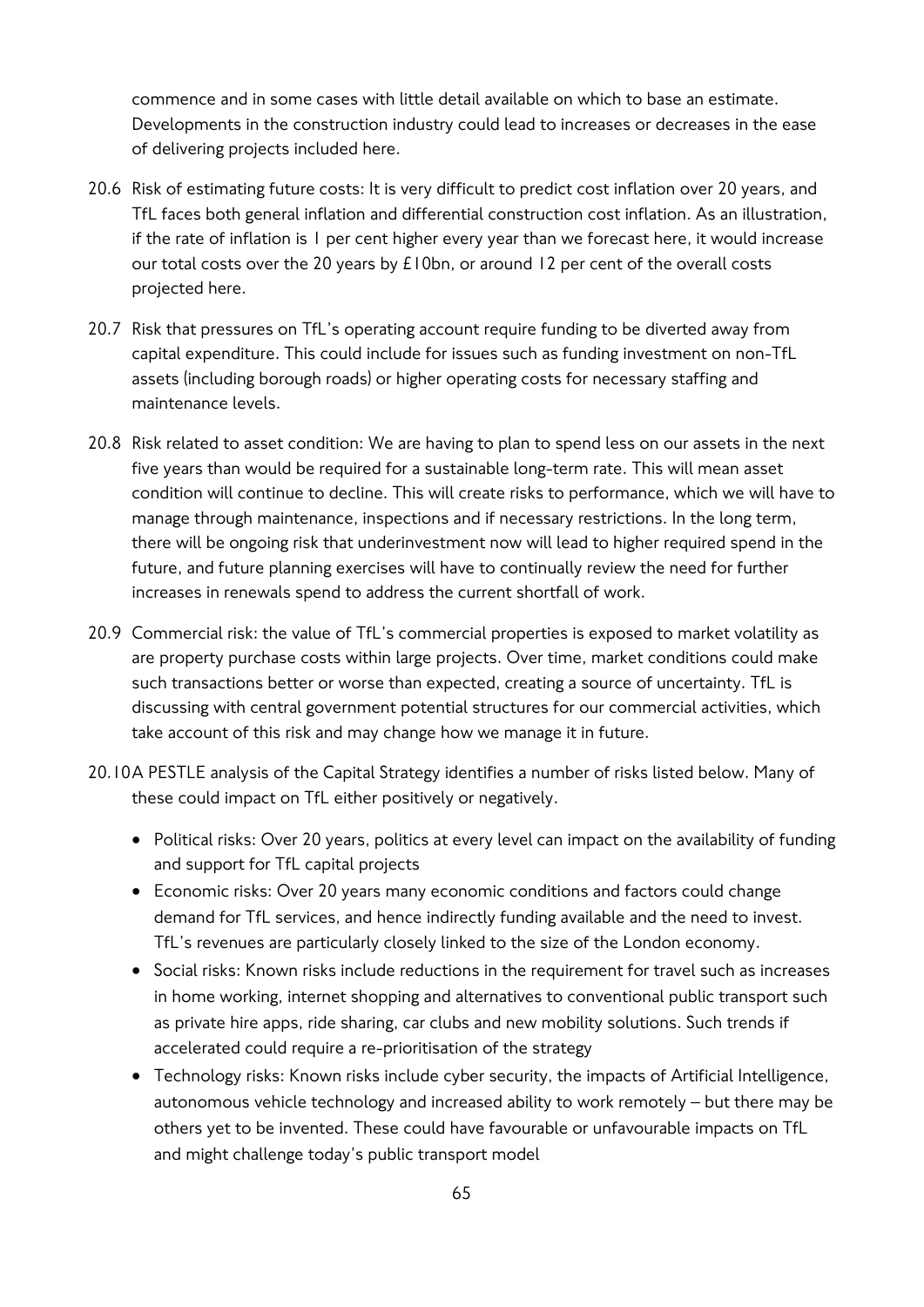commence and in some cases with little detail available on which to base an estimate. Developments in the construction industry could lead to increases or decreases in the ease of delivering projects included here.

20.6 Risk of estimating future costs: It is very difficult to predict cost inflation over 20 years, and TfL faces both general inflation and differential construction cost inflation. As an illustration, if the rate of inflation is 1 per cent higher every year than we forecast here, it would increase our total costs over the 20 years by £10bn, or around 12 per cent of the overall costs projected here.

20.7 Risk that pressures on TfL's operating account require funding to be diverted away from capital expenditure. This could include for issues such as funding investment on non-TfL assets (including borough roads) or higher operating costs for necessary staffing and maintenance levels.

20.8 Risk related to asset condition: We are having to plan to spend less on our assets in the next five years than would be required for a sustainable long-term rate. This will mean asset condition will continue to decline. This will create risks to performance, which we will have to manage through maintenance, inspections and if necessary restrictions. In the long term, there will be ongoing risk that underinvestment now will lead to higher required spend in the future, and future planning exercises will have to continually review the need for further increases in renewals spend to address the current shortfall of work.

20.9 Commercial risk: the value of TfL's commercial properties is exposed to market volatility as are property purchase costs within large projects. Over time, market conditions could make such transactions better or worse than expected, creating a source of uncertainty. TfL is discussing with central government potential structures for our commercial activities, which take account of this risk and may change how we manage it in future.

20.10 A PESTLE analysis of the Capital Strategy identifies a number of risks listed below. Many of these could impact on TfL either positively or negatively.

- Political risks: Over 20 years, politics at every level can impact on the availability of funding and support for TfL capital projects
- Economic risks: Over 20 years many economic conditions and factors could change demand for TfL services, and hence indirectly funding available and the need to invest. TfL's revenues are particularly closely linked to the size of the London economy.
- Social risks: Known risks include reductions in the requirement for travel such as increases in home working, internet shopping and alternatives to conventional public transport such as private hire apps, ride sharing, car clubs and new mobility solutions. Such trends if accelerated could require a re-prioritisation of the strategy
- Technology risks: Known risks include cyber security, the impacts of Artificial Intelligence, autonomous vehicle technology and increased ability to work remotely – but there may be others yet to be invented. These could have favourable or unfavourable impacts on TfL and might challenge today's public transport model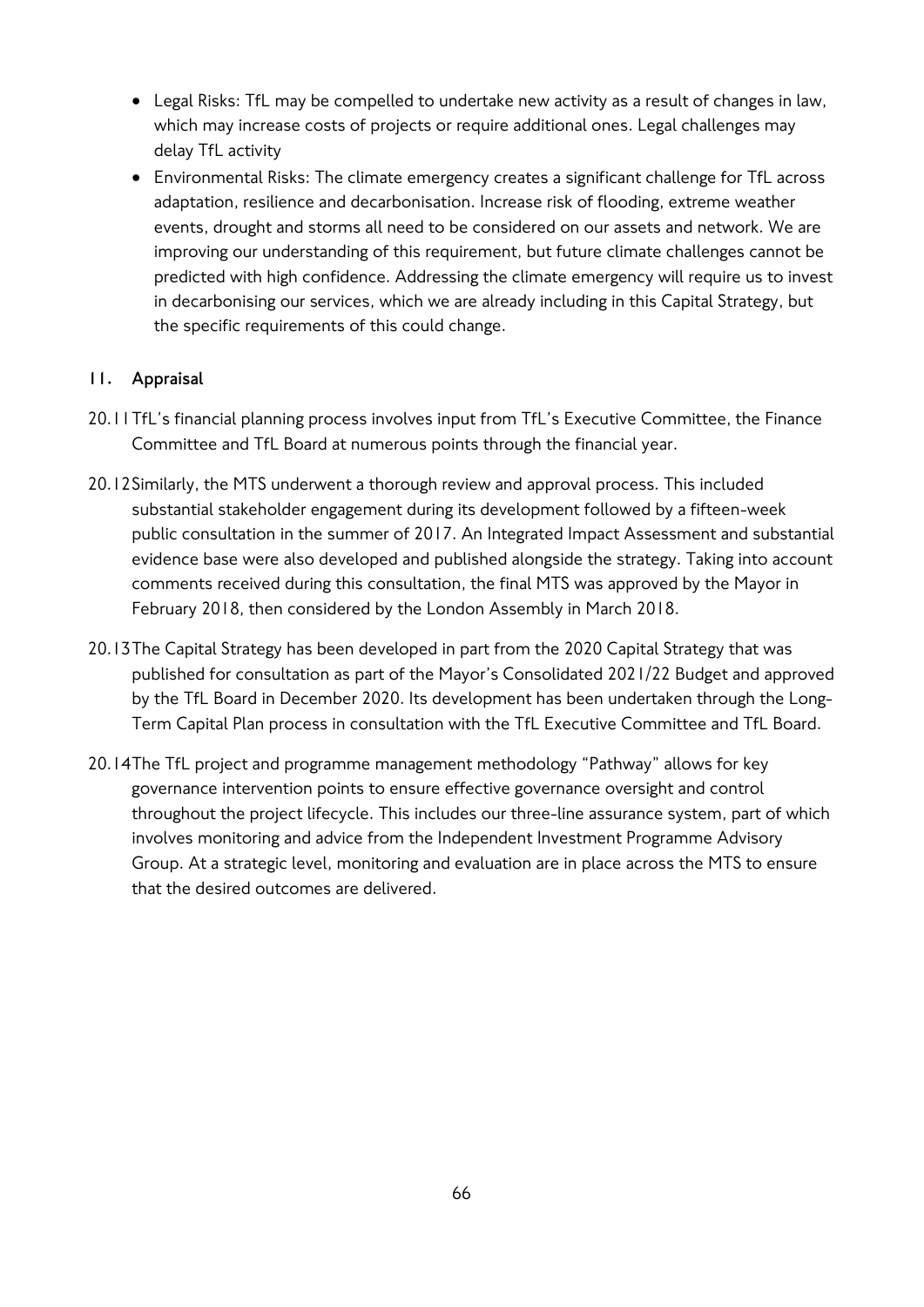- Legal Risks: TfL may be compelled to undertake new activity as a result of changes in law, which may increase costs of projects or require additional ones. Legal challenges may delay TfL activity
- Environmental Risks: The climate emergency creates a significant challenge for TfL across adaptation, resilience and decarbonisation. Increase risk of flooding, extreme weather events, drought and storms all need to be considered on our assets and network. We are improving our understanding of this requirement, but future climate challenges cannot be predicted with high confidence. Addressing the climate emergency will require us to invest in decarbonising our services, which we are already including in this Capital Strategy, but the specific requirements of this could change.

## 11. Appraisal

20.11 TfL's financial planning process involves input from TfL's Executive Committee, the Finance Committee and TfL Board at numerous points through the financial year.

20.12 Similarly, the MTS underwent a thorough review and approval process. This included substantial stakeholder engagement during its development followed by a fifteen-week public consultation in the summer of 2017. An Integrated Impact Assessment and substantial evidence base were also developed and published alongside the strategy. Taking into account comments received during this consultation, the final MTS was approved by the Mayor in February 2018, then considered by the London Assembly in March 2018.

20.13 The Capital Strategy has been developed in part from the 2020 Capital Strategy that was published for consultation as part of the Mayor's Consolidated 2021/22 Budget and approved by the TfL Board in December 2020. Its development has been undertaken through the Long-Term Capital Plan process in consultation with the TfL Executive Committee and TfL Board.

20.14 The TfL project and programme management methodology "Pathway" allows for key governance intervention points to ensure effective governance oversight and control throughout the project lifecycle. This includes our three-line assurance system, part of which involves monitoring and advice from the Independent Investment Programme Advisory Group. At a strategic level, monitoring and evaluation are in place across the MTS to ensure that the desired outcomes are delivered.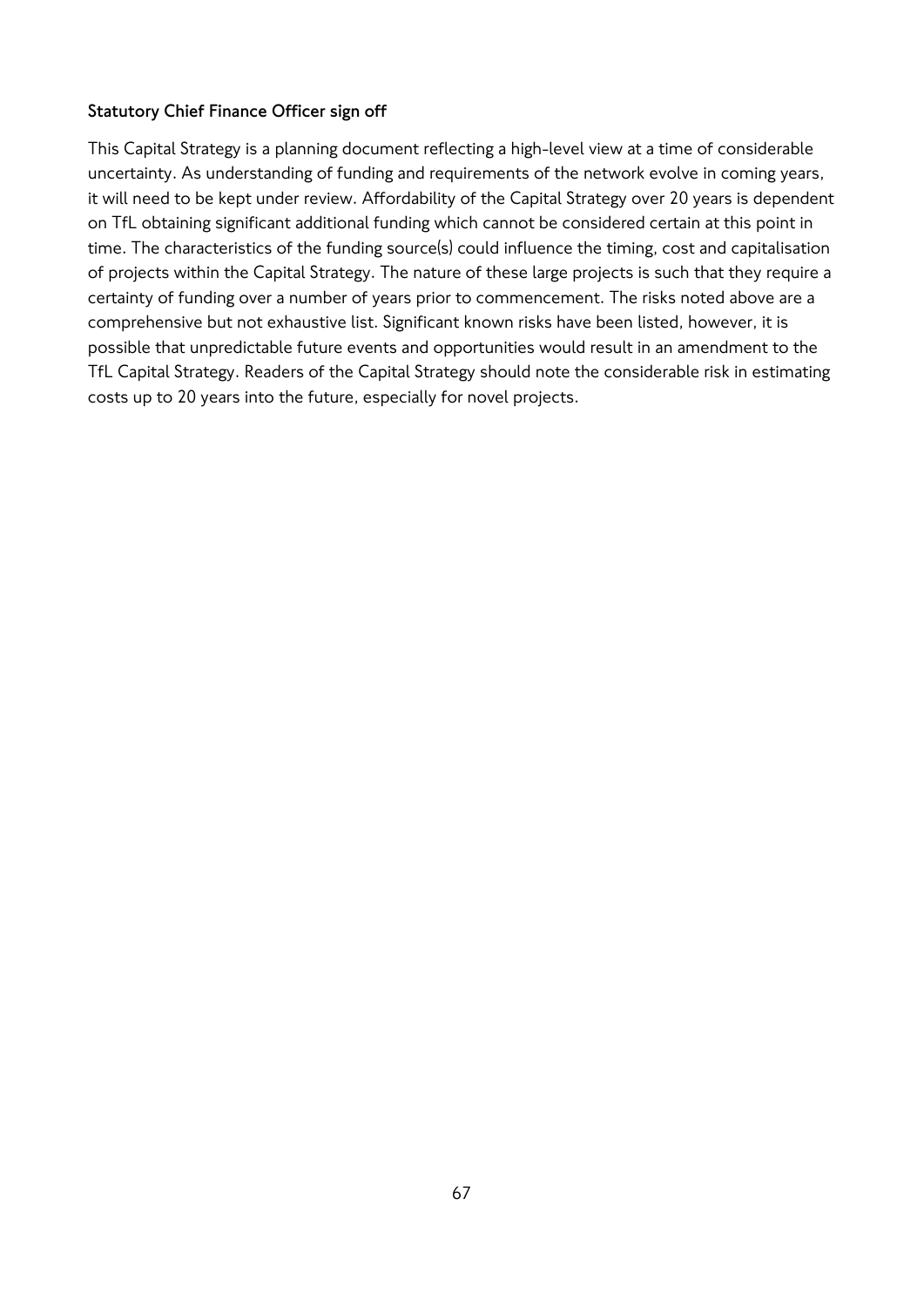**Statutory Chief Finance Officer sign off**

This Capital Strategy is a planning document reflecting a high-level view at a time of considerable uncertainty. As understanding of funding and requirements of the network evolve in coming years, it will need to be kept under review. Affordability of the Capital Strategy over 20 years is dependent on TfL obtaining significant additional funding which cannot be considered certain at this point in time. The characteristics of the funding source(s) could influence the timing, cost and capitalisation of projects within the Capital Strategy. The nature of these large projects is such that they require a certainty of funding over a number of years prior to commencement. The risks noted above are a comprehensive but not exhaustive list. Significant known risks have been listed, however, it is possible that unpredictable future events and opportunities would result in an amendment to the TfL Capital Strategy. Readers of the Capital Strategy should note the considerable risk in estimating costs up to 20 years into the future, especially for novel projects.